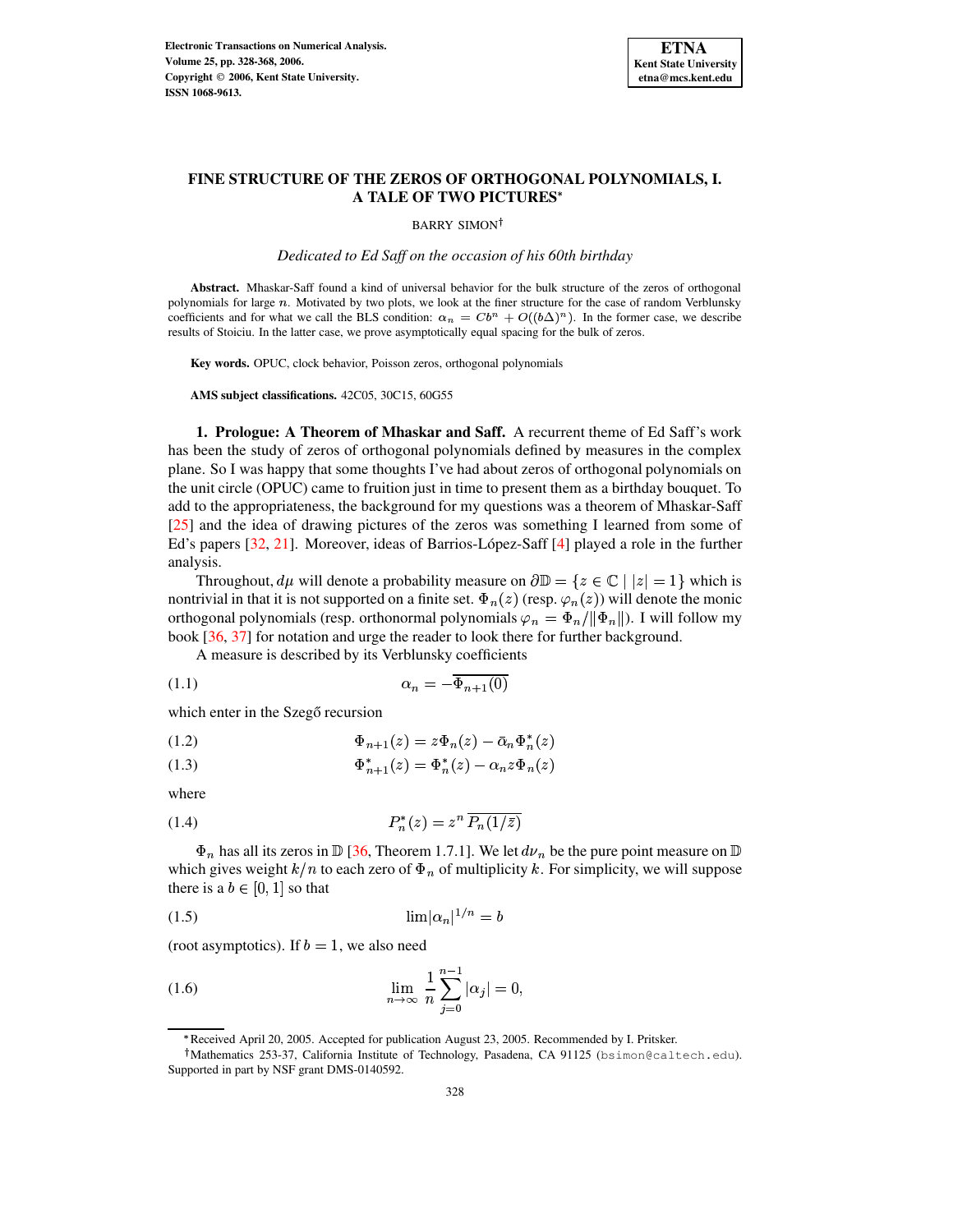# FINE STRUCTURE OF THE ZEROS OF ORTHOGONAL POLYNOMIALS, I. A TALE OF TWO PICTURES*

BARRY SIMON†

*Dedicated to Ed Saff on the occasion of his 60th birthday*

**Abstract.** Mhaskar-Saff found a kind of universal behavior for the bulk structure of the zeros of orthogonal polynomials for large $n$. Motivated by two plots, we look at the finer structure for the case of random Verblunsky coefficients and for what we call the BLS condition: $\alpha_n = Cb^n + O((b\Delta)^n)$. In the former case, we describe results of Stoiciu. In the latter case, we prove asymptotically equal spacing for the bulk of zeros.

**Key words.** OPUC, clock behavior, Poisson zeros, orthogonal polynomials

**AMS subject classifications.** 42C05, 30C15, 60G55

## 1. Prologue: A Theorem of Mhaskar and Saff.

A recurrent theme of Ed Saff's work has been the study of zeros of orthogonal polynomials defined by measures in the complex plane. So I was happy that some thoughts I've had about zeros of orthogonal polynomials on the unit circle (OPUC) came to fruition just in time to present them as a birthday bouquet. To add to the appropriateness, the background for my questions was a theorem of Mhaskar-Saff [25] and the idea of drawing pictures of the zeros was something I learned from some of Ed's papers [32, 21]. Moreover, ideas of Barrios-López-Saff [4] played a role in the further analysis.

Throughout, $d\mu$ will denote a probability measure on $\partial\mathbb{D} = \{z \in \mathbb{C} \mid |z| = 1\}$ which is nontrivial in that it is not supported on a finite set. $\Phi_n(z)$ (resp. $\varphi_n(z)$) will denote the monic orthogonal polynomials (resp. orthonormal polynomials $\varphi_n = \Phi_n/\|\Phi_n\|$). I will follow my book [36, 37] for notation and urge the reader to look there for further background.

A measure is described by its Verblunsky coefficients

$$\alpha_n = -\overline{\Phi_{n+1}(0)} \tag{1.1}$$

which enter in the Szegő recursion

$$\Phi_{n+1}(z) = z\Phi_n(z) - \bar{\alpha}_n \Phi_n^*(z) \tag{1.2}$$

$$\Phi_{n+1}^*(z) = \Phi_n^*(z) - \alpha_n z \Phi_n(z) \tag{1.3}$$

where

$$P_n^*(z) = z^n \, \overline{P_n(1/\bar{z})} \tag{1.4}$$

$\Phi_n$ has all its zeros in $\mathbb{D}$ [36, Theorem 1.7.1]. We let $d\nu_n$ be the pure point measure on $\mathbb{D}$ which gives weight $k/n$ to each zero of $\Phi_n$ of multiplicity $k$. For simplicity, we will suppose there is a $b \in [0, 1]$ so that

$$\lim |\alpha_n|^{1/n} = b \tag{1.5}$$

(root asymptotics). If $b = 1$, we also need

$$\lim_{n\to\infty} \frac{1}{n} \sum_{j=0}^{n-1} |\alpha_j| = 0, \tag{1.6}$$

*Received April 20, 2005. Accepted for publication August 23, 2005. Recommended by I. Pritsker.

†Mathematics 253-37, California Institute of Technology, Pasadena, CA 91125 (bsimon@caltech.edu). Supported in part by NSF grant DMS-0140592.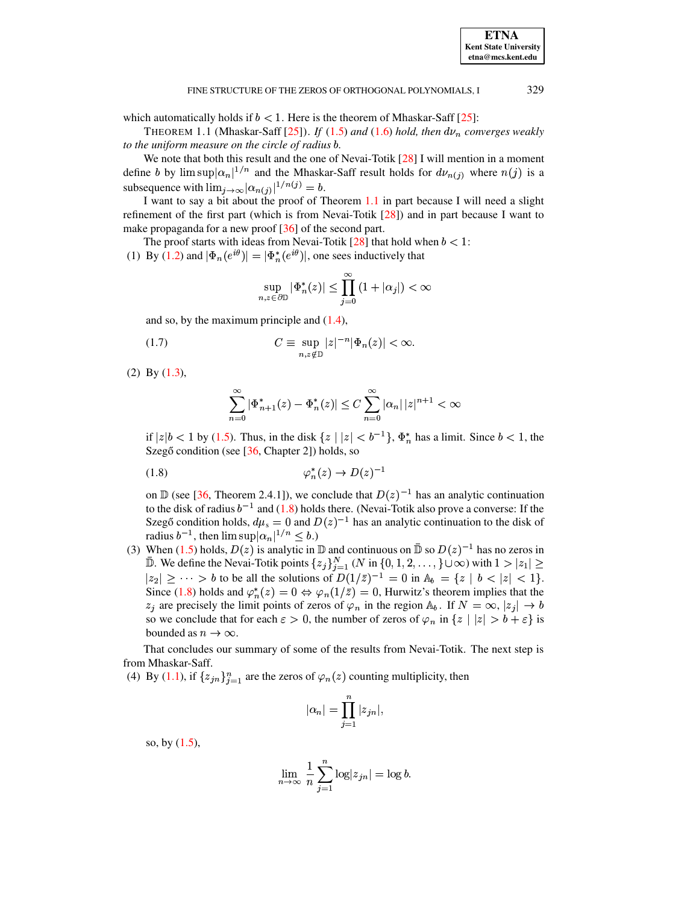which automatically holds if $b < 1$. Here is the theorem of Mhaskar-Saff [25]:

THEOREM 1.1 (Mhaskar-Saff [25]). *If* (1.5) *and* (1.6) *hold, then* $d\nu_n$ *converges weakly to the uniform measure on the circle of radius* $b$.

We note that both this result and the one of Nevai-Totik [28] I will mention in a moment define $b$ by $\limsup|\alpha_n|^{1/n}$ and the Mhaskar-Saff result holds for $d\nu_{n(j)}$ where $n(j)$ is a subsequence with $\lim_{j\to\infty}|\alpha_{n(j)}|^{1/n(j)} = b$.

I want to say a bit about the proof of Theorem 1.1 in part because I will need a slight refinement of the first part (which is from Nevai-Totik [28]) and in part because I want to make propaganda for a new proof [36] of the second part.

The proof starts with ideas from Nevai-Totik [28] that hold when $b < 1$:

(1) By (1.2) and $|\Phi_n(e^{i\theta})| = |\Phi_n^*(e^{i\theta})|$, one sees inductively that

$$\sup_{n, z\in\partial\mathbb{D}} |\Phi_n^*(z)| \le \prod_{j=0}^{\infty} (1 + |\alpha_j|) < \infty$$

and so, by the maximum principle and (1.4),

$$C \equiv \sup_{n, z\notin\mathbb{D}} |z|^{-n}|\Phi_n(z)| < \infty. \tag{1.7}$$

(2) By (1.3),

$$\sum_{n=0}^{\infty} |\Phi_{n+1}^*(z) - \Phi_n^*(z)| \le C \sum_{n=0}^{\infty} |\alpha_n|\, |z|^{n+1} < \infty$$

if $|z|b < 1$ by (1.5). Thus, in the disk $\{z \mid |z| < b^{-1}\}$, $\Phi_n^*$ has a limit. Since $b < 1$, the Szegő condition (see [36, Chapter 2]) holds, so

$$\varphi_n^*(z) \to D(z)^{-1} \tag{1.8}$$

on $\mathbb{D}$ (see [36, Theorem 2.4.1]), we conclude that $D(z)^{-1}$ has an analytic continuation to the disk of radius $b^{-1}$ and (1.8) holds there. (Nevai-Totik also prove a converse: If the Szegő condition holds, $d\mu_s = 0$ and $D(z)^{-1}$ has an analytic continuation to the disk of radius $b^{-1}$, then $\limsup|\alpha_n|^{1/n} \le b$.)

(3) When (1.5) holds, $D(z)$ is analytic in $\mathbb{D}$ and continuous on $\bar{\mathbb{D}}$ so $D(z)^{-1}$ has no zeros in $\bar{\mathbb{D}}$. We define the Nevai-Totik points $\{z_j\}_{j=1}^{N}$ ($N$ in $\{0, 1, 2, \dots, \}\cup\infty$) with $1 > |z_1| \ge |z_2| \ge \cdots > b$ to be all the solutions of $D(1/\bar{z})^{-1} = 0$ in $\mathbb{A}_b = \{z \mid b < |z| < 1\}$. Since (1.8) holds and $\varphi_n^*(z) = 0 \Leftrightarrow \varphi_n(1/\bar{z}) = 0$, Hurwitz's theorem implies that the $z_j$ are precisely the limit points of zeros of $\varphi_n$ in the region $\mathbb{A}_b$. If $N = \infty$, $|z_j| \to b$ so we conclude that for each $\varepsilon > 0$, the number of zeros of $\varphi_n$ in $\{z \mid |z| > b + \varepsilon\}$ is bounded as $n \to \infty$.

That concludes our summary of some of the results from Nevai-Totik. The next step is from Mhaskar-Saff.

(4) By (1.1), if $\{z_{jn}\}_{j=1}^{n}$ are the zeros of $\varphi_n(z)$ counting multiplicity, then

$$|\alpha_n| = \prod_{j=1}^{n} |z_{jn}|,$$

so, by (1.5),

$$\lim_{n\to\infty} \frac{1}{n} \sum_{j=1}^{n} \log|z_{jn}| = \log b.$$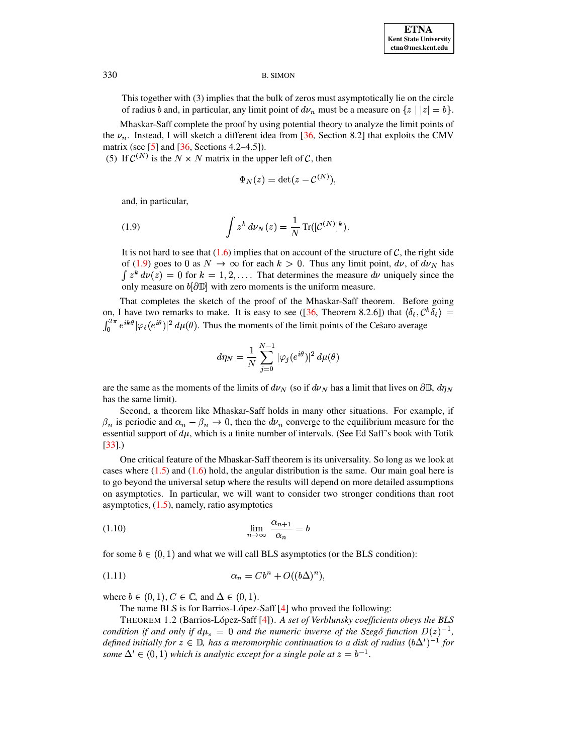This together with (3) implies that the bulk of zeros must asymptotically lie on the circle of radius $b$ and, in particular, any limit point of $d\nu_n$ must be a measure on $\{z \mid |z| = b\}$.

Mhaskar-Saff complete the proof by using potential theory to analyze the limit points of the $\nu_n$. Instead, I will sketch a different idea from [36, Section 8.2] that exploits the CMV matrix (see [5] and [36, Sections 4.2–4.5]).

(5) If $\mathcal{C}^{(N)}$ is the $N \times N$ matrix in the upper left of $\mathcal{C}$, then

$$\Phi_N(z) = \det(z - \mathcal{C}^{(N)}),$$

and, in particular,

$$\int z^k \, d\nu_N(z) = \frac{1}{N} \operatorname{Tr}([\mathcal{C}^{(N)}]^k). \tag{1.9}$$

It is not hard to see that (1.6) implies that on account of the structure of $\mathcal{C}$, the right side of (1.9) goes to 0 as $N \to \infty$ for each $k > 0$. Thus any limit point, $d\nu$, of $d\nu_N$ has $\int z^k \, d\nu(z) = 0$ for $k = 1, 2, \dots$. That determines the measure $d\nu$ uniquely since the only measure on $b[\partial\mathbb{D}]$ with zero moments is the uniform measure.

That completes the sketch of the proof of the Mhaskar-Saff theorem. Before going on, I have two remarks to make. It is easy to see ([36, Theorem 8.2.6]) that $\langle \delta_\ell, \mathcal{C}^k \delta_\ell \rangle = \int_0^{2\pi} e^{ik\theta} |\varphi_\ell(e^{i\theta})|^2 \, d\mu(\theta)$. Thus the moments of the limit points of the Cesàro average

$$d\eta_N = \frac{1}{N} \sum_{j=0}^{N-1} |\varphi_j(e^{i\theta})|^2 \, d\mu(\theta)$$

are the same as the moments of the limits of $d\nu_N$ (so if $d\nu_N$ has a limit that lives on $\partial\mathbb{D}$, $d\eta_N$ has the same limit).

Second, a theorem like Mhaskar-Saff holds in many other situations. For example, if $\beta_n$ is periodic and $\alpha_n - \beta_n \to 0$, then the $d\nu_n$ converge to the equilibrium measure for the essential support of $d\mu$, which is a finite number of intervals. (See Ed Saff's book with Totik [33].)

One critical feature of the Mhaskar-Saff theorem is its universality. So long as we look at cases where (1.5) and (1.6) hold, the angular distribution is the same. Our main goal here is to go beyond the universal setup where the results will depend on more detailed assumptions on asymptotics. In particular, we will want to consider two stronger conditions than root asymptotics, (1.5), namely, ratio asymptotics

$$\lim_{n\to\infty} \frac{\alpha_{n+1}}{\alpha_n} = b \tag{1.10}$$

for some $b \in (0, 1)$ and what we will call BLS asymptotics (or the BLS condition):

$$\alpha_n = Cb^n + O((b\Delta)^n), \tag{1.11}$$

where $b \in (0, 1)$, $C \in \mathbb{C}$, and $\Delta \in (0, 1)$.

The name BLS is for Barrios-López-Saff [4] who proved the following:

THEOREM 1.2 (Barrios-López-Saff [4]). *A set of Verblunsky coefficients obeys the BLS condition if and only if $d\mu_s = 0$ and the numeric inverse of the Szegő function $D(z)^{-1}$, defined initially for $z \in \mathbb{D}$, has a meromorphic continuation to a disk of radius $(b\Delta')^{-1}$ for some $\Delta' \in (0, 1)$ which is analytic except for a single pole at $z = b^{-1}$.*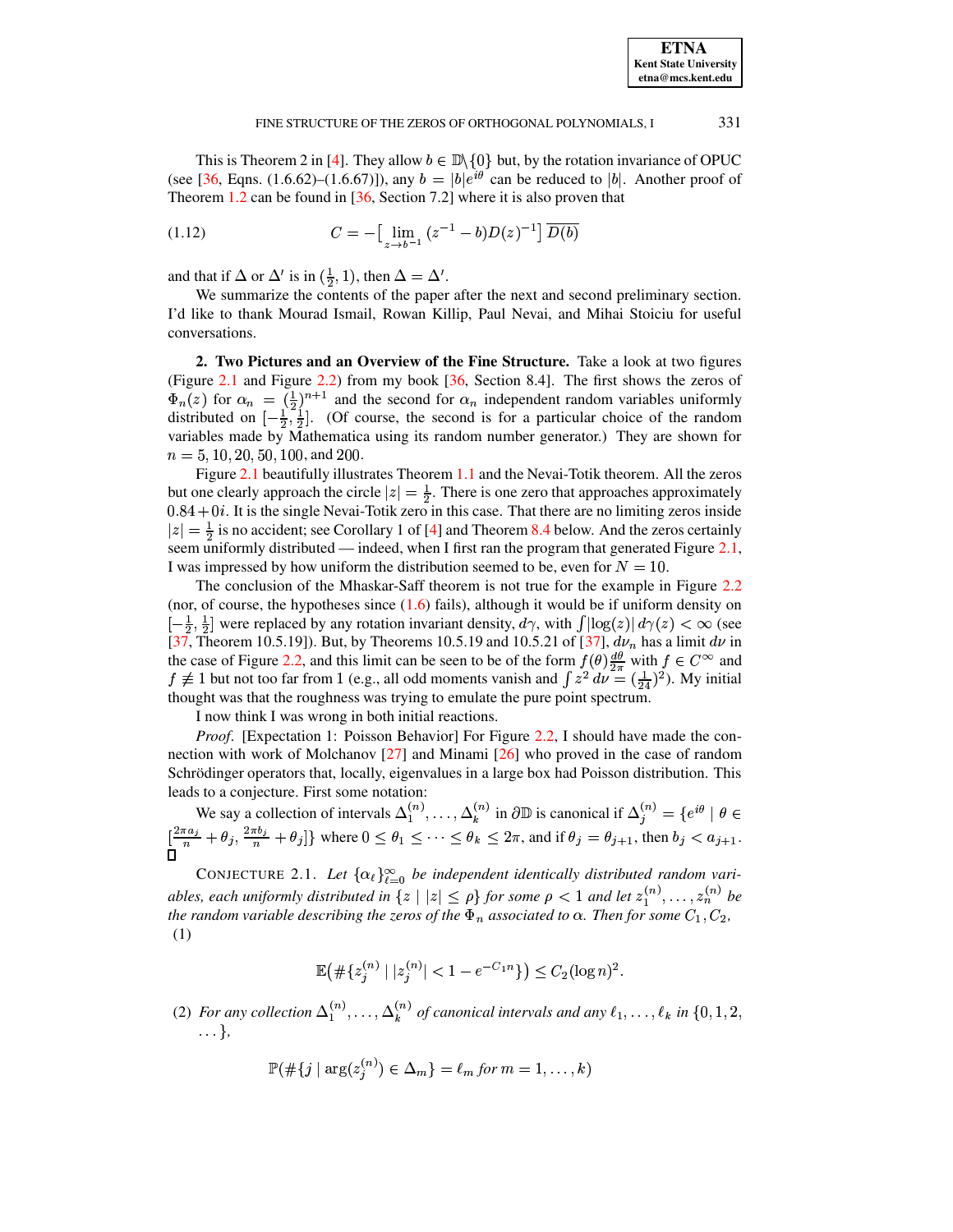This is Theorem 2 in [4]. They allow $b \in \mathbb{D}\backslash\{0\}$ but, by the rotation invariance of OPUC (see [36, Eqns. (1.6.62)–(1.6.67)]), any $b = |b|e^{i\theta}$ can be reduced to $|b|$. Another proof of Theorem 1.2 can be found in [36, Section 7.2] where it is also proven that

$$C = -\big[\lim_{z \to b^{-1}} (z^{-1} - b)D(z)^{-1}\big]\, \overline{D(b)} \tag{1.12}$$

and that if $\Delta$ or $\Delta'$ is in $(\frac{1}{2}, 1)$, then $\Delta = \Delta'$.

We summarize the contents of the paper after the next and second preliminary section. I'd like to thank Mourad Ismail, Rowan Killip, Paul Nevai, and Mihai Stoiciu for useful conversations.

## 2. Two Pictures and an Overview of the Fine Structure.

Take a look at two figures (Figure 2.1 and Figure 2.2) from my book [36, Section 8.4]. The first shows the zeros of $\Phi_n(z)$ for $\alpha_n = (\frac{1}{2})^{n+1}$ and the second for $\alpha_n$ independent random variables uniformly distributed on $[-\frac{1}{2}, \frac{1}{2}]$. (Of course, the second is for a particular choice of the random variables made by Mathematica using its random number generator.) They are shown for $n = 5, 10, 20, 50, 100$, and $200$.

Figure 2.1 beautifully illustrates Theorem 1.1 and the Nevai-Totik theorem. All the zeros but one clearly approach the circle $|z| = \frac{1}{2}$. There is one zero that approaches approximately $0.84 + 0i$. It is the single Nevai-Totik zero in this case. That there are no limiting zeros inside $|z| = \frac{1}{2}$ is no accident; see Corollary 1 of [4] and Theorem 8.4 below. And the zeros certainly seem uniformly distributed — indeed, when I first ran the program that generated Figure 2.1, I was impressed by how uniform the distribution seemed to be, even for $N = 10$.

The conclusion of the Mhaskar-Saff theorem is not true for the example in Figure 2.2 (nor, of course, the hypotheses since (1.6) fails), although it would be if uniform density on $[-\frac{1}{2}, \frac{1}{2}]$ were replaced by any rotation invariant density, $d\gamma$, with $\int |\log(z)|\, d\gamma(z) < \infty$ (see [37, Theorem 10.5.19]). But, by Theorems 10.5.19 and 10.5.21 of [37], $d\nu_n$ has a limit $d\nu$ in the case of Figure 2.2, and this limit can be seen to be of the form $f(\theta)\frac{d\theta}{2\pi}$ with $f \in C^\infty$ and $f \not\equiv 1$ but not too far from 1 (e.g., all odd moments vanish and $\int z^2\, d\nu = (\frac{1}{24})^2$). My initial thought was that the roughness was trying to emulate the pure point spectrum.

I now think I was wrong in both initial reactions.

*Proof.* [Expectation 1: Poisson Behavior] For Figure 2.2, I should have made the connection with work of Molchanov [27] and Minami [26] who proved in the case of random Schrödinger operators that, locally, eigenvalues in a large box had Poisson distribution. This leads to a conjecture. First some notation:

We say a collection of intervals $\Delta_1^{(n)}, \dots, \Delta_k^{(n)}$ in $\partial\mathbb{D}$ is canonical if $\Delta_j^{(n)} = \{e^{i\theta} \mid \theta \in [\frac{2\pi a_j}{n} + \theta_j, \frac{2\pi b_j}{n} + \theta_j]\}$ where $0 \le \theta_1 \le \dots \le \theta_k \le 2\pi$, and if $\theta_j = \theta_{j+1}$, then $b_j < a_{j+1}$. ◻

CONJECTURE 2.1. *Let $\{\alpha_\ell\}_{\ell=0}^\infty$ be independent identically distributed random variables, each uniformly distributed in $\{z \mid |z| \le \rho\}$ for some $\rho < 1$ and let $z_1^{(n)}, \dots, z_n^{(n)}$ be the random variable describing the zeros of the $\Phi_n$ associated to $\alpha$. Then for some $C_1, C_2$,*

(1)
$$\mathbb{E}\big(\#\{z_j^{(n)} \mid |z_j^{(n)}| < 1 - e^{-C_1 n}\}\big) \le C_2 (\log n)^2.$$

(2) *For any collection $\Delta_1^{(n)}, \dots, \Delta_k^{(n)}$ of canonical intervals and any $\ell_1, \dots, \ell_k$ in $\{0, 1, 2, \dots\}$,*

$$\mathbb{P}(\#\{j \mid \arg(z_j^{(n)}) \in \Delta_m\} = \ell_m \text{ for } m = 1, \dots, k)$$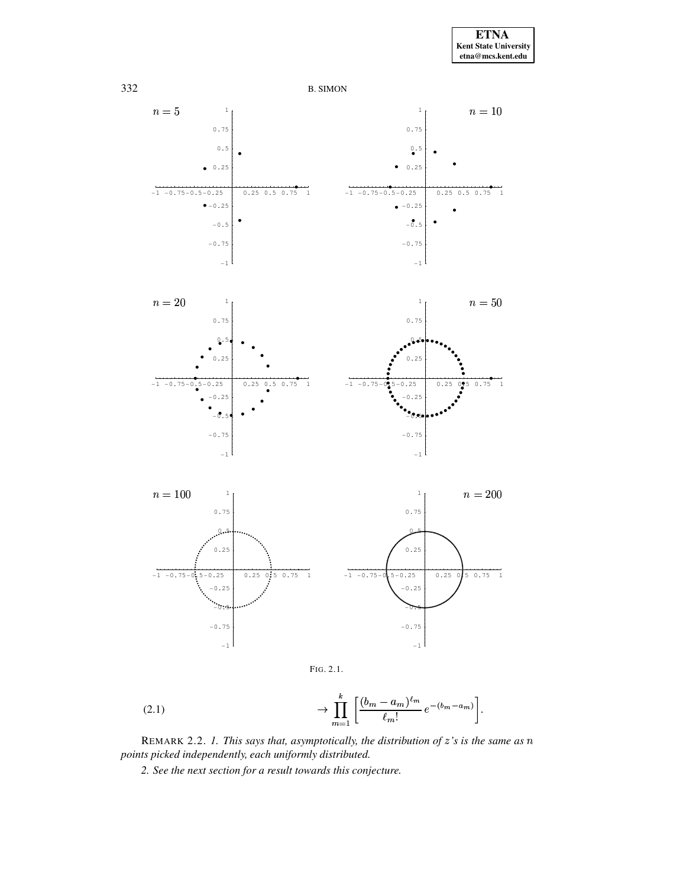FIG. 2.1.

$$\rightarrow \prod_{m=1}^{k} \left[ \frac{(b_m - a_m)^{\ell_m}}{\ell_m!} \, e^{-(b_m - a_m)} \right]. \tag{2.1}$$

REMARK 2.2. *1. This says that, asymptotically, the distribution of $z$'s is the same as $n$ points picked independently, each uniformly distributed.*

*2. See the next section for a result towards this conjecture.*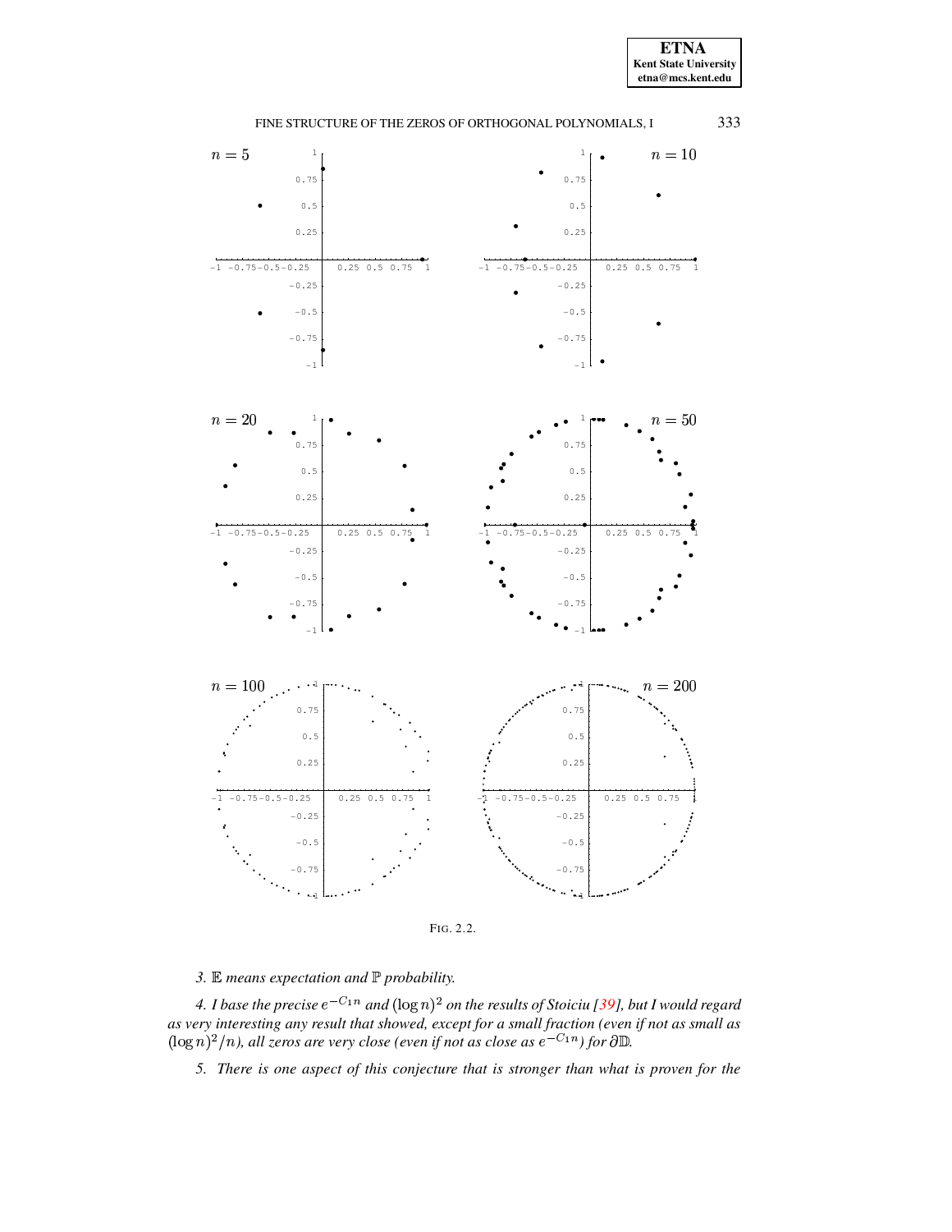FIG. 2.2.

*3.* $\mathbb{E}$ *means expectation and* $\mathbb{P}$ *probability.*

*4. I base the precise* $e^{-C_1 n}$ *and* $(\log n)^2$ *on the results of Stoiciu [39], but I would regard as very interesting any result that showed, except for a small fraction (even if not as small as* $(\log n)^2/n$*), all zeros are very close (even if not as close as* $e^{-C_1 n}$*) for* $\partial\mathbb{D}$*.*

*5. There is one aspect of this conjecture that is stronger than what is proven for the*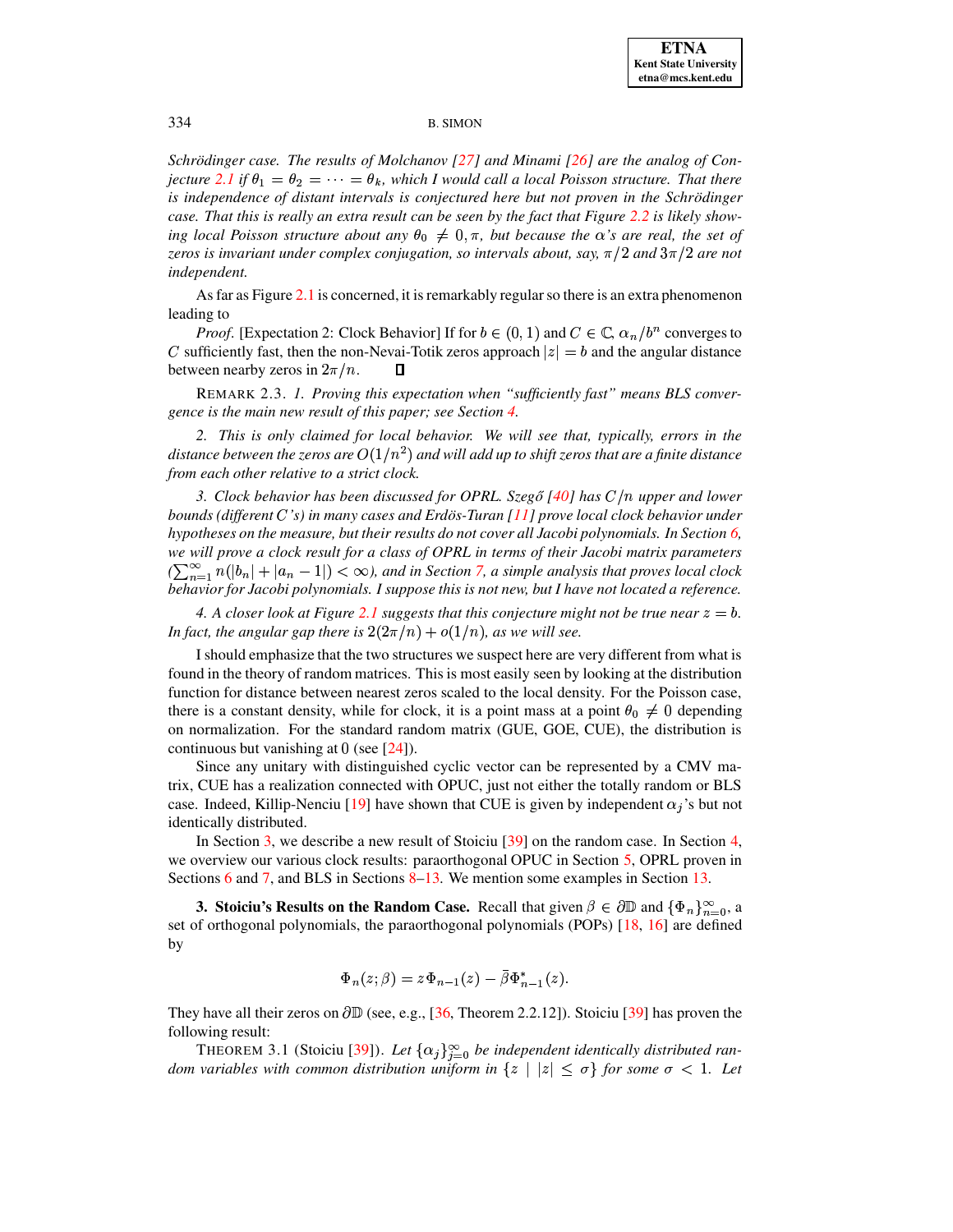*Schrödinger case. The results of Molchanov [27] and Minami [26] are the analog of Conjecture 2.1 if $\theta_1 = \theta_2 = \cdots = \theta_k$, which I would call a local Poisson structure. That there is independence of distant intervals is conjectured here but not proven in the Schrödinger case. That this is really an extra result can be seen by the fact that Figure 2.2 is likely showing local Poisson structure about any $\theta_0 \neq 0, \pi$, but because the $\alpha$'s are real, the set of zeros is invariant under complex conjugation, so intervals about, say, $\pi/2$ and $3\pi/2$ are not independent.*

As far as Figure 2.1 is concerned, it is remarkably regular so there is an extra phenomenon leading to

*Proof.* [Expectation 2: Clock Behavior] If for $b \in (0,1)$ and $C \in \mathbb{C}$, $\alpha_n/b^n$ converges to $C$ sufficiently fast, then the non-Nevai-Totik zeros approach $|z| = b$ and the angular distance between nearby zeros in $2\pi/n$. ∎

REMARK 2.3. *1. Proving this expectation when "sufficiently fast" means BLS convergence is the main new result of this paper; see Section 4.*

*2. This is only claimed for local behavior. We will see that, typically, errors in the distance between the zeros are $O(1/n^2)$ and will add up to shift zeros that are a finite distance from each other relative to a strict clock.*

*3. Clock behavior has been discussed for OPRL. Szegő [40] has $C/n$ upper and lower bounds (different $C$'s) in many cases and Erdös-Turan [11] prove local clock behavior under hypotheses on the measure, but their results do not cover all Jacobi polynomials. In Section 6, we will prove a clock result for a class of OPRL in terms of their Jacobi matrix parameters ($\sum_{n=1}^{\infty} n(|b_n| + |a_n - 1|) < \infty$), and in Section 7, a simple analysis that proves local clock behavior for Jacobi polynomials. I suppose this is not new, but I have not located a reference.*

*4. A closer look at Figure 2.1 suggests that this conjecture might not be true near $z = b$. In fact, the angular gap there is $2(2\pi/n) + o(1/n)$, as we will see.*

I should emphasize that the two structures we suspect here are very different from what is found in the theory of random matrices. This is most easily seen by looking at the distribution function for distance between nearest zeros scaled to the local density. For the Poisson case, there is a constant density, while for clock, it is a point mass at a point $\theta_0 \neq 0$ depending on normalization. For the standard random matrix (GUE, GOE, CUE), the distribution is continuous but vanishing at 0 (see [24]).

Since any unitary with distinguished cyclic vector can be represented by a CMV matrix, CUE has a realization connected with OPUC, just not either the totally random or BLS case. Indeed, Killip-Nenciu [19] have shown that CUE is given by independent $\alpha_j$'s but not identically distributed.

In Section 3, we describe a new result of Stoiciu [39] on the random case. In Section 4, we overview our various clock results: paraorthogonal OPUC in Section 5, OPRL proven in Sections 6 and 7, and BLS in Sections 8–13. We mention some examples in Section 13.

**3. Stoiciu's Results on the Random Case.** Recall that given $\beta \in \partial\mathbb{D}$ and $\{\Phi_n\}_{n=0}^{\infty}$, a set of orthogonal polynomials, the paraorthogonal polynomials (POPs) [18, 16] are defined by

$$\Phi_n(z;\beta) = z\Phi_{n-1}(z) - \bar{\beta}\Phi_{n-1}^*(z).$$

They have all their zeros on $\partial\mathbb{D}$ (see, e.g., [36, Theorem 2.2.12]). Stoiciu [39] has proven the following result:

THEOREM 3.1 (Stoiciu [39]). *Let $\{\alpha_j\}_{j=0}^{\infty}$ be independent identically distributed random variables with common distribution uniform in $\{z \mid |z| \leq \sigma\}$ for some $\sigma < 1$. Let*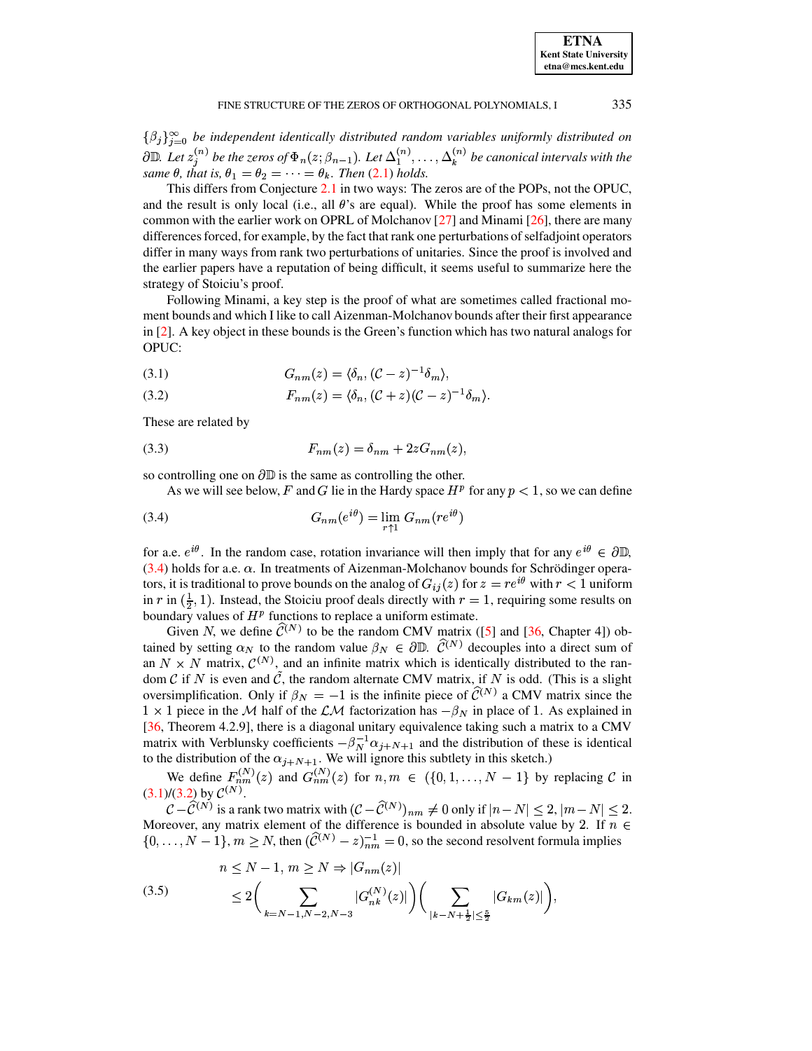*$\{\beta_j\}_{j=0}^{\infty}$ be independent identically distributed random variables uniformly distributed on $\partial\mathbb{D}$. Let $z_j^{(n)}$ be the zeros of $\Phi_n(z;\beta_{n-1})$. Let $\Delta_1^{(n)},\dots,\Delta_k^{(n)}$ be canonical intervals with the same $\theta$, that is, $\theta_1=\theta_2=\cdots=\theta_k$. Then (2.1) holds.*

This differs from Conjecture 2.1 in two ways: The zeros are of the POPs, not the OPUC, and the result is only local (i.e., all $\theta$'s are equal). While the proof has some elements in common with the earlier work on OPRL of Molchanov [27] and Minami [26], there are many differences forced, for example, by the fact that rank one perturbations of selfadjoint operators differ in many ways from rank two perturbations of unitaries. Since the proof is involved and the earlier papers have a reputation of being difficult, it seems useful to summarize here the strategy of Stoiciu's proof.

Following Minami, a key step is the proof of what are sometimes called fractional moment bounds and which I like to call Aizenman-Molchanov bounds after their first appearance in [2]. A key object in these bounds is the Green's function which has two natural analogs for OPUC:

$$G_{nm}(z)=\langle\delta_n,(\mathcal{C}-z)^{-1}\delta_m\rangle, \tag{3.1}$$

$$F_{nm}(z)=\langle\delta_n,(\mathcal{C}+z)(\mathcal{C}-z)^{-1}\delta_m\rangle. \tag{3.2}$$

These are related by

$$F_{nm}(z)=\delta_{nm}+2zG_{nm}(z), \tag{3.3}$$

so controlling one on $\partial\mathbb{D}$ is the same as controlling the other.

As we will see below, $F$ and $G$ lie in the Hardy space $H^p$ for any $p<1$, so we can define

$$G_{nm}(e^{i\theta})=\lim_{r\uparrow 1}G_{nm}(re^{i\theta}) \tag{3.4}$$

for a.e. $e^{i\theta}$. In the random case, rotation invariance will then imply that for any $e^{i\theta}\in\partial\mathbb{D}$, (3.4) holds for a.e. $\alpha$. In treatments of Aizenman-Molchanov bounds for Schrödinger operators, it is traditional to prove bounds on the analog of $G_{ij}(z)$ for $z=re^{i\theta}$ with $r<1$ uniform in $r$ in $(\frac{1}{2},1)$. Instead, the Stoiciu proof deals directly with $r=1$, requiring some results on boundary values of $H^p$ functions to replace a uniform estimate.

Given $N$, we define $\widehat{\mathcal{C}}^{(N)}$ to be the random CMV matrix ([5] and [36, Chapter 4]) obtained by setting $\alpha_N$ to the random value $\beta_N\in\partial\mathbb{D}$. $\widehat{\mathcal{C}}^{(N)}$ decouples into a direct sum of an $N\times N$ matrix, $\mathcal{C}^{(N)}$, and an infinite matrix which is identically distributed to the random $\mathcal{C}$ if $N$ is even and $\tilde{\mathcal{C}}$, the random alternate CMV matrix, if $N$ is odd. (This is a slight oversimplification. Only if $\beta_N=-1$ is the infinite piece of $\widehat{\mathcal{C}}^{(N)}$ a CMV matrix since the $1\times 1$ piece in the $\mathcal{M}$ half of the $\mathcal{LM}$ factorization has $-\beta_N$ in place of 1. As explained in [36, Theorem 4.2.9], there is a diagonal unitary equivalence taking such a matrix to a CMV matrix with Verblunsky coefficients $-\beta_N^{-1}\alpha_{j+N+1}$ and the distribution of these is identical to the distribution of the $\alpha_{j+N+1}$. We will ignore this subtlety in this sketch.)

We define $F_{nm}^{(N)}(z)$ and $G_{nm}^{(N)}(z)$ for $n,m\in(\{0,1,\dots,N-1\}$ by replacing $\mathcal{C}$ in (3.1)/(3.2) by $\mathcal{C}^{(N)}$.

$\mathcal{C}-\widehat{\mathcal{C}}^{(N)}$ is a rank two matrix with $(\mathcal{C}-\widehat{\mathcal{C}}^{(N)})_{nm}\neq 0$ only if $|n-N|\leq 2$, $|m-N|\leq 2$. Moreover, any matrix element of the difference is bounded in absolute value by 2. If $n\in\{0,\dots,N-1\}$, $m\geq N$, then $(\widehat{\mathcal{C}}^{(N)}-z)^{-1}_{nm}=0$, so the second resolvent formula implies

$$\begin{aligned} n\leq N-1,\, m\geq N \Rightarrow |G_{nm}(z)| \\ \leq 2\biggl(\sum_{k=N-1,N-2,N-3}|G_{nk}^{(N)}(z)|\biggr)\biggl(\sum_{|k-N+\frac{1}{2}|\leq\frac{5}{2}}|G_{km}(z)|\biggr),\end{aligned} \tag{3.5}$$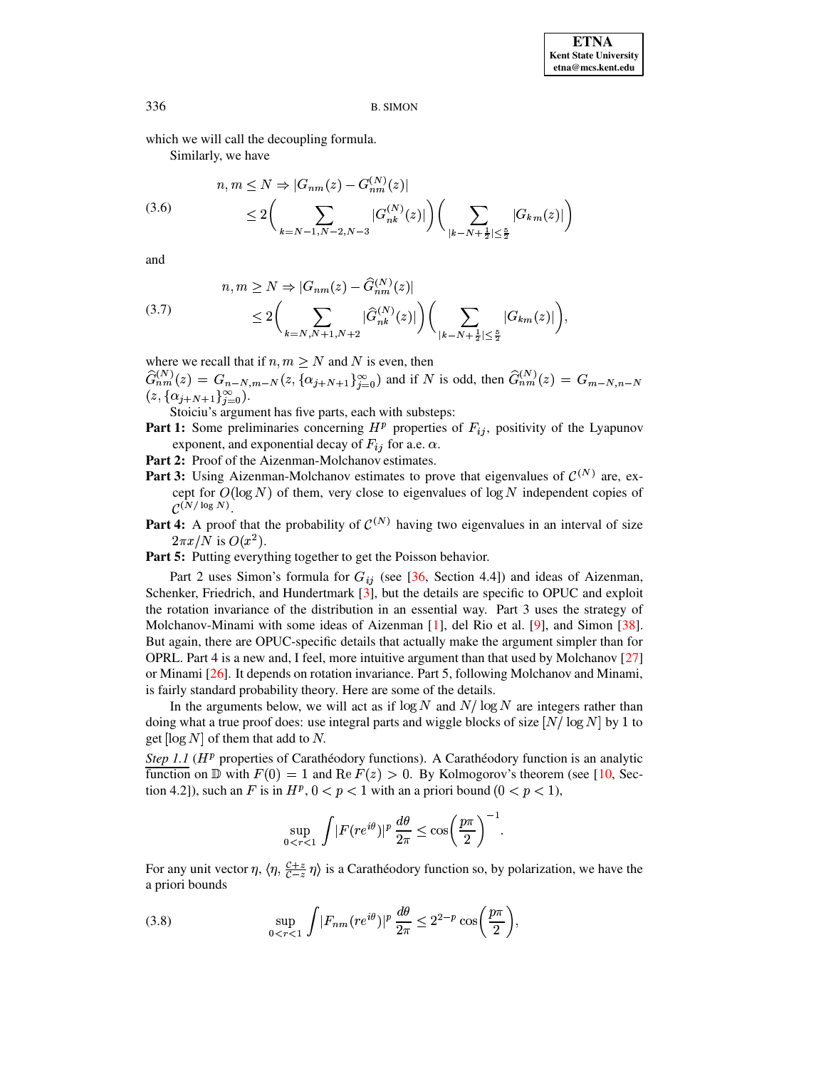which we will call the decoupling formula.

Similarly, we have

$$
n,m \le N \Rightarrow |G_{nm}(z) - G_{nm}^{(N)}(z)| \\
\le 2\bigg(\sum_{k=N-1,N-2,N-3} |G_{nk}^{(N)}(z)|\bigg)\bigg(\sum_{|k-N+\frac{1}{2}|\le\frac{5}{2}} |G_{km}(z)|\bigg) \tag{3.6}
$$

and

$$
n,m \ge N \Rightarrow |G_{nm}(z) - \widehat{G}_{nm}^{(N)}(z)| \\
\le 2\bigg(\sum_{k=N,N+1,N+2} |\widehat{G}_{nk}^{(N)}(z)|\bigg)\bigg(\sum_{|k-N+\frac{1}{2}|\le\frac{5}{2}} |G_{km}(z)|\bigg), \tag{3.7}
$$

where we recall that if $n,m \ge N$ and $N$ is even, then $\widehat{G}_{nm}^{(N)}(z) = G_{n-N,m-N}(z,\{\alpha_{j+N+1}\}_{j=0}^\infty)$ and if $N$ is odd, then $\widehat{G}_{nm}^{(N)}(z) = G_{m-N,n-N}(z,\{\alpha_{j+N+1}\}_{j=0}^\infty)$.

Stoiciu's argument has five parts, each with substeps:

**Part 1:** Some preliminaries concerning $H^p$ properties of $F_{ij}$, positivity of the Lyapunov exponent, and exponential decay of $F_{ij}$ for a.e. $\alpha$.

**Part 2:** Proof of the Aizenman-Molchanov estimates.

**Part 3:** Using Aizenman-Molchanov estimates to prove that eigenvalues of $\mathcal{C}^{(N)}$ are, except for $O(\log N)$ of them, very close to eigenvalues of $\log N$ independent copies of $\mathcal{C}^{(N/\log N)}$.

**Part 4:** A proof that the probability of $\mathcal{C}^{(N)}$ having two eigenvalues in an interval of size $2\pi x/N$ is $O(x^2)$.

**Part 5:** Putting everything together to get the Poisson behavior.

Part 2 uses Simon's formula for $G_{ij}$ (see [36, Section 4.4]) and ideas of Aizenman, Schenker, Friedrich, and Hundertmark [3], but the details are specific to OPUC and exploit the rotation invariance of the distribution in an essential way. Part 3 uses the strategy of Molchanov-Minami with some ideas of Aizenman [1], del Rio et al. [9], and Simon [38]. But again, there are OPUC-specific details that actually make the argument simpler than for OPRL. Part 4 is a new and, I feel, more intuitive argument than that used by Molchanov [27] or Minami [26]. It depends on rotation invariance. Part 5, following Molchanov and Minami, is fairly standard probability theory. Here are some of the details.

In the arguments below, we will act as if $\log N$ and $N/\log N$ are integers rather than doing what a true proof does: use integral parts and wiggle blocks of size $[N/\log N]$ by 1 to get $[\log N]$ of them that add to $N$.

<u>*Step 1.1*</u> ($H^p$ properties of Carathéodory functions). A Carathéodory function is an analytic function on $\mathbb{D}$ with $F(0) = 1$ and $\operatorname{Re} F(z) > 0$. By Kolmogorov's theorem (see [10, Section 4.2]), such an $F$ is in $H^p$, $0 < p < 1$ with an a priori bound ($0 < p < 1$),

$$
\sup_{0<r<1} \int |F(re^{i\theta})|^p \, \frac{d\theta}{2\pi} \le \cos\Big(\frac{p\pi}{2}\Big)^{-1}.
$$

For any unit vector $\eta$, $\langle \eta, \frac{\mathcal{C}+z}{\mathcal{C}-z}\,\eta\rangle$ is a Carathéodory function so, by polarization, we have the a priori bounds

$$
\sup_{0<r<1} \int |F_{nm}(re^{i\theta})|^p \, \frac{d\theta}{2\pi} \le 2^{2-p} \cos\Big(\frac{p\pi}{2}\Big), \tag{3.8}
$$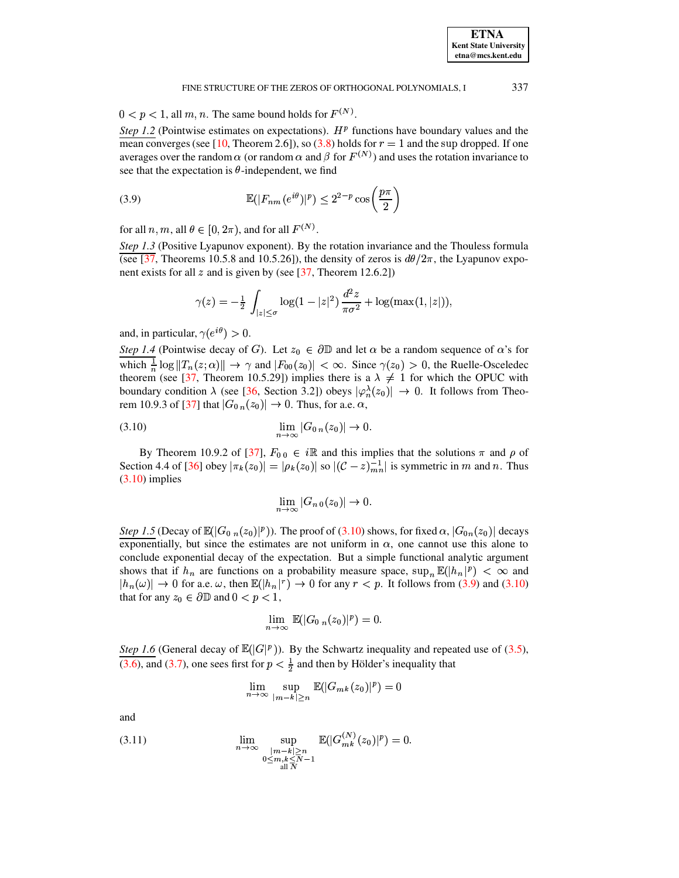$0 < p < 1$, all $m, n$. The same bound holds for $F^{(N)}$.

*Step 1.2* (Pointwise estimates on expectations). $H^p$ functions have boundary values and the mean converges (see [10, Theorem 2.6]), so (3.8) holds for $r = 1$ and the sup dropped. If one averages over the random $\alpha$ (or random $\alpha$ and $\beta$ for $F^{(N)}$) and uses the rotation invariance to see that the expectation is $\theta$-independent, we find

$$\mathbb{E}(|F_{nm}(e^{i\theta})|^p) \leq 2^{2-p} \cos\left(\frac{p\pi}{2}\right) \tag{3.9}$$

for all $n, m$, all $\theta \in [0, 2\pi)$, and for all $F^{(N)}$.

*Step 1.3* (Positive Lyapunov exponent). By the rotation invariance and the Thouless formula (see [37, Theorems 10.5.8 and 10.5.26]), the density of zeros is $d\theta/2\pi$, the Lyapunov exponent exists for all $z$ and is given by (see [37, Theorem 12.6.2])

$$\gamma(z) = -\tfrac{1}{2} \int_{|z| \leq \sigma} \log(1 - |z|^2) \, \frac{d^2 z}{\pi \sigma^2} + \log(\max(1, |z|)),$$

and, in particular, $\gamma(e^{i\theta}) > 0$.

*Step 1.4* (Pointwise decay of $G$). Let $z_0 \in \partial\mathbb{D}$ and let $\alpha$ be a random sequence of $\alpha$'s for which $\frac{1}{n} \log \|T_n(z; \alpha)\| \to \gamma$ and $|F_{00}(z_0)| < \infty$. Since $\gamma(z_0) > 0$, the Ruelle-Osceledec theorem (see [37, Theorem 10.5.29]) implies there is a $\lambda \neq 1$ for which the OPUC with boundary condition $\lambda$ (see [36, Section 3.2]) obeys $|\varphi_n^\lambda(z_0)| \to 0$. It follows from Theorem 10.9.3 of [37] that $|G_{0\,n}(z_0)| \to 0$. Thus, for a.e. $\alpha$,

$$\lim_{n \to \infty} |G_{0\,n}(z_0)| \to 0. \tag{3.10}$$

By Theorem 10.9.2 of [37], $F_{0\,0} \in i\mathbb{R}$ and this implies that the solutions $\pi$ and $\rho$ of Section 4.4 of [36] obey $|\pi_k(z_0)| = |\rho_k(z_0)|$ so $|(\mathcal{C} - z)^{-1}_{mn}|$ is symmetric in $m$ and $n$. Thus (3.10) implies

$$\lim_{n \to \infty} |G_{n\,0}(z_0)| \to 0.$$

*Step 1.5* (Decay of $\mathbb{E}(|G_{0\,n}(z_0)|^p)$). The proof of (3.10) shows, for fixed $\alpha$, $|G_{0n}(z_0)|$ decays exponentially, but since the estimates are not uniform in $\alpha$, one cannot use this alone to conclude exponential decay of the expectation. But a simple functional analytic argument shows that if $h_n$ are functions on a probability measure space, $\sup_n \mathbb{E}(|h_n|^p) < \infty$ and $|h_n(\omega)| \to 0$ for a.e. $\omega$, then $\mathbb{E}(|h_n|^r) \to 0$ for any $r < p$. It follows from (3.9) and (3.10) that for any $z_0 \in \partial\mathbb{D}$ and $0 < p < 1$,

$$\lim_{n \to \infty} \mathbb{E}(|G_{0\,n}(z_0)|^p) = 0.$$

*Step 1.6* (General decay of $\mathbb{E}(|G|^p)$). By the Schwartz inequality and repeated use of (3.5), (3.6), and (3.7), one sees first for $p < \frac{1}{2}$ and then by Hölder's inequality that

$$\lim_{n \to \infty} \sup_{|m-k| \geq n} \mathbb{E}(|G_{mk}(z_0)|^p) = 0$$

and

$$\lim_{n \to \infty} \sup_{\substack{|m-k| \geq n \\ 0 \leq m,k \leq N-1 \\ \text{all } N}} \mathbb{E}(|G^{(N)}_{mk}(z_0)|^p) = 0. \tag{3.11}$$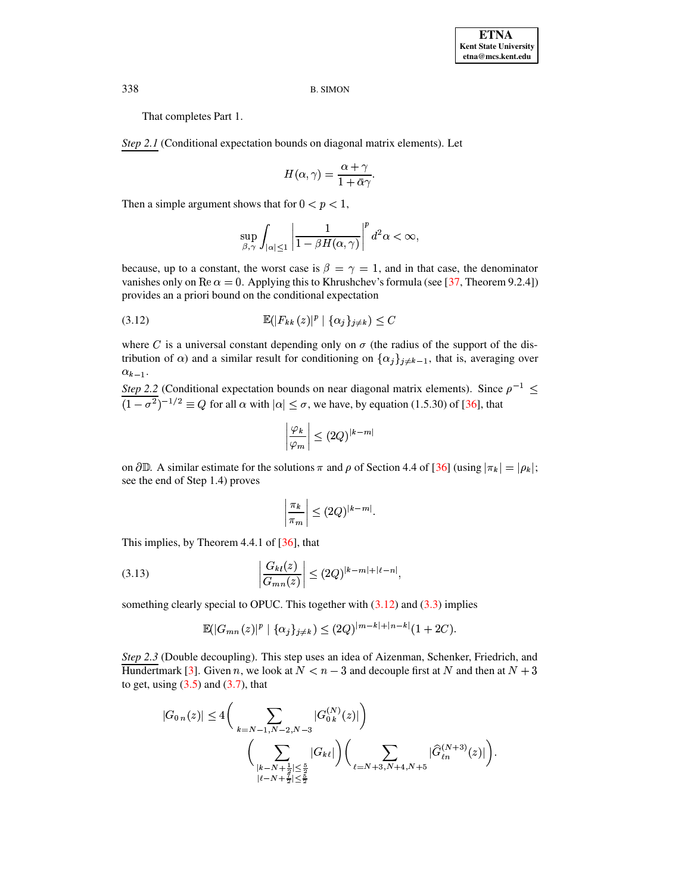That completes Part 1.

*Step 2.1* (Conditional expectation bounds on diagonal matrix elements). Let

$$H(\alpha,\gamma) = \frac{\alpha+\gamma}{1+\bar{\alpha}\gamma}.$$

Then a simple argument shows that for $0<p<1$,

$$\sup_{\beta,\gamma} \int_{|\alpha|\le 1} \left| \frac{1}{1-\beta H(\alpha,\gamma)} \right|^p d^2\alpha < \infty,$$

because, up to a constant, the worst case is $\beta=\gamma=1$, and in that case, the denominator vanishes only on $\operatorname{Re}\alpha=0$. Applying this to Khrushchev's formula (see [37, Theorem 9.2.4]) provides an a priori bound on the conditional expectation

$$\mathbb{E}(|F_{kk}(z)|^p \mid \{\alpha_j\}_{j\neq k}) \le C \tag{3.12}$$

where $C$ is a universal constant depending only on $\sigma$ (the radius of the support of the distribution of $\alpha$) and a similar result for conditioning on $\{\alpha_j\}_{j\neq k-1}$, that is, averaging over $\alpha_{k-1}$.

*Step 2.2* (Conditional expectation bounds on near diagonal matrix elements). Since $\rho^{-1}\le (1-\sigma^2)^{-1/2}\equiv Q$ for all $\alpha$ with $|\alpha|\le\sigma$, we have, by equation (1.5.30) of [36], that

$$\left|\frac{\varphi_k}{\varphi_m}\right| \le (2Q)^{|k-m|}$$

on $\partial\mathbb{D}$. A similar estimate for the solutions $\pi$ and $\rho$ of Section 4.4 of [36] (using $|\pi_k|=|\rho_k|$; see the end of Step 1.4) proves

$$\left|\frac{\pi_k}{\pi_m}\right| \le (2Q)^{|k-m|}.$$

This implies, by Theorem 4.4.1 of [36], that

$$\left|\frac{G_{k\ell}(z)}{G_{mn}(z)}\right| \le (2Q)^{|k-m|+|\ell-n|}, \tag{3.13}$$

something clearly special to OPUC. This together with (3.12) and (3.3) implies

$$\mathbb{E}(|G_{mn}(z)|^p \mid \{\alpha_j\}_{j\neq k}) \le (2Q)^{|m-k|+|n-k|}(1+2C).$$

*Step 2.3* (Double decoupling). This step uses an idea of Aizenman, Schenker, Friedrich, and Hundertmark [3]. Given $n$, we look at $N<n-3$ and decouple first at $N$ and then at $N+3$ to get, using (3.5) and (3.7), that

$$|G_{0\,n}(z)| \le 4\biggl(\sum_{k=N-1,N-2,N-3} |G^{(N)}_{0\,k}(z)|\biggr) \biggl(\sum_{\substack{|k-N+\frac{1}{2}|\le\frac{5}{2}\\ |\ell-N+\frac{7}{2}|\le\frac{5}{2}}} |G_{k\ell}|\biggr)\biggl(\sum_{\ell=N+3,N+4,N+5} |\widehat{G}^{(N+3)}_{\ell n}(z)|\biggr).$$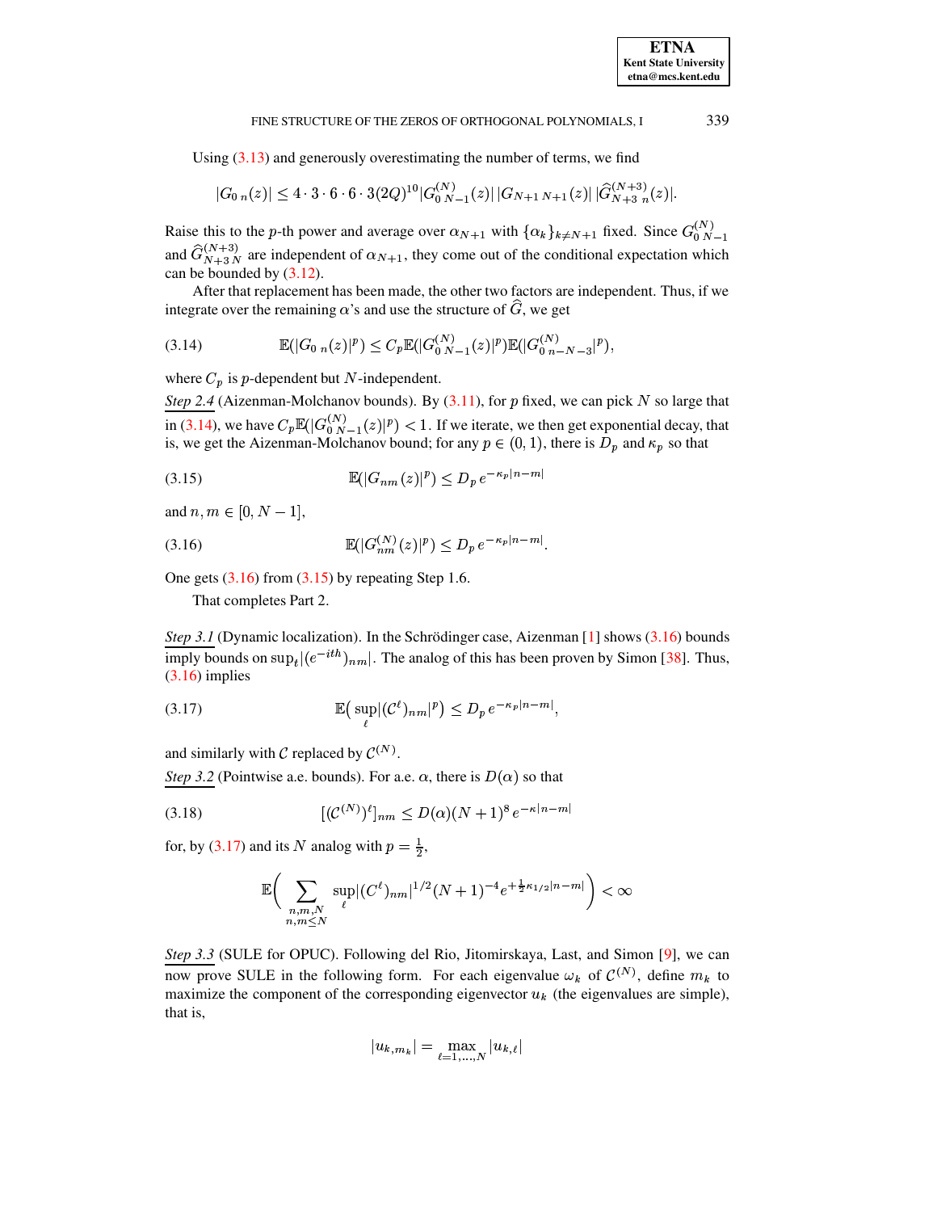Using (3.13) and generously overestimating the number of terms, we find

$$|G_{0\,n}(z)| \leq 4 \cdot 3 \cdot 6 \cdot 6 \cdot 3(2Q)^{10} |G^{(N)}_{0\,N-1}(z)|\,|G_{N+1\,N+1}(z)|\,|\widehat{G}^{(N+3)}_{N+3\,n}(z)|.$$

Raise this to the $p$-th power and average over $\alpha_{N+1}$ with $\{\alpha_k\}_{k\neq N+1}$ fixed. Since $G^{(N)}_{0\,N-1}$ and $\widehat{G}^{(N+3)}_{N+3\,N}$ are independent of $\alpha_{N+1}$, they come out of the conditional expectation which can be bounded by (3.12).

After that replacement has been made, the other two factors are independent. Thus, if we integrate over the remaining $\alpha$'s and use the structure of $\widehat{G}$, we get

$$\mathbb{E}(|G_{0\,n}(z)|^p) \leq C_p \mathbb{E}(|G^{(N)}_{0\,N-1}(z)|^p)\mathbb{E}(|G^{(N)}_{0\,n-N-3}|^p), \tag{3.14}$$

where $C_p$ is $p$-dependent but $N$-independent.

*Step 2.4* (Aizenman-Molchanov bounds). By (3.11), for $p$ fixed, we can pick $N$ so large that in (3.14), we have $C_p\mathbb{E}(|G^{(N)}_{0\,N-1}(z)|^p) < 1$. If we iterate, we then get exponential decay, that is, we get the Aizenman-Molchanov bound; for any $p \in (0,1)$, there is $D_p$ and $\kappa_p$ so that

$$\mathbb{E}(|G_{nm}(z)|^p) \leq D_p\, e^{-\kappa_p|n-m|} \tag{3.15}$$

and $n, m \in [0, N-1]$,

$$\mathbb{E}(|G^{(N)}_{nm}(z)|^p) \leq D_p\, e^{-\kappa_p|n-m|}. \tag{3.16}$$

One gets (3.16) from (3.15) by repeating Step 1.6.

That completes Part 2.

*Step 3.1* (Dynamic localization). In the Schrödinger case, Aizenman [1] shows (3.16) bounds imply bounds on $\sup_t |(e^{-ith})_{nm}|$. The analog of this has been proven by Simon [38]. Thus, (3.16) implies

$$\mathbb{E}\big(\sup_{\ell} |(\mathcal{C}^\ell)_{nm}|^p\big) \leq D_p\, e^{-\kappa_p|n-m|}, \tag{3.17}$$

and similarly with $\mathcal{C}$ replaced by $\mathcal{C}^{(N)}$.

*Step 3.2* (Pointwise a.e. bounds). For a.e. $\alpha$, there is $D(\alpha)$ so that

$$[(\mathcal{C}^{(N)})^\ell]_{nm} \leq D(\alpha)(N+1)^8\, e^{-\kappa|n-m|} \tag{3.18}$$

for, by (3.17) and its $N$ analog with $p = \frac{1}{2}$,

$$\mathbb{E}\bigg(\sum_{\substack{n,m,N\\ n,m\leq N}} \sup_{\ell} |(C^\ell)_{nm}|^{1/2}(N+1)^{-4} e^{+\frac{1}{2}\kappa_{1/2}|n-m|}\bigg) < \infty$$

*Step 3.3* (SULE for OPUC). Following del Rio, Jitomirskaya, Last, and Simon [9], we can now prove SULE in the following form. For each eigenvalue $\omega_k$ of $\mathcal{C}^{(N)}$, define $m_k$ to maximize the component of the corresponding eigenvector $u_k$ (the eigenvalues are simple), that is,

$$|u_{k,m_k}| = \max_{\ell=1,\dots,N} |u_{k,\ell}|$$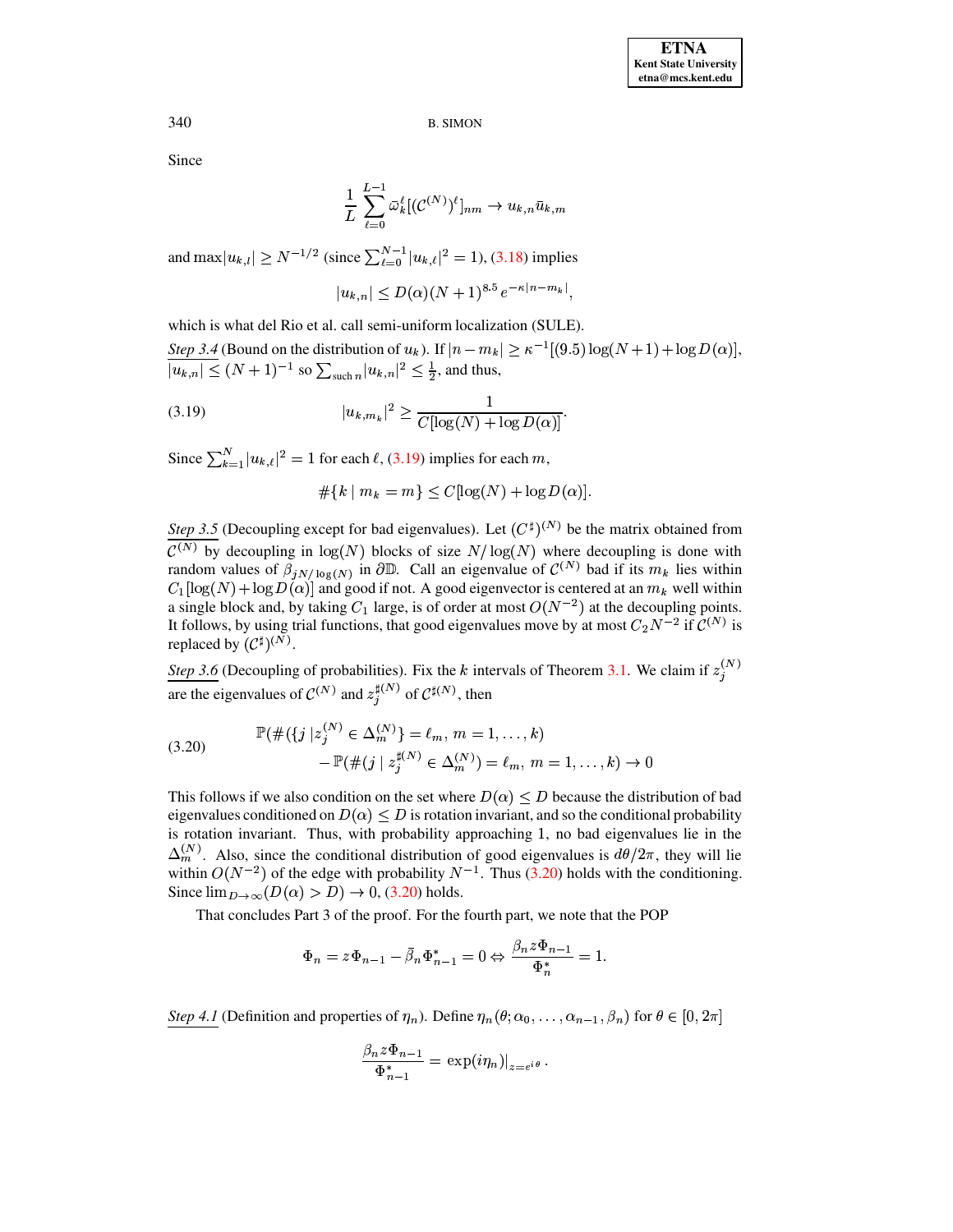Since

$$\frac{1}{L}\sum_{\ell=0}^{L-1}\bar{\omega}_k^{\ell}[(\mathcal{C}^{(N)})^{\ell}]_{nm} \to u_{k,n}\bar{u}_{k,m}$$

and $\max|u_{k,l}| \geq N^{-1/2}$ (since $\sum_{\ell=0}^{N-1}|u_{k,\ell}|^2 = 1$), (3.18) implies

$$|u_{k,n}| \leq D(\alpha)(N+1)^{8.5}\,e^{-\kappa|n-m_k|},$$

which is what del Rio et al. call semi-uniform localization (SULE).

*Step 3.4* (Bound on the distribution of $u_k$). If $|n-m_k| \geq \kappa^{-1}[(9.5)\log(N+1)+\log D(\alpha)]$, $|u_{k,n}| \leq (N+1)^{-1}$ so $\sum_{\text{such } n}|u_{k,n}|^2 \leq \frac{1}{2}$, and thus,

$$|u_{k,m_k}|^2 \geq \frac{1}{C[\log(N)+\log D(\alpha)]}. \tag{3.19}$$

Since $\sum_{k=1}^{N}|u_{k,\ell}|^2 = 1$ for each $\ell$, (3.19) implies for each $m$,

$$\#\{k \mid m_k = m\} \leq C[\log(N)+\log D(\alpha)].$$

*Step 3.5* (Decoupling except for bad eigenvalues). Let $(C^{\sharp})^{(N)}$ be the matrix obtained from $\mathcal{C}^{(N)}$ by decoupling in $\log(N)$ blocks of size $N/\log(N)$ where decoupling is done with random values of $\beta_{jN/\log(N)}$ in $\partial\mathbb{D}$. Call an eigenvalue of $\mathcal{C}^{(N)}$ bad if its $m_k$ lies within $C_1[\log(N)+\log D(\alpha)]$ and good if not. A good eigenvector is centered at an $m_k$ well within a single block and, by taking $C_1$ large, is of order at most $O(N^{-2})$ at the decoupling points. It follows, by using trial functions, that good eigenvalues move by at most $C_2N^{-2}$ if $\mathcal{C}^{(N)}$ is replaced by $(\mathcal{C}^{\sharp})^{(N)}$.

*Step 3.6* (Decoupling of probabilities). Fix the $k$ intervals of Theorem 3.1. We claim if $z_j^{(N)}$ are the eigenvalues of $\mathcal{C}^{(N)}$ and $z_j^{\sharp(N)}$ of $\mathcal{C}^{\sharp(N)}$, then

$$\begin{aligned}\mathbb{P}(\#(\{j\,|z_j^{(N)} \in \Delta_m^{(N)}\} = \ell_m,\, m=1,\dots,k)\\ -\,\mathbb{P}(\#(j \mid z_j^{\sharp(N)} \in \Delta_m^{(N)}) = \ell_m,\, m=1,\dots,k) \to 0\end{aligned} \tag{3.20}$$

This follows if we also condition on the set where $D(\alpha) \leq D$ because the distribution of bad eigenvalues conditioned on $D(\alpha) \leq D$ is rotation invariant, and so the conditional probability is rotation invariant. Thus, with probability approaching 1, no bad eigenvalues lie in the $\Delta_m^{(N)}$. Also, since the conditional distribution of good eigenvalues is $d\theta/2\pi$, they will lie within $O(N^{-2})$ of the edge with probability $N^{-1}$. Thus (3.20) holds with the conditioning. Since $\lim_{D\to\infty}(D(\alpha) > D) \to 0$, (3.20) holds.

That concludes Part 3 of the proof. For the fourth part, we note that the POP

$$\Phi_n = z\Phi_{n-1} - \bar{\beta}_n\Phi_{n-1}^* = 0 \Leftrightarrow \frac{\beta_n z\Phi_{n-1}}{\Phi_n^*} = 1.$$

*Step 4.1* (Definition and properties of $\eta_n$). Define $\eta_n(\theta;\alpha_0,\dots,\alpha_{n-1},\beta_n)$ for $\theta \in [0,2\pi]$

$$\frac{\beta_n z\Phi_{n-1}}{\Phi_{n-1}^*} = \exp(i\eta_n)|_{z=e^{i\theta}}\,.$$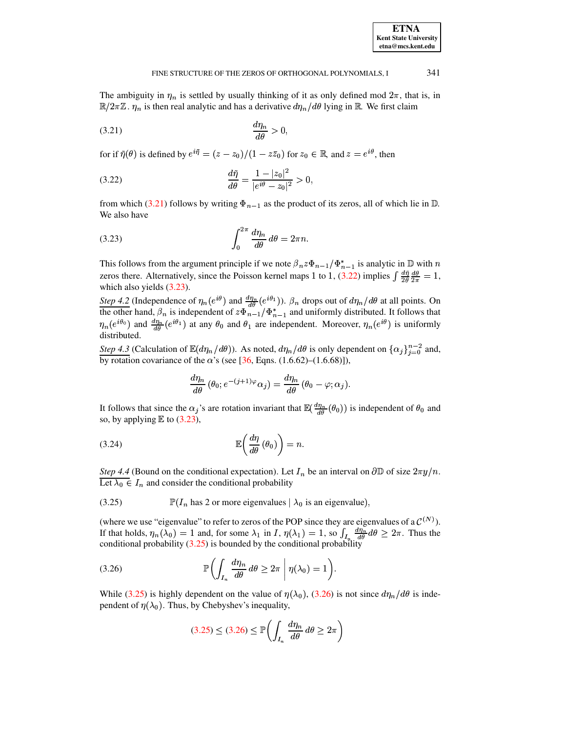The ambiguity in $\eta_n$ is settled by usually thinking of it as only defined mod $2\pi$, that is, in $\mathbb{R}/2\pi\mathbb{Z}$. $\eta_n$ is then real analytic and has a derivative $d\eta_n/d\theta$ lying in $\mathbb{R}$. We first claim

$$\frac{d\eta_n}{d\theta} > 0, \tag{3.21}$$

for if $\tilde{\eta}(\theta)$ is defined by $e^{i\tilde{\eta}} = (z - z_0)/(1 - z\bar{z}_0)$ for $z_0 \in \mathbb{R}$, and $z = e^{i\theta}$, then

$$\frac{d\tilde{\eta}}{d\theta} = \frac{1 - |z_0|^2}{|e^{i\theta} - z_0|^2} > 0, \tag{3.22}$$

from which (3.21) follows by writing $\Phi_{n-1}$ as the product of its zeros, all of which lie in $\mathbb{D}$. We also have

$$\int_0^{2\pi} \frac{d\eta_n}{d\theta}\, d\theta = 2\pi n. \tag{3.23}$$

This follows from the argument principle if we note $\beta_n z \Phi_{n-1}/\Phi_{n-1}^*$ is analytic in $\mathbb{D}$ with $n$ zeros there. Alternatively, since the Poisson kernel maps 1 to 1, (3.22) implies $\int \frac{d\tilde{\eta}}{2\theta}\frac{d\theta}{2\pi} = 1$, which also yields (3.23).

*Step 4.2* (Independence of $\eta_n(e^{i\theta})$ and $\frac{d\eta_n}{d\theta}(e^{i\theta_1})$). $\beta_n$ drops out of $d\eta_n/d\theta$ at all points. On the other hand, $\beta_n$ is independent of $z\Phi_{n-1}/\Phi_{n-1}^*$ and uniformly distributed. It follows that $\eta_n(e^{i\theta_0})$ and $\frac{d\eta_n}{d\theta}(e^{i\theta_1})$ at any $\theta_0$ and $\theta_1$ are independent. Moreover, $\eta_n(e^{i\theta})$ is uniformly distributed.

*Step 4.3* (Calculation of $\mathbb{E}(d\eta_n/d\theta)$). As noted, $d\eta_n/d\theta$ is only dependent on $\{\alpha_j\}_{j=0}^{n-2}$ and, by rotation covariance of the $\alpha$'s (see [36, Eqns. (1.6.62)–(1.6.68)]),

$$\frac{d\eta_n}{d\theta}\,(\theta_0; e^{-(j+1)\varphi}\alpha_j) = \frac{d\eta_n}{d\theta}\,(\theta_0 - \varphi; \alpha_j).$$

It follows that since the $\alpha_j$'s are rotation invariant that $\mathbb{E}(\frac{d\eta_n}{d\theta}(\theta_0))$ is independent of $\theta_0$ and so, by applying $\mathbb{E}$ to (3.23),

$$\mathbb{E}\biggl(\frac{d\eta}{d\theta}\,(\theta_0)\biggr) = n. \tag{3.24}$$

*Step 4.4* (Bound on the conditional expectation). Let $I_n$ be an interval on $\partial\mathbb{D}$ of size $2\pi y/n$. Let $\lambda_0 \in I_n$ and consider the conditional probability

$$\mathbb{P}(I_n \text{ has 2 or more eigenvalues} \mid \lambda_0 \text{ is an eigenvalue}), \tag{3.25}$$

(where we use "eigenvalue" to refer to zeros of the POP since they are eigenvalues of a $\mathcal{C}^{(N)}$). If that holds, $\eta_n(\lambda_0) = 1$ and, for some $\lambda_1$ in $I$, $\eta(\lambda_1) = 1$, so $\int_{I_n} \frac{d\eta_n}{d\theta} d\theta \geq 2\pi$. Thus the conditional probability (3.25) is bounded by the conditional probability

$$\mathbb{P}\biggl(\int_{I_n} \frac{d\eta_n}{d\theta}\, d\theta \geq 2\pi \,\bigg|\, \eta(\lambda_0) = 1\biggr). \tag{3.26}$$

While (3.25) is highly dependent on the value of $\eta(\lambda_0)$, (3.26) is not since $d\eta_n/d\theta$ is independent of $\eta(\lambda_0)$. Thus, by Chebyshev's inequality,

$$(3.25) \leq (3.26) \leq \mathbb{P}\biggl(\int_{I_n} \frac{d\eta_n}{d\theta}\, d\theta \geq 2\pi\biggr)$$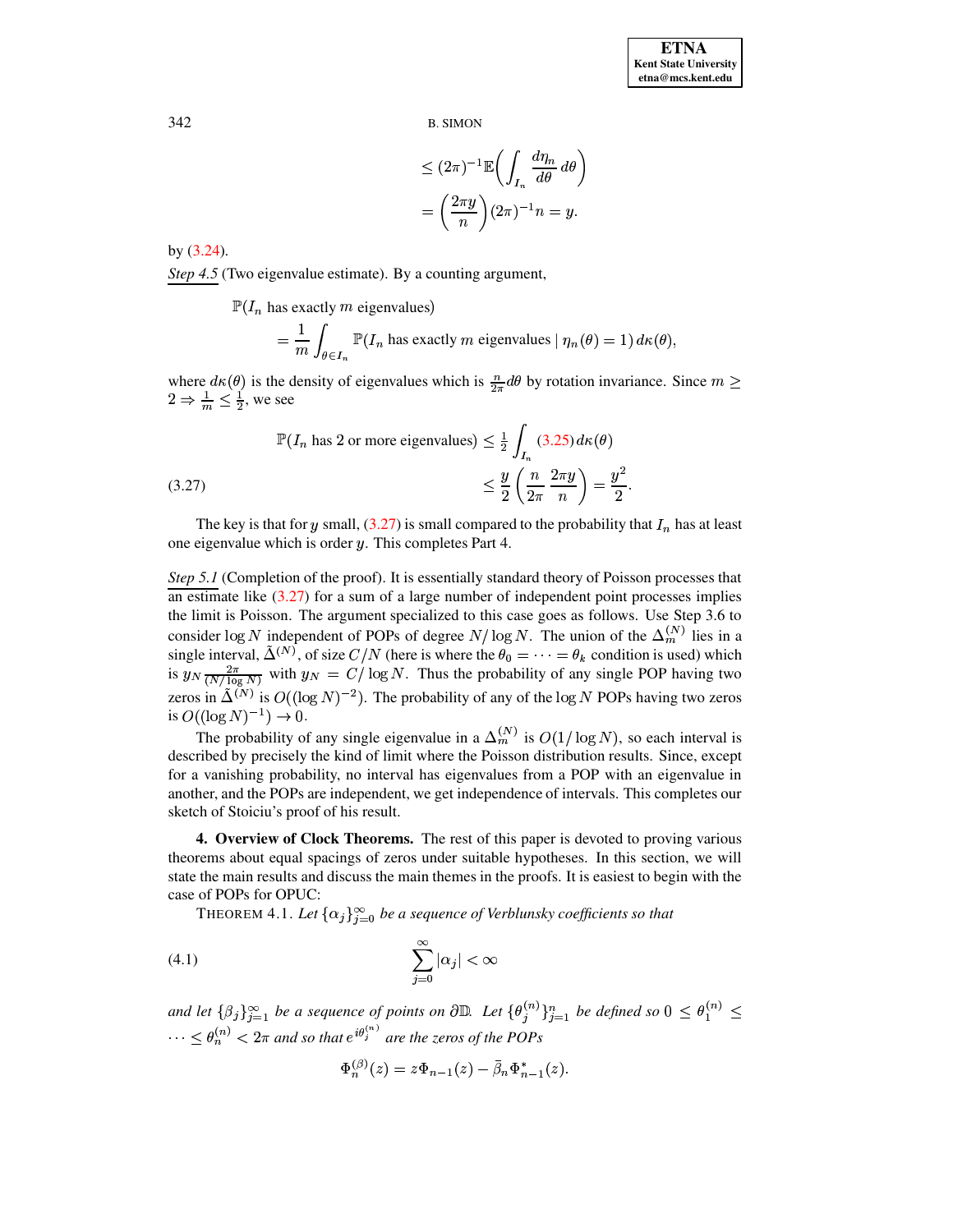$$
\begin{aligned}
&\leq (2\pi)^{-1}\mathbb{E}\biggl(\int_{I_n} \frac{d\eta_n}{d\theta}\, d\theta\biggr) \\
&= \biggl(\frac{2\pi y}{n}\biggr)(2\pi)^{-1} n = y.
\end{aligned}
$$

by (3.24).

*Step 4.5* (Two eigenvalue estimate). By a counting argument,

$$
\begin{aligned}
&\mathbb{P}(I_n \text{ has exactly } m \text{ eigenvalues}) \\
&\qquad = \frac{1}{m}\int_{\theta\in I_n} \mathbb{P}(I_n \text{ has exactly } m \text{ eigenvalues} \mid \eta_n(\theta)=1)\, d\kappa(\theta),
\end{aligned}
$$

where $d\kappa(\theta)$ is the density of eigenvalues which is $\frac{n}{2\pi}d\theta$ by rotation invariance. Since $m \geq 2 \Rightarrow \frac{1}{m} \leq \frac{1}{2}$, we see

$$
\begin{aligned}
\mathbb{P}(I_n \text{ has 2 or more eigenvalues}) &\leq \tfrac{1}{2}\int_{I_n} (3.25)\, d\kappa(\theta) \\
&\leq \frac{y}{2}\biggl(\frac{n}{2\pi}\,\frac{2\pi y}{n}\biggr) = \frac{y^2}{2}.
\end{aligned}
\tag{3.27}
$$

The key is that for $y$ small, (3.27) is small compared to the probability that $I_n$ has at least one eigenvalue which is order $y$. This completes Part 4.

*Step 5.1* (Completion of the proof). It is essentially standard theory of Poisson processes that an estimate like (3.27) for a sum of a large number of independent point processes implies the limit is Poisson. The argument specialized to this case goes as follows. Use Step 3.6 to consider $\log N$ independent of POPs of degree $N/\log N$. The union of the $\Delta_m^{(N)}$ lies in a single interval, $\tilde\Delta^{(N)}$, of size $C/N$ (here is where the $\theta_0 = \cdots = \theta_k$ condition is used) which is $y_N \frac{2\pi}{(N/\log N)}$ with $y_N = C/\log N$. Thus the probability of any single POP having two zeros in $\tilde\Delta^{(N)}$ is $O((\log N)^{-2})$. The probability of any of the $\log N$ POPs having two zeros is $O((\log N)^{-1}) \to 0$.

The probability of any single eigenvalue in a $\Delta_m^{(N)}$ is $O(1/\log N)$, so each interval is described by precisely the kind of limit where the Poisson distribution results. Since, except for a vanishing probability, no interval has eigenvalues from a POP with an eigenvalue in another, and the POPs are independent, we get independence of intervals. This completes our sketch of Stoiciu's proof of his result.

## 4. Overview of Clock Theorems.

The rest of this paper is devoted to proving various theorems about equal spacings of zeros under suitable hypotheses. In this section, we will state the main results and discuss the main themes in the proofs. It is easiest to begin with the case of POPs for OPUC:

THEOREM 4.1. *Let $\{\alpha_j\}_{j=0}^\infty$ be a sequence of Verblunsky coefficients so that*

$$
\sum_{j=0}^\infty |\alpha_j| < \infty
\tag{4.1}
$$

*and let $\{\beta_j\}_{j=1}^\infty$ be a sequence of points on $\partial\mathbb{D}$. Let $\{\theta_j^{(n)}\}_{j=1}^n$ be defined so $0 \leq \theta_1^{(n)} \leq \cdots \leq \theta_n^{(n)} < 2\pi$ and so that $e^{i\theta_j^{(n)}}$ are the zeros of the POPs*

$$
\Phi_n^{(\beta)}(z) = z\Phi_{n-1}(z) - \bar\beta_n \Phi_{n-1}^*(z).
$$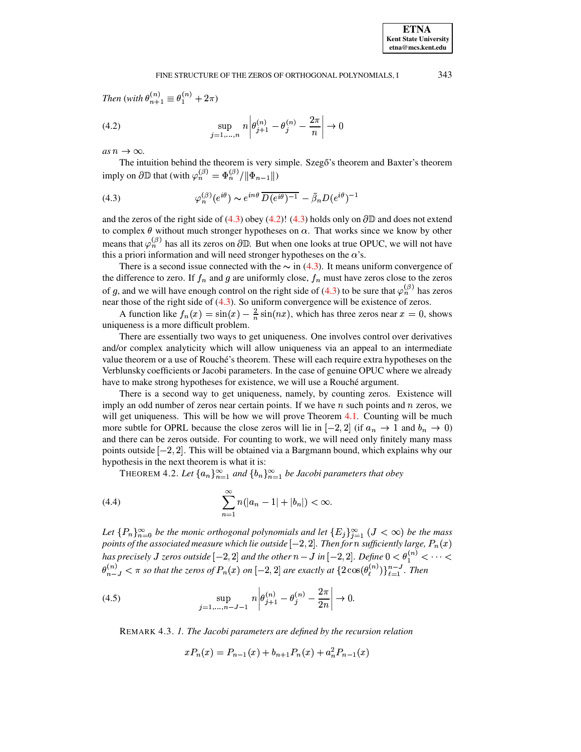*Then* (*with* $\theta_{n+1}^{(n)} \equiv \theta_1^{(n)} + 2\pi$)

$$\sup_{j=1,\dots,n} n \left| \theta_{j+1}^{(n)} - \theta_j^{(n)} - \frac{2\pi}{n} \right| \to 0 \tag{4.2}$$

*as* $n \to \infty$.

The intuition behind the theorem is very simple. Szegő's theorem and Baxter's theorem imply on $\partial\mathbb{D}$ that (with $\varphi_n^{(\beta)} = \Phi_n^{(\beta)} / \|\Phi_{n-1}\|$)

$$\varphi_n^{(\beta)}(e^{i\theta}) \sim e^{in\theta}\,\overline{D(e^{i\theta})^{-1}} - \bar{\beta}_n D(e^{i\theta})^{-1} \tag{4.3}$$

and the zeros of the right side of (4.3) obey (4.2)! (4.3) holds only on $\partial\mathbb{D}$ and does not extend to complex $\theta$ without much stronger hypotheses on $\alpha$. That works since we know by other means that $\varphi_n^{(\beta)}$ has all its zeros on $\partial\mathbb{D}$. But when one looks at true OPUC, we will not have this a priori information and will need stronger hypotheses on the $\alpha$'s.

There is a second issue connected with the $\sim$ in (4.3). It means uniform convergence of the difference to zero. If $f_n$ and $g$ are uniformly close, $f_n$ must have zeros close to the zeros of $g$, and we will have enough control on the right side of (4.3) to be sure that $\varphi_n^{(\beta)}$ has zeros near those of the right side of (4.3). So uniform convergence will be existence of zeros.

A function like $f_n(x) = \sin(x) - \frac{2}{n}\sin(nx)$, which has three zeros near $x = 0$, shows uniqueness is a more difficult problem.

There are essentially two ways to get uniqueness. One involves control over derivatives and/or complex analyticity which will allow uniqueness via an appeal to an intermediate value theorem or a use of Rouché's theorem. These will each require extra hypotheses on the Verblunsky coefficients or Jacobi parameters. In the case of genuine OPUC where we already have to make strong hypotheses for existence, we will use a Rouché argument.

There is a second way to get uniqueness, namely, by counting zeros. Existence will imply an odd number of zeros near certain points. If we have $n$ such points and $n$ zeros, we will get uniqueness. This will be how we will prove Theorem 4.1. Counting will be much more subtle for OPRL because the close zeros will lie in $[-2, 2]$ (if $a_n \to 1$ and $b_n \to 0$) and there can be zeros outside. For counting to work, we will need only finitely many mass points outside $[-2, 2]$. This will be obtained via a Bargmann bound, which explains why our hypothesis in the next theorem is what it is:

THEOREM 4.2. *Let* $\{a_n\}_{n=1}^\infty$ *and* $\{b_n\}_{n=1}^\infty$ *be Jacobi parameters that obey*

$$\sum_{n=1}^\infty n(|a_n - 1| + |b_n|) < \infty. \tag{4.4}$$

*Let* $\{P_n\}_{n=0}^\infty$ *be the monic orthogonal polynomials and let* $\{E_j\}_{j=1}^\infty$ ($J < \infty$) *be the mass points of the associated measure which lie outside* $[-2, 2]$. *Then for* $n$ *sufficiently large,* $P_n(x)$ *has precisely* $J$ *zeros outside* $[-2, 2]$ *and the other* $n - J$ *in* $[-2, 2]$. *Define* $0 < \theta_1^{(n)} < \cdots < \theta_{n-J}^{(n)} < \pi$ *so that the zeros of* $P_n(x)$ *on* $[-2, 2]$ *are exactly at* $\{2\cos(\theta_\ell^{(n)})\}_{\ell=1}^{n-J}$. *Then*

$$\sup_{j=1,\dots,n-J-1} n \left| \theta_{j+1}^{(n)} - \theta_j^{(n)} - \frac{2\pi}{2n} \right| \to 0. \tag{4.5}$$

REMARK 4.3. *1. The Jacobi parameters are defined by the recursion relation*

$$xP_n(x) = P_{n-1}(x) + b_{n+1}P_n(x) + a_n^2 P_{n-1}(x)$$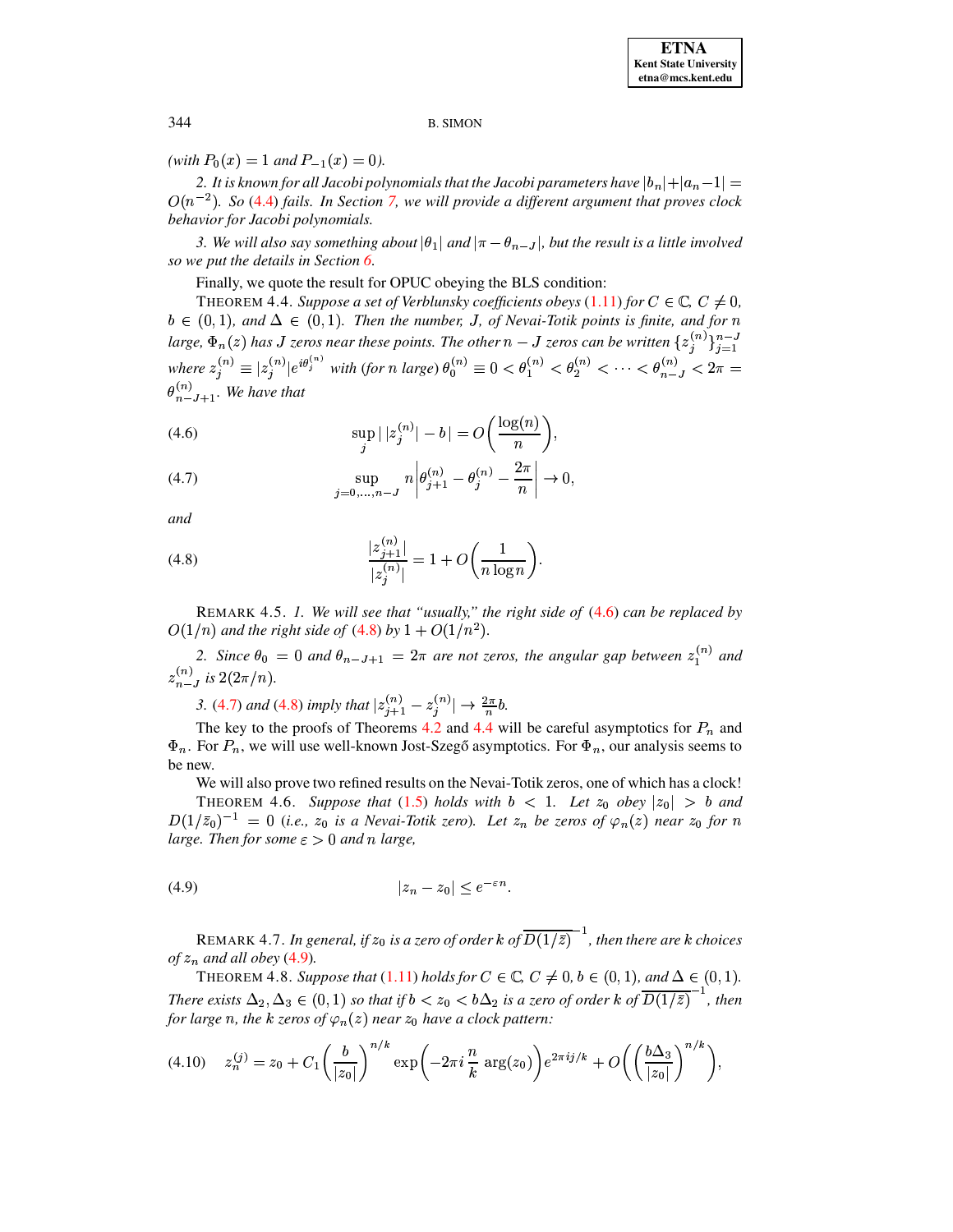(with $P_0(x) = 1$ and $P_{-1}(x) = 0$).

2. It is known for all Jacobi polynomials that the Jacobi parameters have $|b_n|+|a_n-1| = O(n^{-2})$. So (4.4) fails. In Section 7, we will provide a different argument that proves clock behavior for Jacobi polynomials.

3. We will also say something about $|\theta_1|$ and $|\pi - \theta_{n-J}|$, but the result is a little involved so we put the details in Section 6.

Finally, we quote the result for OPUC obeying the BLS condition:

THEOREM 4.4. *Suppose a set of Verblunsky coefficients obeys (1.11) for $C \in \mathbb{C}$, $C \neq 0$, $b \in (0,1)$, and $\Delta \in (0,1)$. Then the number, $J$, of Nevai-Totik points is finite, and for $n$ large, $\Phi_n(z)$ has $J$ zeros near these points. The other $n-J$ zeros can be written $\{z_j^{(n)}\}_{j=1}^{n-J}$ where $z_j^{(n)} \equiv |z_j^{(n)}|e^{i\theta_j^{(n)}}$ with (for $n$ large) $\theta_0^{(n)} \equiv 0 < \theta_1^{(n)} < \theta_2^{(n)} < \cdots < \theta_{n-J}^{(n)} < 2\pi = \theta_{n-J+1}^{(n)}$. We have that*

$$\sup_j \big|\, |z_j^{(n)}| - b \,\big| = O\bigg(\frac{\log(n)}{n}\bigg), \tag{4.6}$$

$$\sup_{j=0,\dots,n-J} n\left|\theta_{j+1}^{(n)} - \theta_j^{(n)} - \frac{2\pi}{n}\right| \to 0, \tag{4.7}$$

*and*

$$\frac{|z_{j+1}^{(n)}|}{|z_j^{(n)}|} = 1 + O\bigg(\frac{1}{n\log n}\bigg). \tag{4.8}$$

REMARK 4.5. *1. We will see that "usually," the right side of (4.6) can be replaced by $O(1/n)$ and the right side of (4.8) by $1 + O(1/n^2)$.*

*2. Since $\theta_0 = 0$ and $\theta_{n-J+1} = 2\pi$ are not zeros, the angular gap between $z_1^{(n)}$ and $z_{n-J}^{(n)}$ is $2(2\pi/n)$.*

*3. (4.7) and (4.8) imply that $|z_{j+1}^{(n)} - z_j^{(n)}| \to \frac{2\pi}{n}b$.*

The key to the proofs of Theorems 4.2 and 4.4 will be careful asymptotics for $P_n$ and $\Phi_n$. For $P_n$, we will use well-known Jost-Szegő asymptotics. For $\Phi_n$, our analysis seems to be new.

We will also prove two refined results on the Nevai-Totik zeros, one of which has a clock!

THEOREM 4.6. *Suppose that (1.5) holds with $b < 1$. Let $z_0$ obey $|z_0| > b$ and $D(1/\bar{z}_0)^{-1} = 0$ (i.e., $z_0$ is a Nevai-Totik zero). Let $z_n$ be zeros of $\varphi_n(z)$ near $z_0$ for $n$ large. Then for some $\varepsilon > 0$ and $n$ large,*

$$|z_n - z_0| \leq e^{-\varepsilon n}. \tag{4.9}$$

REMARK 4.7. *In general, if $z_0$ is a zero of order $k$ of $\overline{D(1/\bar{z})}^{-1}$, then there are $k$ choices of $z_n$ and all obey (4.9).*

THEOREM 4.8. *Suppose that (1.11) holds for $C \in \mathbb{C}$, $C \neq 0$, $b \in (0,1)$, and $\Delta \in (0,1)$. There exists $\Delta_2, \Delta_3 \in (0,1)$ so that if $b < z_0 < b\Delta_2$ is a zero of order $k$ of $\overline{D(1/\bar{z})}^{-1}$, then for large $n$, the $k$ zeros of $\varphi_n(z)$ near $z_0$ have a clock pattern:*

$$z_n^{(j)} = z_0 + C_1\bigg(\frac{b}{|z_0|}\bigg)^{n/k} \exp\bigg(-2\pi i\,\frac{n}{k}\,\arg(z_0)\bigg)e^{2\pi ij/k} + O\bigg(\bigg(\frac{b\Delta_3}{|z_0|}\bigg)^{n/k}\bigg), \tag{4.10}$$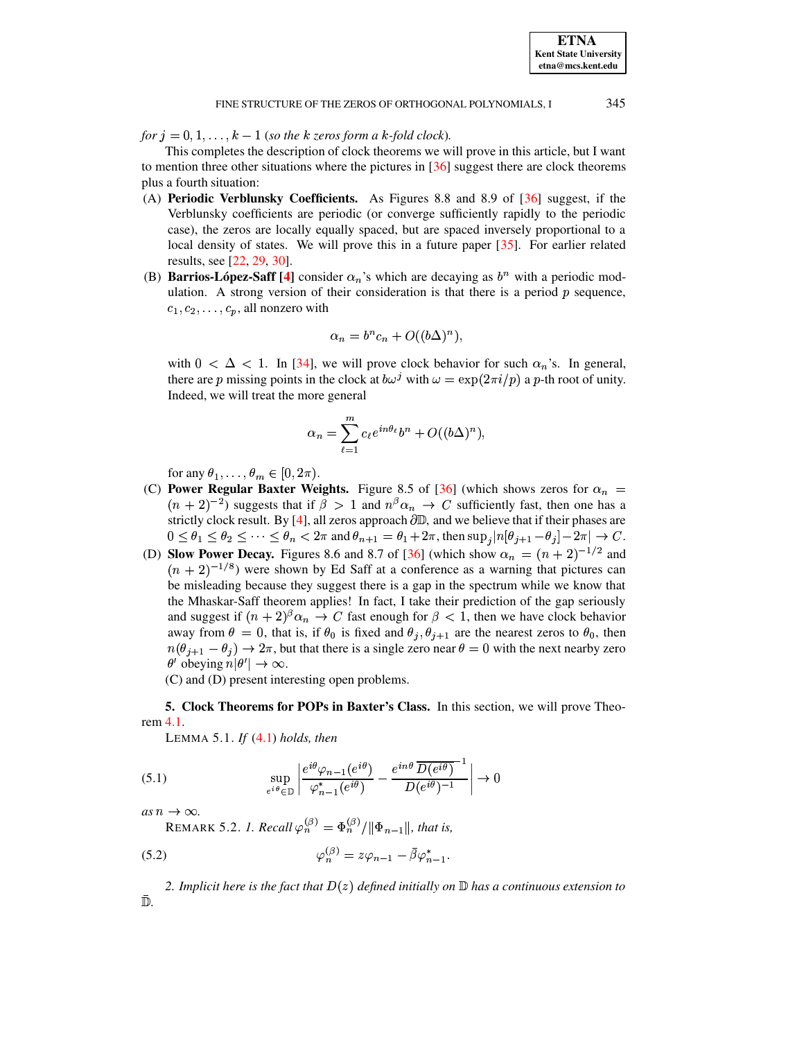*for* $j = 0, 1, \ldots, k-1$ (*so the* $k$ *zeros form a* $k$*-fold clock*).

This completes the description of clock theorems we will prove in this article, but I want to mention three other situations where the pictures in [36] suggest there are clock theorems plus a fourth situation:

(A) **Periodic Verblunsky Coefficients.** As Figures 8.8 and 8.9 of [36] suggest, if the Verblunsky coefficients are periodic (or converge sufficiently rapidly to the periodic case), the zeros are locally equally spaced, but are spaced inversely proportional to a local density of states. We will prove this in a future paper [35]. For earlier related results, see [22, 29, 30].

(B) **Barrios-López-Saff [4]** consider $\alpha_n$'s which are decaying as $b^n$ with a periodic modulation. A strong version of their consideration is that there is a period $p$ sequence, $c_1, c_2, \ldots, c_p$, all nonzero with

$$\alpha_n = b^n c_n + O((b\Delta)^n),$$

with $0 < \Delta < 1$. In [34], we will prove clock behavior for such $\alpha_n$'s. In general, there are $p$ missing points in the clock at $b\omega^j$ with $\omega = \exp(2\pi i/p)$ a $p$-th root of unity. Indeed, we will treat the more general

$$\alpha_n = \sum_{\ell=1}^{m} c_\ell e^{in\theta_\ell} b^n + O((b\Delta)^n),$$

for any $\theta_1, \ldots, \theta_m \in [0, 2\pi)$.

(C) **Power Regular Baxter Weights.** Figure 8.5 of [36] (which shows zeros for $\alpha_n = (n+2)^{-2}$) suggests that if $\beta > 1$ and $n^\beta \alpha_n \to C$ sufficiently fast, then one has a strictly clock result. By [4], all zeros approach $\partial\mathbb{D}$, and we believe that if their phases are $0 \le \theta_1 \le \theta_2 \le \cdots \le \theta_n < 2\pi$ and $\theta_{n+1} = \theta_1 + 2\pi$, then $\sup_j |n[\theta_{j+1} - \theta_j] - 2\pi| \to C$.

(D) **Slow Power Decay.** Figures 8.6 and 8.7 of [36] (which show $\alpha_n = (n+2)^{-1/2}$ and $(n+2)^{-1/8}$) were shown by Ed Saff at a conference as a warning that pictures can be misleading because they suggest there is a gap in the spectrum while we know that the Mhaskar-Saff theorem applies! In fact, I take their prediction of the gap seriously and suggest if $(n+2)^\beta \alpha_n \to C$ fast enough for $\beta < 1$, then we have clock behavior away from $\theta = 0$, that is, if $\theta_0$ is fixed and $\theta_j, \theta_{j+1}$ are the nearest zeros to $\theta_0$, then $n(\theta_{j+1} - \theta_j) \to 2\pi$, but that there is a single zero near $\theta = 0$ with the next nearby zero $\theta'$ obeying $n|\theta'| \to \infty$.

(C) and (D) present interesting open problems.

## 5. Clock Theorems for POPs in Baxter's Class.

In this section, we will prove Theorem 4.1.

LEMMA 5.1. *If* (4.1) *holds, then*

$$\sup_{e^{i\theta}\in\mathbb{D}} \left| \frac{e^{i\theta}\varphi_{n-1}(e^{i\theta})}{\varphi_{n-1}^*(e^{i\theta})} - \frac{e^{in\theta}\,\overline{D(e^{i\theta})}^{-1}}{D(e^{i\theta})^{-1}} \right| \to 0 \tag{5.1}$$

*as* $n \to \infty$.

REMARK 5.2. *1. Recall* $\varphi_n^{(\beta)} = \Phi_n^{(\beta)}/\|\Phi_{n-1}\|$, *that is,*

$$\varphi_n^{(\beta)} = z\varphi_{n-1} - \bar\beta\varphi_{n-1}^*. \tag{5.2}$$

*2. Implicit here is the fact that* $D(z)$ *defined initially on* $\mathbb{D}$ *has a continuous extension to* $\bar{\mathbb{D}}$.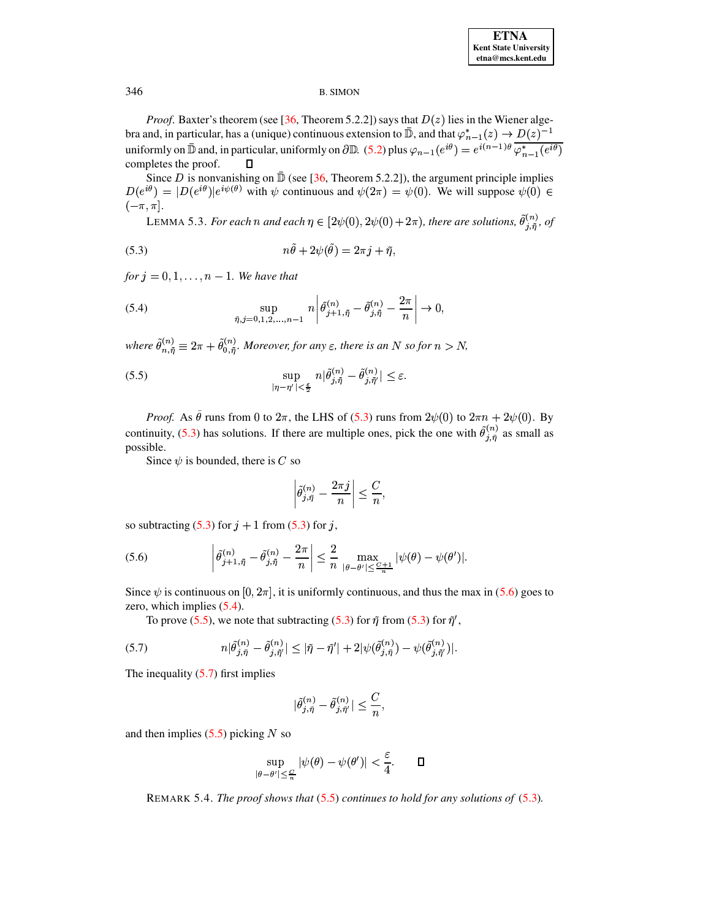*Proof.* Baxter's theorem (see [36, Theorem 5.2.2]) says that $D(z)$ lies in the Wiener algebra and, in particular, has a (unique) continuous extension to $\bar{\mathbb{D}}$, and that $\varphi^*_{n-1}(z) \to D(z)^{-1}$ uniformly on $\bar{\mathbb{D}}$ and, in particular, uniformly on $\partial\mathbb{D}$. (5.2) plus $\varphi_{n-1}(e^{i\theta}) = e^{i(n-1)\theta}\,\overline{\varphi^*_{n-1}(e^{i\theta})}$ completes the proof. □

Since $D$ is nonvanishing on $\bar{\mathbb{D}}$ (see [36, Theorem 5.2.2]), the argument principle implies $D(e^{i\theta}) = |D(e^{i\theta})|e^{i\psi(\theta)}$ with $\psi$ continuous and $\psi(2\pi) = \psi(0)$. We will suppose $\psi(0) \in (-\pi, \pi]$.

LEMMA 5.3. *For each $n$ and each $\eta \in [2\psi(0), 2\psi(0)+2\pi)$, there are solutions, $\tilde{\theta}^{(n)}_{j,\tilde{\eta}}$, of*

$$n\tilde{\theta} + 2\psi(\tilde{\theta}) = 2\pi j + \tilde{\eta}, \tag{5.3}$$

*for $j = 0, 1, \ldots, n-1$. We have that*

$$\sup_{\tilde{\eta}, j=0,1,2,\ldots,n-1} n\left|\tilde{\theta}^{(n)}_{j+1,\tilde{\eta}} - \tilde{\theta}^{(n)}_{j,\tilde{\eta}} - \frac{2\pi}{n}\right| \to 0, \tag{5.4}$$

*where $\tilde{\theta}^{(n)}_{n,\tilde{\eta}} \equiv 2\pi + \tilde{\theta}^{(n)}_{0,\tilde{\eta}}$. Moreover, for any $\varepsilon$, there is an $N$ so for $n > N$,*

$$\sup_{|\eta-\eta'|<\frac{\varepsilon}{2}} n|\tilde{\theta}^{(n)}_{j,\tilde{\eta}} - \tilde{\theta}^{(n)}_{j,\tilde{\eta}'}| \leq \varepsilon. \tag{5.5}$$

*Proof.* As $\tilde{\theta}$ runs from $0$ to $2\pi$, the LHS of (5.3) runs from $2\psi(0)$ to $2\pi n + 2\psi(0)$. By continuity, (5.3) has solutions. If there are multiple ones, pick the one with $\tilde{\theta}^{(n)}_{j,\tilde{\eta}}$ as small as possible.

Since $\psi$ is bounded, there is $C$ so

$$\left|\tilde{\theta}^{(n)}_{j,\tilde{\eta}} - \frac{2\pi j}{n}\right| \leq \frac{C}{n},$$

so subtracting (5.3) for $j+1$ from (5.3) for $j$,

$$\left|\tilde{\theta}^{(n)}_{j+1,\tilde{\eta}} - \tilde{\theta}^{(n)}_{j,\tilde{\eta}} - \frac{2\pi}{n}\right| \leq \frac{2}{n} \max_{|\theta-\theta'|\leq\frac{C+1}{n}} |\psi(\theta) - \psi(\theta')|. \tag{5.6}$$

Since $\psi$ is continuous on $[0, 2\pi]$, it is uniformly continuous, and thus the max in (5.6) goes to zero, which implies (5.4).

To prove (5.5), we note that subtracting (5.3) for $\tilde{\eta}$ from (5.3) for $\tilde{\eta}'$,

$$n|\tilde{\theta}^{(n)}_{j,\tilde{\eta}} - \tilde{\theta}^{(n)}_{j,\tilde{\eta}'}| \leq |\tilde{\eta} - \tilde{\eta}'| + 2|\psi(\tilde{\theta}^{(n)}_{j,\tilde{\eta}}) - \psi(\tilde{\theta}^{(n)}_{j,\tilde{\eta}'})|. \tag{5.7}$$

The inequality (5.7) first implies

$$|\tilde{\theta}^{(n)}_{j,\tilde{\eta}} - \tilde{\theta}^{(n)}_{j,\tilde{\eta}'}| \leq \frac{C}{n},$$

and then implies (5.5) picking $N$ so

$$\sup_{|\theta-\theta'|\leq\frac{C}{n}} |\psi(\theta) - \psi(\theta')| < \frac{\varepsilon}{4}. \qquad \square$$

REMARK 5.4. *The proof shows that (5.5) continues to hold for any solutions of (5.3).*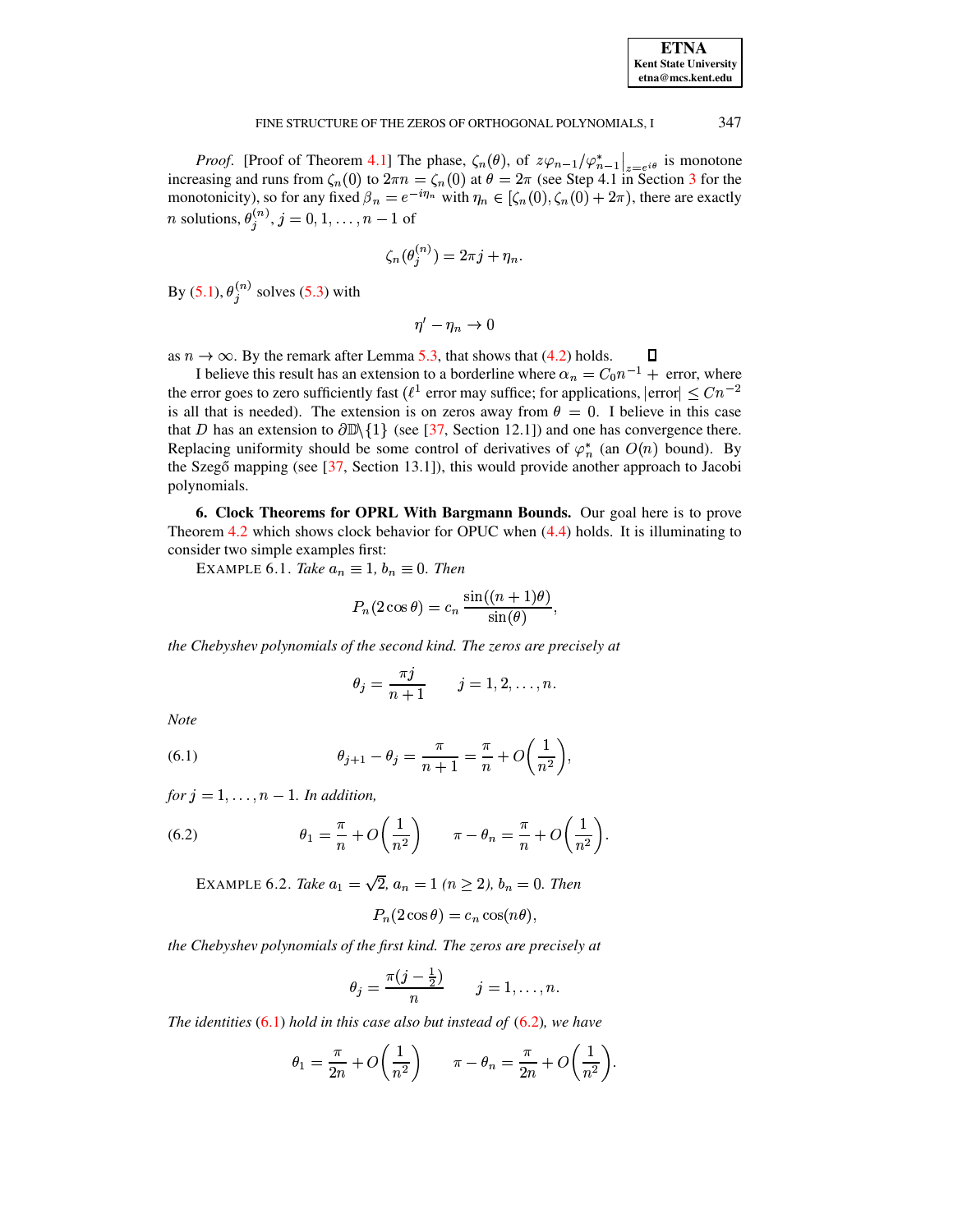*Proof*. [Proof of Theorem 4.1] The phase, $\zeta_n(\theta)$, of $z\varphi_{n-1}/\varphi_{n-1}^*\big|_{z=e^{i\theta}}$ is monotone increasing and runs from $\zeta_n(0)$ to $2\pi n = \zeta_n(0)$ at $\theta = 2\pi$ (see Step 4.1 in Section 3 for the monotonicity), so for any fixed $\beta_n = e^{-i\eta_n}$ with $\eta_n \in [\zeta_n(0), \zeta_n(0) + 2\pi)$, there are exactly $n$ solutions, $\theta_j^{(n)}$, $j = 0, 1, \ldots, n-1$ of

$$\zeta_n(\theta_j^{(n)}) = 2\pi j + \eta_n.$$

By (5.1), $\theta_j^{(n)}$ solves (5.3) with

$$\eta' - \eta_n \to 0$$

as $n \to \infty$. By the remark after Lemma 5.3, that shows that (4.2) holds. ☐

I believe this result has an extension to a borderline where $\alpha_n = C_0 n^{-1} +$ error, where the error goes to zero sufficiently fast ($\ell^1$ error may suffice; for applications, $|\text{error}| \leq Cn^{-2}$ is all that is needed). The extension is on zeros away from $\theta = 0$. I believe in this case that $D$ has an extension to $\partial\mathbb{D}\backslash\{1\}$ (see [37, Section 12.1]) and one has convergence there. Replacing uniformity should be some control of derivatives of $\varphi_n^*$ (an $O(n)$ bound). By the Szegő mapping (see [37, Section 13.1]), this would provide another approach to Jacobi polynomials.

## 6. Clock Theorems for OPRL With Bargmann Bounds.

Our goal here is to prove Theorem 4.2 which shows clock behavior for OPUC when (4.4) holds. It is illuminating to consider two simple examples first:

EXAMPLE 6.1. *Take $a_n \equiv 1$, $b_n \equiv 0$. Then*

$$P_n(2\cos\theta) = c_n \frac{\sin((n+1)\theta)}{\sin(\theta)},$$

*the Chebyshev polynomials of the second kind. The zeros are precisely at*

$$\theta_j = \frac{\pi j}{n+1} \qquad j = 1, 2, \ldots, n.$$

*Note*

$$\theta_{j+1} - \theta_j = \frac{\pi}{n+1} = \frac{\pi}{n} + O\bigg(\frac{1}{n^2}\bigg), \tag{6.1}$$

*for $j = 1, \ldots, n-1$. In addition,*

$$\theta_1 = \frac{\pi}{n} + O\bigg(\frac{1}{n^2}\bigg) \qquad \pi - \theta_n = \frac{\pi}{n} + O\bigg(\frac{1}{n^2}\bigg). \tag{6.2}$$

EXAMPLE 6.2. *Take $a_1 = \sqrt{2}$, $a_n = 1$ ($n \geq 2$), $b_n = 0$. Then*

$$P_n(2\cos\theta) = c_n \cos(n\theta),$$

*the Chebyshev polynomials of the first kind. The zeros are precisely at*

$$\theta_j = \frac{\pi(j - \frac{1}{2})}{n} \qquad j = 1, \ldots, n.$$

*The identities (6.1) hold in this case also but instead of (6.2), we have*

$$\theta_1 = \frac{\pi}{2n} + O\bigg(\frac{1}{n^2}\bigg) \qquad \pi - \theta_n = \frac{\pi}{2n} + O\bigg(\frac{1}{n^2}\bigg).$$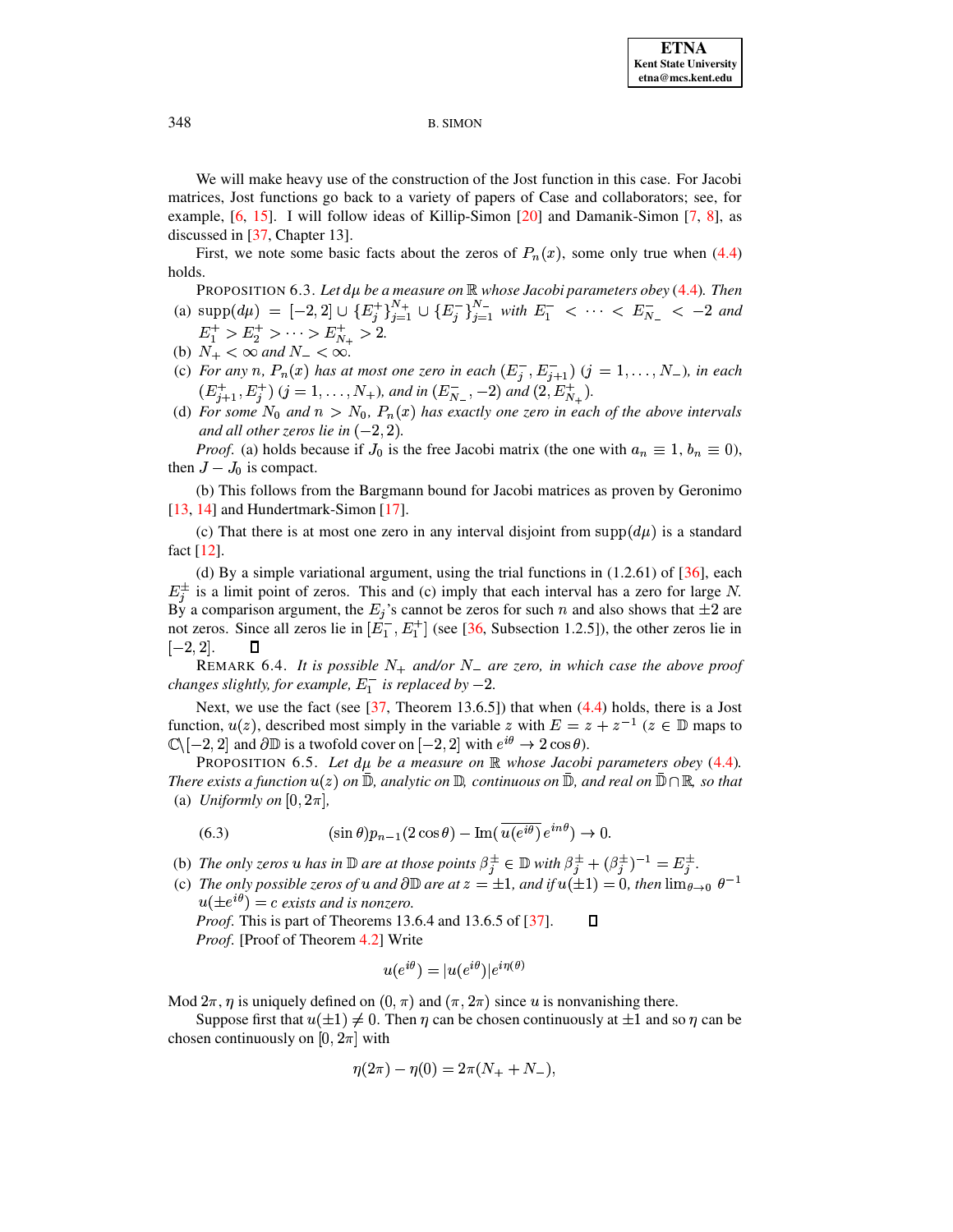We will make heavy use of the construction of the Jost function in this case. For Jacobi matrices, Jost functions go back to a variety of papers of Case and collaborators; see, for example, [6, 15]. I will follow ideas of Killip-Simon [20] and Damanik-Simon [7, 8], as discussed in [37, Chapter 13].

First, we note some basic facts about the zeros of $P_n(x)$, some only true when (4.4) holds.

PROPOSITION 6.3. *Let $d\mu$ be a measure on $\mathbb{R}$ whose Jacobi parameters obey* (4.4)*. Then*

(a) $\operatorname{supp}(d\mu) = [-2, 2] \cup \{E_j^+\}_{j=1}^{N_+} \cup \{E_j^-\}_{j=1}^{N_-}$ *with* $E_1^- < \cdots < E_{N_-}^- < -2$ *and* $E_1^+ > E_2^+ > \cdots > E_{N_+}^+ > 2$.

(b) $N_+ < \infty$ *and* $N_- < \infty$.

(c) *For any $n$, $P_n(x)$ has at most one zero in each $(E_j^-, E_{j+1}^-)$ ($j = 1, \ldots, N_-$), in each $(E_{j+1}^+, E_j^+)$ ($j = 1, \ldots, N_+$), and in $(E_{N_-}^-, -2)$ and $(2, E_{N_+}^+)$.*

(d) *For some $N_0$ and $n > N_0$, $P_n(x)$ has exactly one zero in each of the above intervals and all other zeros lie in $(-2, 2)$.*

*Proof.* (a) holds because if $J_0$ is the free Jacobi matrix (the one with $a_n \equiv 1$, $b_n \equiv 0$), then $J - J_0$ is compact.

(b) This follows from the Bargmann bound for Jacobi matrices as proven by Geronimo [13, 14] and Hundertmark-Simon [17].

(c) That there is at most one zero in any interval disjoint from $\operatorname{supp}(d\mu)$ is a standard fact [12].

(d) By a simple variational argument, using the trial functions in (1.2.61) of [36], each $E_j^\pm$ is a limit point of zeros. This and (c) imply that each interval has a zero for large $N$. By a comparison argument, the $E_j$'s cannot be zeros for such $n$ and also shows that $\pm 2$ are not zeros. Since all zeros lie in $[E_1^-, E_1^+]$ (see [36, Subsection 1.2.5]), the other zeros lie in $[-2, 2]$. ∎

REMARK 6.4. *It is possible $N_+$ and/or $N_-$ are zero, in which case the above proof changes slightly, for example, $E_1^-$ is replaced by $-2$.*

Next, we use the fact (see [37, Theorem 13.6.5]) that when (4.4) holds, there is a Jost function, $u(z)$, described most simply in the variable $z$ with $E = z + z^{-1}$ ($z \in \mathbb{D}$ maps to $\mathbb{C} \backslash [-2, 2]$ and $\partial\mathbb{D}$ is a twofold cover on $[-2, 2]$ with $e^{i\theta} \to 2\cos\theta$).

PROPOSITION 6.5. *Let $d\mu$ be a measure on $\mathbb{R}$ whose Jacobi parameters obey* (4.4)*. There exists a function $u(z)$ on $\bar{\mathbb{D}}$, analytic on $\mathbb{D}$, continuous on $\bar{\mathbb{D}}$, and real on $\bar{\mathbb{D}} \cap \mathbb{R}$, so that*

(a) *Uniformly on $[0, 2\pi]$,*

$$(\sin\theta) p_{n-1}(2\cos\theta) - \operatorname{Im}(\overline{u(e^{i\theta})}\, e^{in\theta}) \to 0. \tag{6.3}$$

(b) *The only zeros $u$ has in $\mathbb{D}$ are at those points $\beta_j^\pm \in \mathbb{D}$ with $\beta_j^\pm + (\beta_j^\pm)^{-1} = E_j^\pm$.*

(c) *The only possible zeros of $u$ and $\partial\mathbb{D}$ are at $z = \pm 1$, and if $u(\pm 1) = 0$, then $\lim_{\theta \to 0} \theta^{-1} u(\pm e^{i\theta}) = c$ exists and is nonzero.*

*Proof.* This is part of Theorems 13.6.4 and 13.6.5 of [37]. ∎

*Proof.* [Proof of Theorem 4.2] Write

$$u(e^{i\theta}) = |u(e^{i\theta})| e^{i\eta(\theta)}$$

Mod $2\pi$, $\eta$ is uniquely defined on $(0, \pi)$ and $(\pi, 2\pi)$ since $u$ is nonvanishing there.

Suppose first that $u(\pm 1) \neq 0$. Then $\eta$ can be chosen continuously at $\pm 1$ and so $\eta$ can be chosen continuously on $[0, 2\pi]$ with

$$\eta(2\pi) - \eta(0) = 2\pi(N_+ + N_-),$$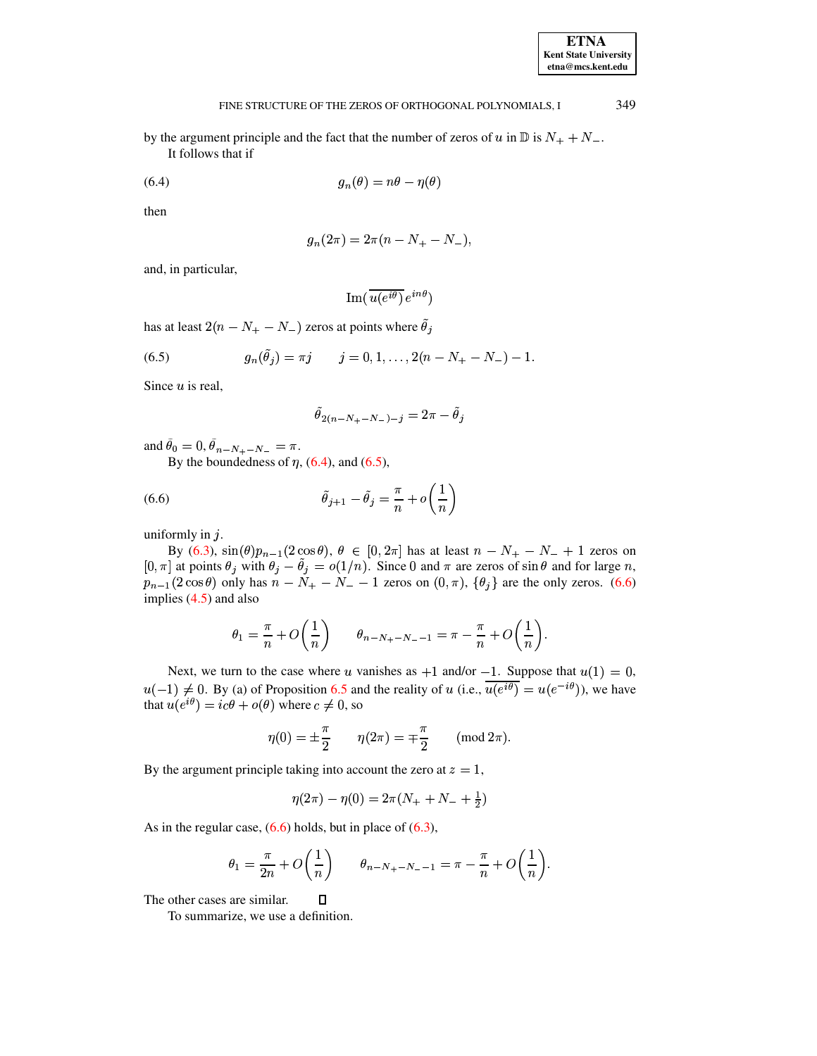by the argument principle and the fact that the number of zeros of $u$ in $\mathbb{D}$ is $N_+ + N_-$.

It follows that if

$$g_n(\theta) = n\theta - \eta(\theta) \tag{6.4}$$

then

$$g_n(2\pi) = 2\pi(n - N_+ - N_-),$$

and, in particular,

$$\mathrm{Im}(\overline{u(e^{i\theta})}\, e^{in\theta})$$

has at least $2(n - N_+ - N_-)$ zeros at points where $\tilde{\theta}_j$

$$g_n(\tilde{\theta}_j) = \pi j \qquad j = 0, 1, \ldots, 2(n - N_+ - N_-) - 1. \tag{6.5}$$

Since $u$ is real,

$$\tilde{\theta}_{2(n-N_+-N_-)-j} = 2\pi - \tilde{\theta}_j$$

and $\bar{\theta}_0 = 0, \bar{\theta}_{n-N_+-N_-} = \pi$.

By the boundedness of $\eta$, (6.4), and (6.5),

$$\tilde{\theta}_{j+1} - \tilde{\theta}_j = \frac{\pi}{n} + o\left(\frac{1}{n}\right) \tag{6.6}$$

uniformly in $j$.

By (6.3), $\sin(\theta)p_{n-1}(2\cos\theta)$, $\theta \in [0, 2\pi]$ has at least $n - N_+ - N_- + 1$ zeros on $[0, \pi]$ at points $\theta_j$ with $\theta_j - \tilde{\theta}_j = o(1/n)$. Since $0$ and $\pi$ are zeros of $\sin\theta$ and for large $n$, $p_{n-1}(2\cos\theta)$ only has $n - N_+ - N_- - 1$ zeros on $(0, \pi)$, $\{\theta_j\}$ are the only zeros. (6.6) implies (4.5) and also

$$\theta_1 = \frac{\pi}{n} + O\left(\frac{1}{n}\right) \qquad \theta_{n-N_+-N_--1} = \pi - \frac{\pi}{n} + O\left(\frac{1}{n}\right).$$

Next, we turn to the case where $u$ vanishes as $+1$ and/or $-1$. Suppose that $u(1) = 0$, $u(-1) \neq 0$. By (a) of Proposition 6.5 and the reality of $u$ (i.e., $\overline{u(e^{i\theta})} = u(e^{-i\theta})$), we have that $u(e^{i\theta}) = ic\theta + o(\theta)$ where $c \neq 0$, so

$$\eta(0) = \pm\frac{\pi}{2} \qquad \eta(2\pi) = \mp\frac{\pi}{2} \qquad (\text{mod } 2\pi).$$

By the argument principle taking into account the zero at $z = 1$,

$$\eta(2\pi) - \eta(0) = 2\pi(N_+ + N_- + \tfrac{1}{2})$$

As in the regular case, (6.6) holds, but in place of (6.3),

$$\theta_1 = \frac{\pi}{2n} + O\left(\frac{1}{n}\right) \qquad \theta_{n-N_+-N_--1} = \pi - \frac{\pi}{n} + O\left(\frac{1}{n}\right).$$

The other cases are similar. $\square$

To summarize, we use a definition.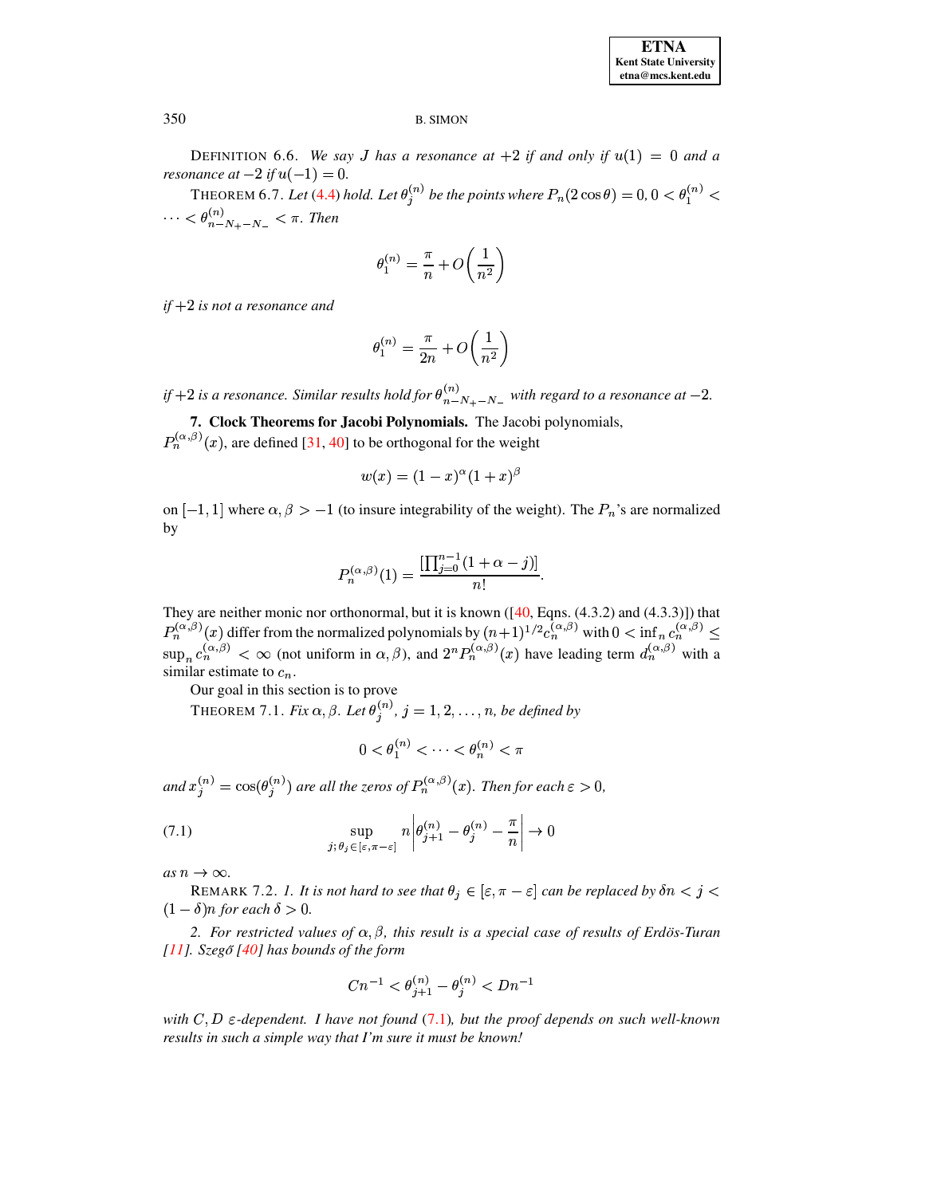DEFINITION 6.6. *We say $J$ has a resonance at $+2$ if and only if $u(1) = 0$ and a resonance at $-2$ if $u(-1) = 0$.*

THEOREM 6.7. *Let (4.4) hold. Let $\theta_j^{(n)}$ be the points where $P_n(2\cos\theta) = 0$, $0 < \theta_1^{(n)} < \cdots < \theta_{n-N_+-N_-}^{(n)} < \pi$. Then*

$$\theta_1^{(n)} = \frac{\pi}{n} + O\left(\frac{1}{n^2}\right)$$

*if $+2$ is not a resonance and*

$$\theta_1^{(n)} = \frac{\pi}{2n} + O\left(\frac{1}{n^2}\right)$$

*if $+2$ is a resonance. Similar results hold for $\theta_{n-N_+-N_-}^{(n)}$ with regard to a resonance at $-2$.*

## 7. Clock Theorems for Jacobi Polynomials.

The Jacobi polynomials, $P_n^{(\alpha,\beta)}(x)$, are defined [31, 40] to be orthogonal for the weight

$$w(x) = (1-x)^\alpha(1+x)^\beta$$

on $[-1,1]$ where $\alpha, \beta > -1$ (to insure integrability of the weight). The $P_n$'s are normalized by

$$P_n^{(\alpha,\beta)}(1) = \frac{\left[\prod_{j=0}^{n-1}(1+\alpha-j)\right]}{n!}.$$

They are neither monic nor orthonormal, but it is known ([40, Eqns. (4.3.2) and (4.3.3)]) that $P_n^{(\alpha,\beta)}(x)$ differ from the normalized polynomials by $(n+1)^{1/2}c_n^{(\alpha,\beta)}$ with $0 < \inf_n c_n^{(\alpha,\beta)} \le \sup_n c_n^{(\alpha,\beta)} < \infty$ (not uniform in $\alpha, \beta$), and $2^n P_n^{(\alpha,\beta)}(x)$ have leading term $d_n^{(\alpha,\beta)}$ with a similar estimate to $c_n$.

Our goal in this section is to prove

THEOREM 7.1. *Fix $\alpha, \beta$. Let $\theta_j^{(n)}$, $j = 1, 2, \dots, n$, be defined by*

$$0 < \theta_1^{(n)} < \cdots < \theta_n^{(n)} < \pi$$

*and $x_j^{(n)} = \cos(\theta_j^{(n)})$ are all the zeros of $P_n^{(\alpha,\beta)}(x)$. Then for each $\varepsilon > 0$,*

$$\sup_{j;\,\theta_j \in [\varepsilon, \pi-\varepsilon]} n\left|\theta_{j+1}^{(n)} - \theta_j^{(n)} - \frac{\pi}{n}\right| \to 0 \tag{7.1}$$

*as $n \to \infty$.*

REMARK 7.2. *1. It is not hard to see that $\theta_j \in [\varepsilon, \pi-\varepsilon]$ can be replaced by $\delta n < j < (1-\delta)n$ for each $\delta > 0$.*

*2. For restricted values of $\alpha, \beta$, this result is a special case of results of Erdös-Turan [11]. Szegő [40] has bounds of the form*

$$Cn^{-1} < \theta_{j+1}^{(n)} - \theta_j^{(n)} < Dn^{-1}$$

*with $C, D$ $\varepsilon$-dependent. I have not found (7.1), but the proof depends on such well-known results in such a simple way that I'm sure it must be known!*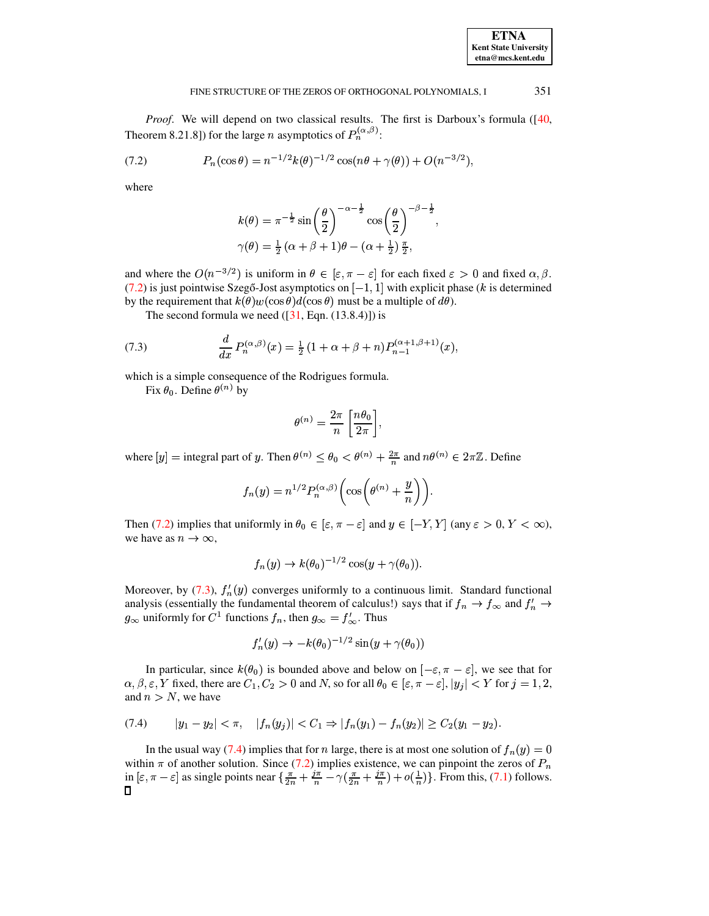*Proof*. We will depend on two classical results. The first is Darboux's formula ([40, Theorem 8.21.8]) for the large $n$ asymptotics of $P_n^{(\alpha,\beta)}$:

$$P_n(\cos\theta) = n^{-1/2} k(\theta)^{-1/2} \cos(n\theta + \gamma(\theta)) + O(n^{-3/2}), \tag{7.2}$$

where

$$k(\theta) = \pi^{-\frac{1}{2}} \sin\left(\frac{\theta}{2}\right)^{-\alpha-\frac{1}{2}} \cos\left(\frac{\theta}{2}\right)^{-\beta-\frac{1}{2}},$$

$$\gamma(\theta) = \tfrac{1}{2}\,(\alpha+\beta+1)\theta - (\alpha + \tfrac{1}{2})\,\tfrac{\pi}{2},$$

and where the $O(n^{-3/2})$ is uniform in $\theta \in [\varepsilon, \pi-\varepsilon]$ for each fixed $\varepsilon > 0$ and fixed $\alpha, \beta$. (7.2) is just pointwise Szegő-Jost asymptotics on $[-1,1]$ with explicit phase ($k$ is determined by the requirement that $k(\theta) w(\cos\theta) d(\cos\theta)$ must be a multiple of $d\theta$).

The second formula we need ([31, Eqn. (13.8.4)]) is

$$\frac{d}{dx} P_n^{(\alpha,\beta)}(x) = \tfrac{1}{2}\,(1+\alpha+\beta+n) P_{n-1}^{(\alpha+1,\beta+1)}(x), \tag{7.3}$$

which is a simple consequence of the Rodrigues formula.

Fix $\theta_0$. Define $\theta^{(n)}$ by

$$\theta^{(n)} = \frac{2\pi}{n}\left[\frac{n\theta_0}{2\pi}\right],$$

where $[y] =$ integral part of $y$. Then $\theta^{(n)} \leq \theta_0 < \theta^{(n)} + \frac{2\pi}{n}$ and $n\theta^{(n)} \in 2\pi\mathbb{Z}$. Define

$$f_n(y) = n^{1/2} P_n^{(\alpha,\beta)}\left(\cos\left(\theta^{(n)} + \frac{y}{n}\right)\right).$$

Then (7.2) implies that uniformly in $\theta_0 \in [\varepsilon, \pi-\varepsilon]$ and $y \in [-Y, Y]$ (any $\varepsilon > 0$, $Y < \infty$), we have as $n \to \infty$,

$$f_n(y) \to k(\theta_0)^{-1/2} \cos(y + \gamma(\theta_0)).$$

Moreover, by (7.3), $f_n'(y)$ converges uniformly to a continuous limit. Standard functional analysis (essentially the fundamental theorem of calculus!) says that if $f_n \to f_\infty$ and $f_n' \to g_\infty$ uniformly for $C^1$ functions $f_n$, then $g_\infty = f_\infty'$. Thus

$$f_n'(y) \to -k(\theta_0)^{-1/2} \sin(y + \gamma(\theta_0))$$

In particular, since $k(\theta_0)$ is bounded above and below on $[-\varepsilon, \pi-\varepsilon]$, we see that for $\alpha, \beta, \varepsilon, Y$ fixed, there are $C_1, C_2 > 0$ and $N$, so for all $\theta_0 \in [\varepsilon, \pi-\varepsilon]$, $|y_j| < Y$ for $j = 1, 2$, and $n > N$, we have

$$|y_1 - y_2| < \pi, \quad |f_n(y_j)| < C_1 \Rightarrow |f_n(y_1) - f_n(y_2)| \geq C_2(y_1 - y_2). \tag{7.4}$$

In the usual way (7.4) implies that for $n$ large, there is at most one solution of $f_n(y) = 0$ within $\pi$ of another solution. Since (7.2) implies existence, we can pinpoint the zeros of $P_n$ in $[\varepsilon, \pi-\varepsilon]$ as single points near $\{\frac{\pi}{2n} + \frac{j\pi}{n} - \gamma(\frac{\pi}{2n} + \frac{j\pi}{n}) + o(\frac{1}{n})\}$. From this, (7.1) follows. ∎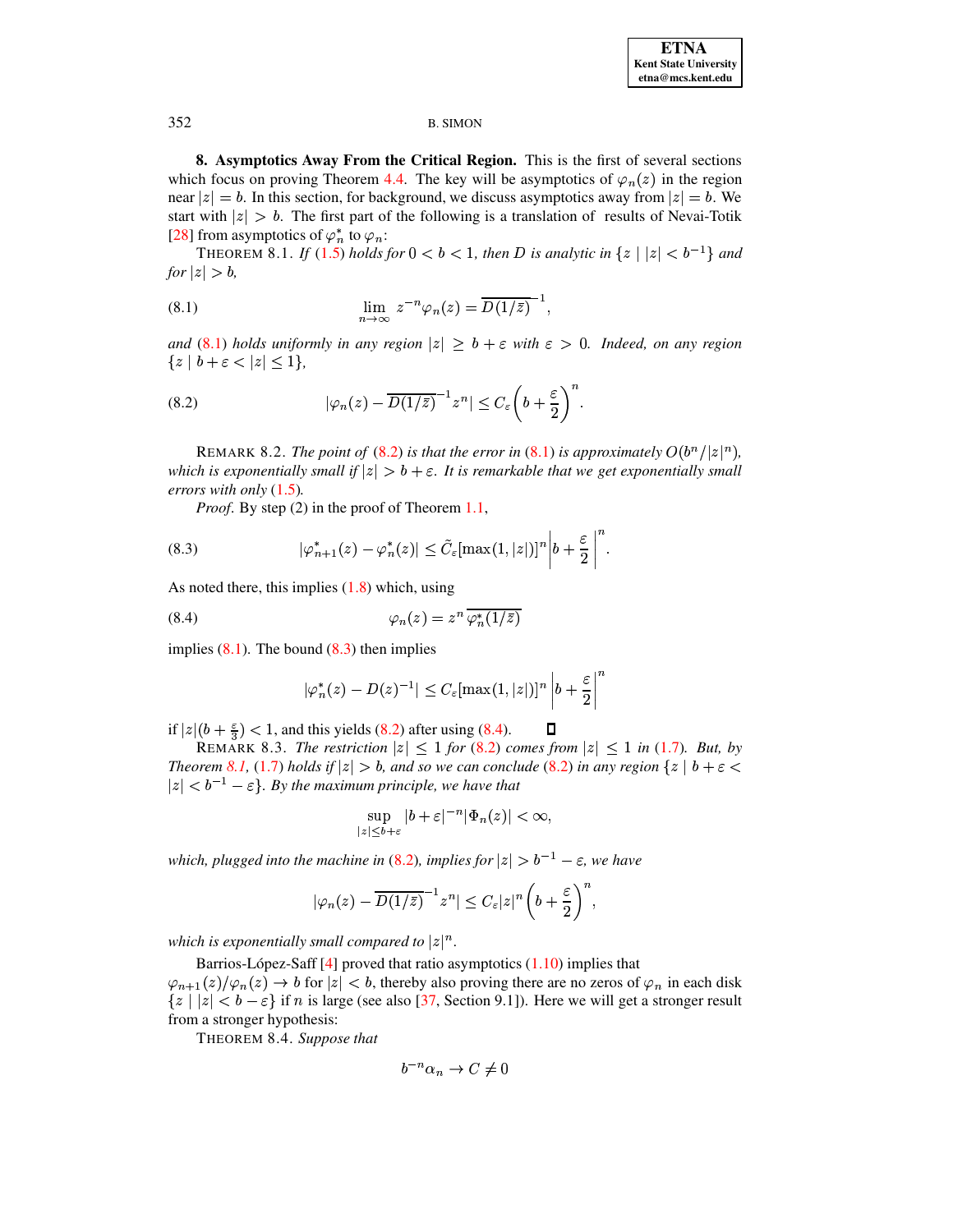**8. Asymptotics Away From the Critical Region.** This is the first of several sections which focus on proving Theorem 4.4. The key will be asymptotics of $\varphi_n(z)$ in the region near $|z| = b$. In this section, for background, we discuss asymptotics away from $|z| = b$. We start with $|z| > b$. The first part of the following is a translation of results of Nevai-Totik [28] from asymptotics of $\varphi_n^*$ to $\varphi_n$:

THEOREM 8.1. *If* (1.5) *holds for* $0 < b < 1$*, then* $D$ *is analytic in* $\{z \mid |z| < b^{-1}\}$ *and for* $|z| > b$*,*

$$\lim_{n\to\infty} z^{-n}\varphi_n(z) = \overline{D(1/\bar{z})}^{-1}, \tag{8.1}$$

*and* (8.1) *holds uniformly in any region* $|z| \geq b + \varepsilon$ *with* $\varepsilon > 0$*. Indeed, on any region* $\{z \mid b + \varepsilon < |z| \leq 1\}$*,*

$$|\varphi_n(z) - \overline{D(1/\bar{z})}^{-1} z^n| \leq C_\varepsilon \left(b + \frac{\varepsilon}{2}\right)^n. \tag{8.2}$$

REMARK 8.2. *The point of* (8.2) *is that the error in* (8.1) *is approximately* $O(b^n/|z|^n)$*, which is exponentially small if* $|z| > b + \varepsilon$*. It is remarkable that we get exponentially small errors with only* (1.5)*.*

*Proof.* By step (2) in the proof of Theorem 1.1,

$$|\varphi_{n+1}^*(z) - \varphi_n^*(z)| \leq \tilde{C}_\varepsilon[\max(1, |z|)]^n \left|b + \frac{\varepsilon}{2}\right|^n. \tag{8.3}$$

As noted there, this implies (1.8) which, using

$$\varphi_n(z) = z^n\, \overline{\varphi_n^*(1/\bar{z})} \tag{8.4}$$

implies (8.1). The bound (8.3) then implies

$$|\varphi_n^*(z) - D(z)^{-1}| \leq C_\varepsilon[\max(1, |z|)]^n \left|b + \frac{\varepsilon}{2}\right|^n$$

if $|z|(b + \frac{\varepsilon}{3}) < 1$, and this yields (8.2) after using (8.4). ∎

REMARK 8.3. *The restriction* $|z| \leq 1$ *for* (8.2) *comes from* $|z| \leq 1$ *in* (1.7)*. But, by Theorem 8.1,* (1.7) *holds if* $|z| > b$*, and so we can conclude* (8.2) *in any region* $\{z \mid b + \varepsilon < |z| < b^{-1} - \varepsilon\}$*. By the maximum principle, we have that*

$$\sup_{|z| \leq b+\varepsilon} |b + \varepsilon|^{-n} |\Phi_n(z)| < \infty,$$

*which, plugged into the machine in* (8.2)*, implies for* $|z| > b^{-1} - \varepsilon$*, we have*

$$|\varphi_n(z) - \overline{D(1/\bar{z})}^{-1} z^n| \leq C_\varepsilon |z|^n \left(b + \frac{\varepsilon}{2}\right)^n,$$

*which is exponentially small compared to* $|z|^n$*.*

Barrios-López-Saff [4] proved that ratio asymptotics (1.10) implies that $\varphi_{n+1}(z)/\varphi_n(z) \to b$ for $|z| < b$, thereby also proving there are no zeros of $\varphi_n$ in each disk $\{z \mid |z| < b - \varepsilon\}$ if $n$ is large (see also [37, Section 9.1]). Here we will get a stronger result from a stronger hypothesis:

THEOREM 8.4. *Suppose that*

$$b^{-n}\alpha_n \to C \neq 0$$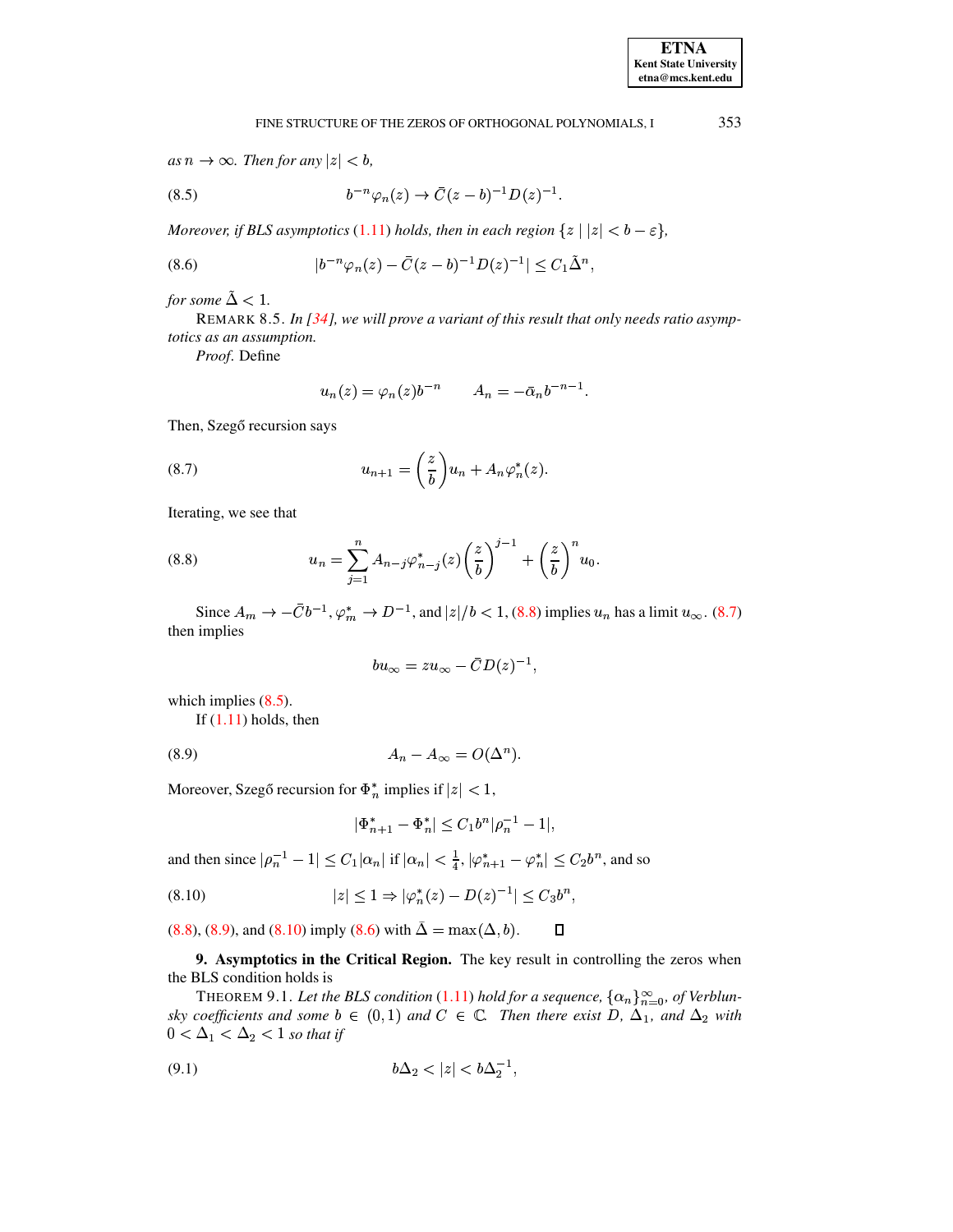*as $n \to \infty$. Then for any $|z| < b$,*

$$b^{-n}\varphi_n(z) \to \bar{C}(z-b)^{-1}D(z)^{-1}. \tag{8.5}$$

*Moreover, if BLS asymptotics (1.11) holds, then in each region $\{z \mid |z| < b - \varepsilon\}$,*

$$|b^{-n}\varphi_n(z) - \bar{C}(z-b)^{-1}D(z)^{-1}| \le C_1\tilde{\Delta}^n, \tag{8.6}$$

*for some $\tilde{\Delta} < 1$.*

REMARK 8.5. *In [34], we will prove a variant of this result that only needs ratio asymptotics as an assumption.*

*Proof.* Define

$$u_n(z) = \varphi_n(z)b^{-n} \qquad A_n = -\bar{\alpha}_n b^{-n-1}.$$

Then, Szegő recursion says

$$u_{n+1} = \left(\frac{z}{b}\right)u_n + A_n\varphi_n^*(z). \tag{8.7}$$

Iterating, we see that

$$u_n = \sum_{j=1}^{n} A_{n-j}\varphi_{n-j}^*(z)\left(\frac{z}{b}\right)^{j-1} + \left(\frac{z}{b}\right)^n u_0. \tag{8.8}$$

Since $A_m \to -\bar{C}b^{-1}$, $\varphi_m^* \to D^{-1}$, and $|z|/b < 1$, (8.8) implies $u_n$ has a limit $u_\infty$. (8.7) then implies

$$bu_\infty = zu_\infty - \bar{C}D(z)^{-1},$$

which implies (8.5).

If (1.11) holds, then

$$A_n - A_\infty = O(\Delta^n). \tag{8.9}$$

Moreover, Szegő recursion for $\Phi_n^*$ implies if $|z| < 1$,

$$|\Phi_{n+1}^* - \Phi_n^*| \le C_1 b^n |\rho_n^{-1} - 1|,$$

and then since $|\rho_n^{-1} - 1| \le C_1|\alpha_n|$ if $|\alpha_n| < \frac{1}{4}$, $|\varphi_{n+1}^* - \varphi_n^*| \le C_2 b^n$, and so

$$|z| \le 1 \Rightarrow |\varphi_n^*(z) - D(z)^{-1}| \le C_3 b^n, \tag{8.10}$$

(8.8), (8.9), and (8.10) imply (8.6) with $\tilde{\Delta} = \max(\Delta, b)$. $\square$

**9. Asymptotics in the Critical Region.** The key result in controlling the zeros when the BLS condition holds is

THEOREM 9.1. *Let the BLS condition (1.11) hold for a sequence, $\{\alpha_n\}_{n=0}^\infty$, of Verblunsky coefficients and some $b \in (0,1)$ and $C \in \mathbb{C}$. Then there exist $D$, $\Delta_1$, and $\Delta_2$ with $0 < \Delta_1 < \Delta_2 < 1$ so that if*

$$b\Delta_2 < |z| < b\Delta_2^{-1}, \tag{9.1}$$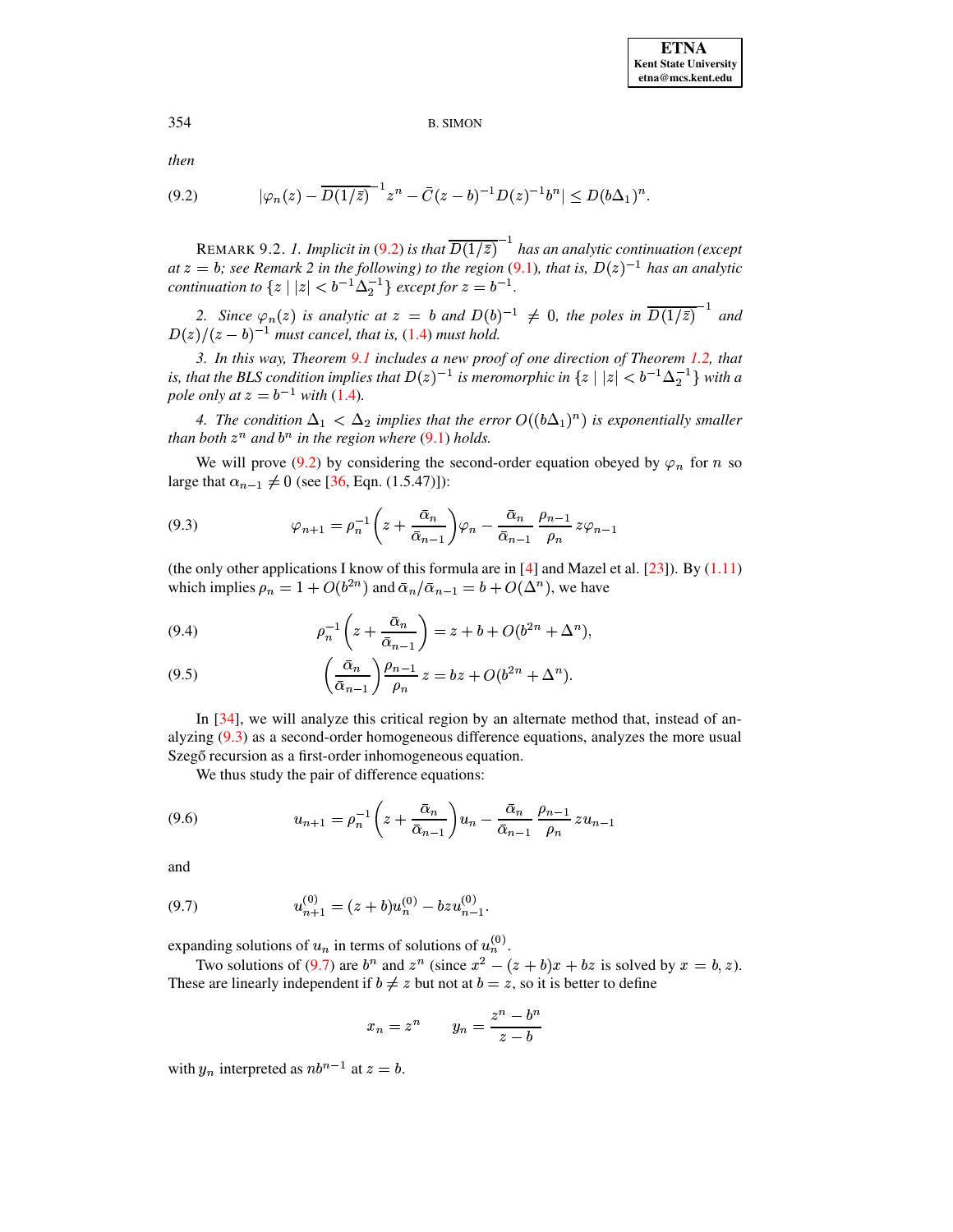*then*

$$|\varphi_n(z) - \overline{D(1/\bar z)}^{\,-1} z^n - \bar C (z-b)^{-1} D(z)^{-1} b^n| \leq D(b\Delta_1)^n. \tag{9.2}$$

REMARK 9.2. *1. Implicit in (9.2) is that $\overline{D(1/\bar z)}^{\,-1}$ has an analytic continuation (except at $z = b$; see Remark 2 in the following) to the region (9.1), that is, $D(z)^{-1}$ has an analytic continuation to $\{z \mid |z| < b^{-1}\Delta_2^{-1}\}$ except for $z = b^{-1}$.*

*2. Since $\varphi_n(z)$ is analytic at $z = b$ and $D(b)^{-1} \neq 0$, the poles in $\overline{D(1/\bar z)}^{\,-1}$ and $D(z)/(z-b)^{-1}$ must cancel, that is, (1.4) must hold.*

*3. In this way, Theorem 9.1 includes a new proof of one direction of Theorem 1.2, that is, that the BLS condition implies that $D(z)^{-1}$ is meromorphic in $\{z \mid |z| < b^{-1}\Delta_2^{-1}\}$ with a pole only at $z = b^{-1}$ with (1.4).*

*4. The condition $\Delta_1 < \Delta_2$ implies that the error $O((b\Delta_1)^n)$ is exponentially smaller than both $z^n$ and $b^n$ in the region where (9.1) holds.*

We will prove (9.2) by considering the second-order equation obeyed by $\varphi_n$ for $n$ so large that $\alpha_{n-1} \neq 0$ (see [36, Eqn. (1.5.47)]):

$$\varphi_{n+1} = \rho_n^{-1}\left(z + \frac{\bar\alpha_n}{\bar\alpha_{n-1}}\right)\varphi_n - \frac{\bar\alpha_n}{\bar\alpha_{n-1}}\,\frac{\rho_{n-1}}{\rho_n}\, z\varphi_{n-1} \tag{9.3}$$

(the only other applications I know of this formula are in [4] and Mazel et al. [23]). By (1.11) which implies $\rho_n = 1 + O(b^{2n})$ and $\bar\alpha_n/\bar\alpha_{n-1} = b + O(\Delta^n)$, we have

$$\rho_n^{-1}\left(z + \frac{\bar\alpha_n}{\bar\alpha_{n-1}}\right) = z + b + O(b^{2n} + \Delta^n), \tag{9.4}$$

$$\left(\frac{\bar\alpha_n}{\bar\alpha_{n-1}}\right)\frac{\rho_{n-1}}{\rho_n}\, z = bz + O(b^{2n} + \Delta^n). \tag{9.5}$$

In [34], we will analyze this critical region by an alternate method that, instead of analyzing (9.3) as a second-order homogeneous difference equations, analyzes the more usual Szegő recursion as a first-order inhomogeneous equation.

We thus study the pair of difference equations:

$$u_{n+1} = \rho_n^{-1}\left(z + \frac{\bar\alpha_n}{\bar\alpha_{n-1}}\right)u_n - \frac{\bar\alpha_n}{\bar\alpha_{n-1}}\,\frac{\rho_{n-1}}{\rho_n}\, z u_{n-1} \tag{9.6}$$

and

$$u_{n+1}^{(0)} = (z+b)u_n^{(0)} - bz u_{n-1}^{(0)}. \tag{9.7}$$

expanding solutions of $u_n$ in terms of solutions of $u_n^{(0)}$.

Two solutions of (9.7) are $b^n$ and $z^n$ (since $x^2 - (z+b)x + bz$ is solved by $x = b, z$). These are linearly independent if $b \neq z$ but not at $b = z$, so it is better to define

$$x_n = z^n \qquad y_n = \frac{z^n - b^n}{z - b}$$

with $y_n$ interpreted as $nb^{n-1}$ at $z = b$.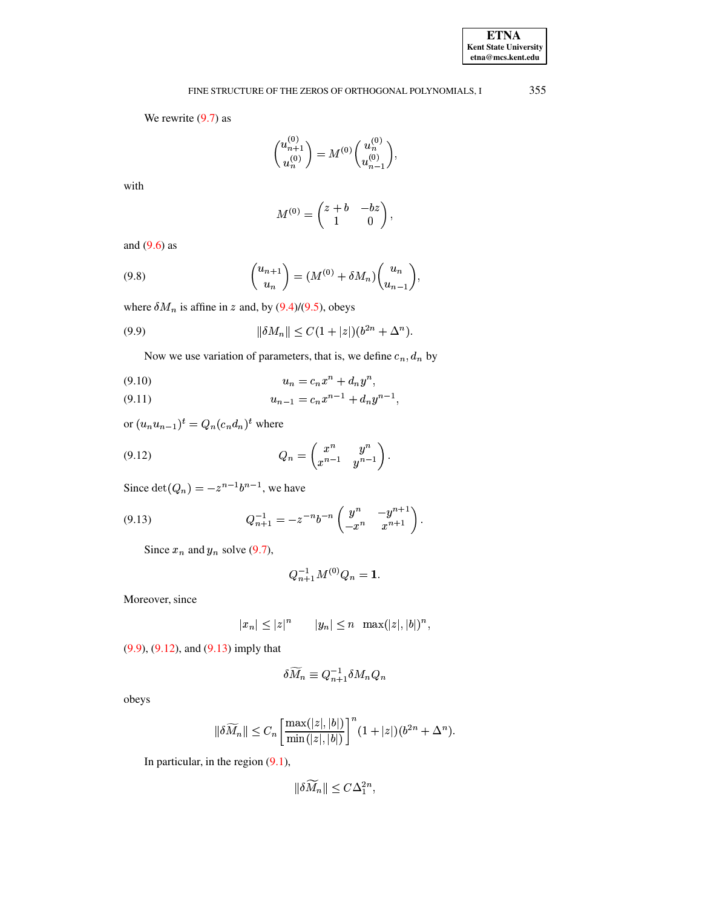We rewrite (9.7) as

$$\begin{pmatrix} u_{n+1}^{(0)} \\ u_n^{(0)} \end{pmatrix} = M^{(0)} \begin{pmatrix} u_n^{(0)} \\ u_{n-1}^{(0)} \end{pmatrix},$$

with

$$M^{(0)} = \begin{pmatrix} z+b & -bz \\ 1 & 0 \end{pmatrix},$$

and (9.6) as

$$\begin{pmatrix} u_{n+1} \\ u_n \end{pmatrix} = (M^{(0)} + \delta M_n) \begin{pmatrix} u_n \\ u_{n-1} \end{pmatrix}, \tag{9.8}$$

where $\delta M_n$ is affine in $z$ and, by (9.4)/(9.5), obeys

$$\|\delta M_n\| \leq C(1+|z|)(b^{2n} + \Delta^n). \tag{9.9}$$

Now we use variation of parameters, that is, we define $c_n, d_n$ by

$$u_n = c_n x^n + d_n y^n, \tag{9.10}$$

$$u_{n-1} = c_n x^{n-1} + d_n y^{n-1}, \tag{9.11}$$

or $(u_n u_{n-1})^t = Q_n (c_n d_n)^t$ where

$$Q_n = \begin{pmatrix} x^n & y^n \\ x^{n-1} & y^{n-1} \end{pmatrix}. \tag{9.12}$$

Since $\det(Q_n) = -z^{n-1}b^{n-1}$, we have

$$Q_{n+1}^{-1} = -z^{-n}b^{-n} \begin{pmatrix} y^n & -y^{n+1} \\ -x^n & x^{n+1} \end{pmatrix}. \tag{9.13}$$

Since $x_n$ and $y_n$ solve (9.7),

$$Q_{n+1}^{-1} M^{(0)} Q_n = \mathbf{1}.$$

Moreover, since

$$|x_n| \leq |z|^n \qquad |y_n| \leq n \quad \max(|z|,|b|)^n,$$

(9.9), (9.12), and (9.13) imply that

$$\delta \widetilde{M}_n \equiv Q_{n+1}^{-1} \delta M_n Q_n$$

obeys

$$\|\delta \widetilde{M}_n\| \leq C_n \left[ \frac{\max(|z|,|b|)}{\min(|z|,|b|)} \right]^n (1+|z|)(b^{2n} + \Delta^n).$$

In particular, in the region (9.1),

$$\|\delta \widetilde{M}_n\| \leq C \Delta_1^{2n},$$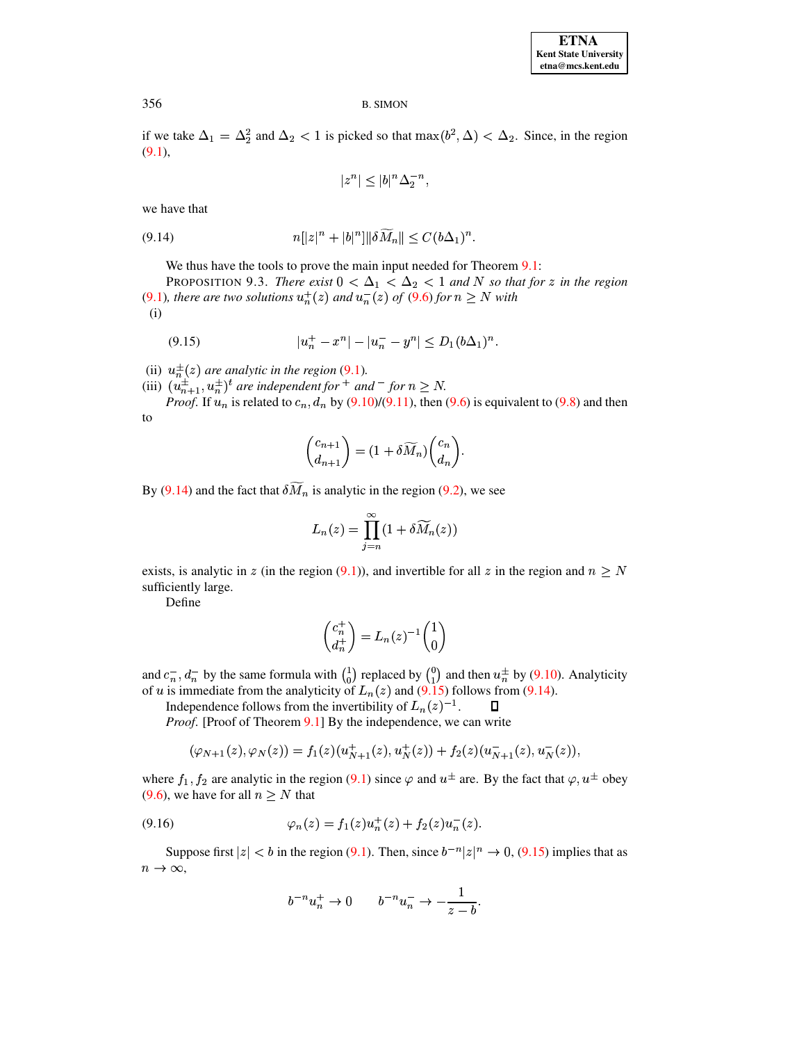if we take $\Delta_1 = \Delta_2^2$ and $\Delta_2 < 1$ is picked so that $\max(b^2, \Delta) < \Delta_2$. Since, in the region (9.1),

$$|z^n| \leq |b|^n \Delta_2^{-n},$$

we have that

$$n[|z|^n + |b|^n] \| \delta \widetilde{M}_n \| \leq C(b\Delta_1)^n. \tag{9.14}$$

We thus have the tools to prove the main input needed for Theorem 9.1:

PROPOSITION 9.3. *There exist $0 < \Delta_1 < \Delta_2 < 1$ and $N$ so that for $z$ in the region (9.1), there are two solutions $u_n^+(z)$ and $u_n^-(z)$ of (9.6) for $n \geq N$ with*

(i)

$$|u_n^+ - x^n| - |u_n^- - y^n| \leq D_1(b\Delta_1)^n. \tag{9.15}$$

(ii) *$u_n^\pm(z)$ are analytic in the region (9.1).*

(iii) *$(u_{n+1}^\pm, u_n^\pm)^t$ are independent for $^+$ and $^-$ for $n \geq N$.*

*Proof.* If $u_n$ is related to $c_n, d_n$ by (9.10)/(9.11), then (9.6) is equivalent to (9.8) and then to

$$\begin{pmatrix} c_{n+1} \\ d_{n+1} \end{pmatrix} = (1 + \delta \widetilde{M}_n) \begin{pmatrix} c_n \\ d_n \end{pmatrix}.$$

By (9.14) and the fact that $\delta \widetilde{M}_n$ is analytic in the region (9.2), we see

$$L_n(z) = \prod_{j=n}^{\infty} (1 + \delta \widetilde{M}_n(z))$$

exists, is analytic in $z$ (in the region (9.1)), and invertible for all $z$ in the region and $n \geq N$ sufficiently large.

Define

$$\begin{pmatrix} c_n^+ \\ d_n^+ \end{pmatrix} = L_n(z)^{-1} \begin{pmatrix} 1 \\ 0 \end{pmatrix}$$

and $c_n^-, d_n^-$ by the same formula with $\binom{1}{0}$ replaced by $\binom{0}{1}$ and then $u_n^\pm$ by (9.10). Analyticity of $u$ is immediate from the analyticity of $L_n(z)$ and (9.15) follows from (9.14).

Independence follows from the invertibility of $L_n(z)^{-1}$. ∎

*Proof.* [Proof of Theorem 9.1] By the independence, we can write

$$(\varphi_{N+1}(z), \varphi_N(z)) = f_1(z)(u_{N+1}^+(z), u_N^+(z)) + f_2(z)(u_{N+1}^-(z), u_N^-(z)),$$

where $f_1, f_2$ are analytic in the region (9.1) since $\varphi$ and $u^\pm$ are. By the fact that $\varphi, u^\pm$ obey (9.6), we have for all $n \geq N$ that

$$\varphi_n(z) = f_1(z) u_n^+(z) + f_2(z) u_n^-(z). \tag{9.16}$$

Suppose first $|z| < b$ in the region (9.1). Then, since $b^{-n}|z|^n \to 0$, (9.15) implies that as $n \to \infty$,

$$b^{-n} u_n^+ \to 0 \qquad b^{-n} u_n^- \to -\frac{1}{z - b}.$$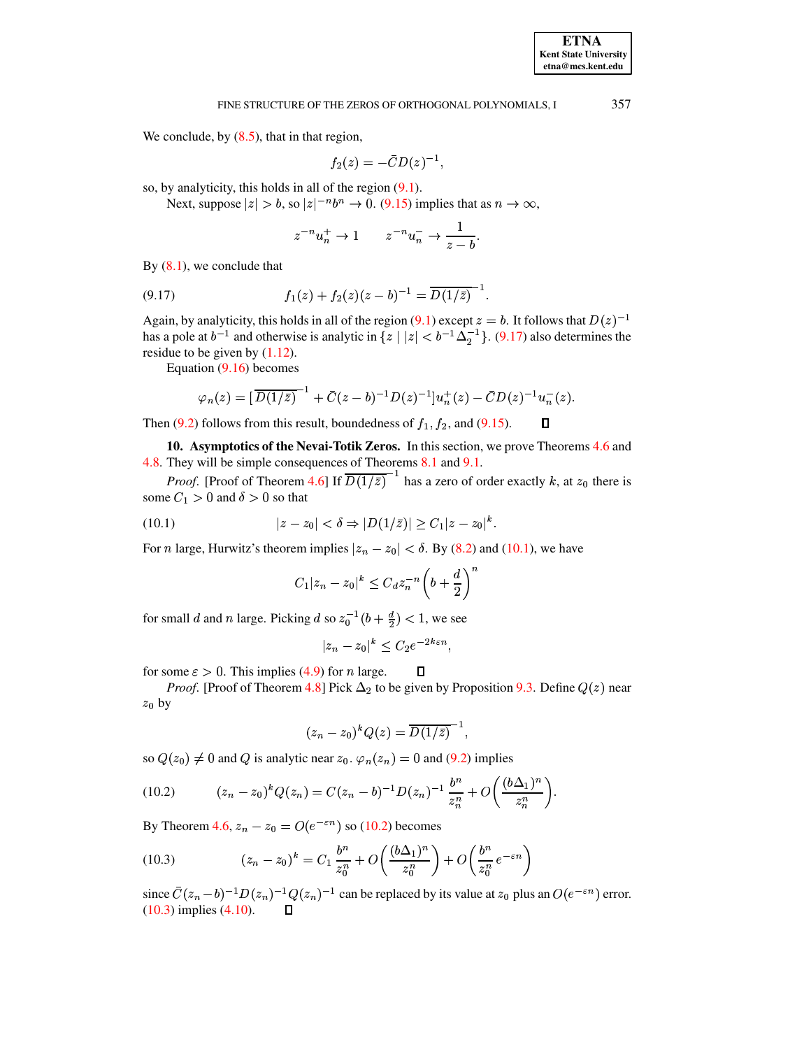We conclude, by (8.5), that in that region,

$$f_2(z) = -\bar{C}D(z)^{-1},$$

so, by analyticity, this holds in all of the region (9.1).

Next, suppose $|z| > b$, so $|z|^{-n}b^n \to 0$. (9.15) implies that as $n \to \infty$,

$$z^{-n}u_n^+ \to 1 \qquad z^{-n}u_n^- \to \frac{1}{z-b}.$$

By (8.1), we conclude that

$$f_1(z) + f_2(z)(z-b)^{-1} = \overline{D(1/\bar{z})}^{-1}. \tag{9.17}$$

Again, by analyticity, this holds in all of the region (9.1) except $z = b$. It follows that $D(z)^{-1}$ has a pole at $b^{-1}$ and otherwise is analytic in $\{z \mid |z| < b^{-1}\Delta_2^{-1}\}$. (9.17) also determines the residue to be given by (1.12).

Equation (9.16) becomes

$$\varphi_n(z) = [\overline{D(1/\bar{z})}^{-1} + \bar{C}(z-b)^{-1}D(z)^{-1}]u_n^+(z) - \bar{C}D(z)^{-1}u_n^-(z).$$

Then (9.2) follows from this result, boundedness of $f_1, f_2$, and (9.15). ☐

## 10. Asymptotics of the Nevai-Totik Zeros.

In this section, we prove Theorems 4.6 and 4.8. They will be simple consequences of Theorems 8.1 and 9.1.

*Proof.* [Proof of Theorem 4.6] If $\overline{D(1/\bar{z})}^{-1}$ has a zero of order exactly $k$, at $z_0$ there is some $C_1 > 0$ and $\delta > 0$ so that

$$|z - z_0| < \delta \Rightarrow |D(1/\bar{z})| \geq C_1|z - z_0|^k. \tag{10.1}$$

For $n$ large, Hurwitz's theorem implies $|z_n - z_0| < \delta$. By (8.2) and (10.1), we have

$$C_1|z_n - z_0|^k \leq C_d z_n^{-n}\left(b + \frac{d}{2}\right)^n$$

for small $d$ and $n$ large. Picking $d$ so $z_0^{-1}(b + \frac{d}{2}) < 1$, we see

$$|z_n - z_0|^k \leq C_2 e^{-2k\varepsilon n},$$

for some $\varepsilon > 0$. This implies (4.9) for $n$ large. ☐

*Proof.* [Proof of Theorem 4.8] Pick $\Delta_2$ to be given by Proposition 9.3. Define $Q(z)$ near $z_0$ by

$$(z_n - z_0)^k Q(z) = \overline{D(1/\bar{z})}^{-1},$$

so $Q(z_0) \neq 0$ and $Q$ is analytic near $z_0$. $\varphi_n(z_n) = 0$ and (9.2) implies

$$(z_n - z_0)^k Q(z_n) = C(z_n - b)^{-1}D(z_n)^{-1}\,\frac{b^n}{z_n^n} + O\left(\frac{(b\Delta_1)^n}{z_n^n}\right). \tag{10.2}$$

By Theorem 4.6, $z_n - z_0 = O(e^{-\varepsilon n})$ so (10.2) becomes

$$(z_n - z_0)^k = C_1\,\frac{b^n}{z_0^n} + O\left(\frac{(b\Delta_1)^n}{z_0^n}\right) + O\left(\frac{b^n}{z_0^n}\,e^{-\varepsilon n}\right) \tag{10.3}$$

since $\bar{C}(z_n - b)^{-1}D(z_n)^{-1}Q(z_n)^{-1}$ can be replaced by its value at $z_0$ plus an $O(e^{-\varepsilon n})$ error. (10.3) implies (4.10). ☐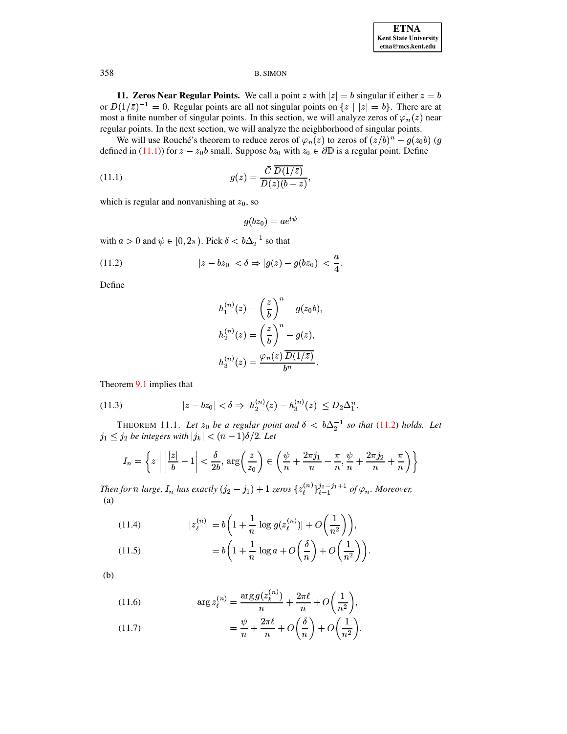**11. Zeros Near Regular Points.** We call a point $z$ with $|z| = b$ singular if either $z = b$ or $D(1/\bar{z})^{-1} = 0$. Regular points are all not singular points on $\{z \mid |z| = b\}$. There are at most a finite number of singular points. In this section, we will analyze zeros of $\varphi_n(z)$ near regular points. In the next section, we will analyze the neighborhood of singular points.

We will use Rouché's theorem to reduce zeros of $\varphi_n(z)$ to zeros of $(z/b)^n - g(z_0 b)$ ($g$ defined in (11.1)) for $z - z_0 b$ small. Suppose $bz_0$ with $z_0 \in \partial\mathbb{D}$ is a regular point. Define

$$g(z) = \frac{\bar{C}\, \overline{D(1/\bar{z})}}{D(z)(b - z)}, \tag{11.1}$$

which is regular and nonvanishing at $z_0$, so

$$g(bz_0) = ae^{i\psi}$$

with $a > 0$ and $\psi \in [0, 2\pi)$. Pick $\delta < b\Delta_2^{-1}$ so that

$$|z - bz_0| < \delta \Rightarrow |g(z) - g(bz_0)| < \frac{a}{4}. \tag{11.2}$$

Define

$$h_1^{(n)}(z) = \left(\frac{z}{b}\right)^n - g(z_0 b),$$

$$h_2^{(n)}(z) = \left(\frac{z}{b}\right)^n - g(z),$$

$$h_3^{(n)}(z) = \frac{\varphi_n(z)\, \overline{D(1/\bar{z})}}{b^n}.$$

Theorem 9.1 implies that

$$|z - bz_0| < \delta \Rightarrow |h_2^{(n)}(z) - h_3^{(n)}(z)| \leq D_2 \Delta_1^n. \tag{11.3}$$

THEOREM 11.1. *Let $z_0$ be a regular point and $\delta < b\Delta_2^{-1}$ so that (11.2) holds. Let $j_1 \leq j_2$ be integers with $|j_k| < (n-1)\delta/2$. Let*

$$I_n = \left\{ z \;\middle|\; \left|\frac{|z|}{b} - 1\right| < \frac{\delta}{2b},\ \arg\left(\frac{z}{z_0}\right) \in \left(\frac{\psi}{n} + \frac{2\pi j_1}{n} - \frac{\pi}{n}, \frac{\psi}{n} + \frac{2\pi j_2}{n} + \frac{\pi}{n}\right) \right\}$$

*Then for $n$ large, $I_n$ has exactly $(j_2 - j_1) + 1$ zeros $\{z_\ell^{(n)}\}_{\ell=1}^{j_2 - j_1 + 1}$ of $\varphi_n$. Moreover,*

(a)

$$|z_\ell^{(n)}| = b\left(1 + \frac{1}{n}\log|g(z_\ell^{(n)})| + O\left(\frac{1}{n^2}\right)\right), \tag{11.4}$$

$$= b\left(1 + \frac{1}{n}\log a + O\left(\frac{\delta}{n}\right) + O\left(\frac{1}{n^2}\right)\right). \tag{11.5}$$

(b)

$$\arg z_\ell^{(n)} = \frac{\arg g(z_k^{(n)})}{n} + \frac{2\pi\ell}{n} + O\left(\frac{1}{n^2}\right), \tag{11.6}$$

$$= \frac{\psi}{n} + \frac{2\pi\ell}{n} + O\left(\frac{\delta}{n}\right) + O\left(\frac{1}{n^2}\right). \tag{11.7}$$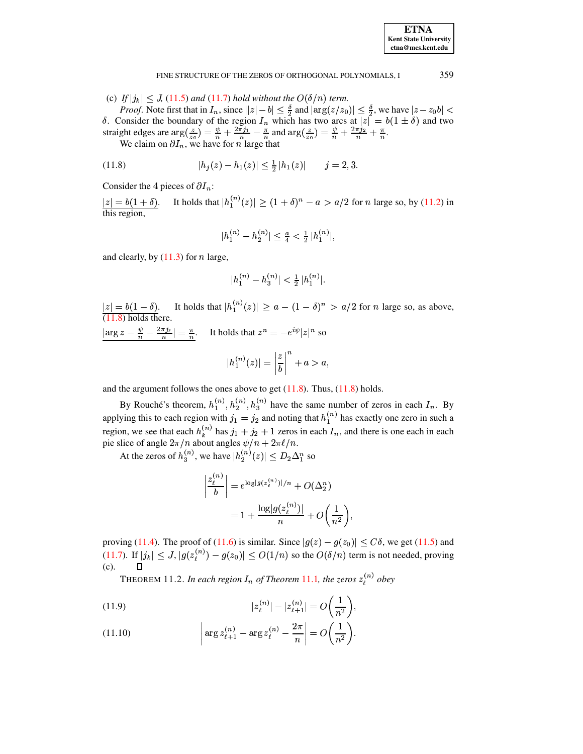(c) *If $|j_k| \leq J$, (11.5) and (11.7) hold without the $O(\delta/n)$ term.*

*Proof*. Note first that in $I_n$, since $||z|-b| \leq \frac{\delta}{2}$ and $|\arg(z/z_0)| \leq \frac{\delta}{2}$, we have $|z - z_0 b| < \delta$. Consider the boundary of the region $I_n$ which has two arcs at $|z| = b(1 \pm \delta)$ and two straight edges are $\arg(\frac{z}{z_0}) = \frac{\psi}{n} + \frac{2\pi j_1}{n} - \frac{\pi}{n}$ and $\arg(\frac{z}{z_0}) = \frac{\psi}{n} + \frac{2\pi j_2}{n} + \frac{\pi}{n}$.

We claim on $\partial I_n$, we have for $n$ large that

$$
|h_j(z) - h_1(z)| \leq \tfrac{1}{2}\,|h_1(z)| \qquad j = 2, 3. \tag{11.8}
$$

Consider the 4 pieces of $\partial I_n$:

$\underline{|z| = b(1+\delta)}$. It holds that $|h_1^{(n)}(z)| \geq (1+\delta)^n - a > a/2$ for $n$ large so, by (11.2) in this region,

$$
|h_1^{(n)} - h_2^{(n)}| \leq \tfrac{a}{4} < \tfrac{1}{2}\,|h_1^{(n)}|,
$$

and clearly, by (11.3) for $n$ large,

$$
|h_1^{(n)} - h_3^{(n)}| < \tfrac{1}{2}\,|h_1^{(n)}|.
$$

$\underline{|z| = b(1-\delta)}$. It holds that $|h_1^{(n)}(z)| \geq a - (1-\delta)^n > a/2$ for $n$ large so, as above, (11.8) holds there.

$\underline{|\arg z - \frac{\psi}{n} - \frac{2\pi j_\ell}{n}| = \frac{\pi}{n}}$. It holds that $z^n = -e^{i\psi}|z|^n$ so

$$
|h_1^{(n)}(z)| = \left|\frac{z}{b}\right|^n + a > a,
$$

and the argument follows the ones above to get (11.8). Thus, (11.8) holds.

By Rouché's theorem, $h_1^{(n)}, h_2^{(n)}, h_3^{(n)}$ have the same number of zeros in each $I_n$. By applying this to each region with $j_1 = j_2$ and noting that $h_1^{(n)}$ has exactly one zero in such a region, we see that each $h_k^{(n)}$ has $j_1 + j_2 + 1$ zeros in each $I_n$, and there is one each in each pie slice of angle $2\pi/n$ about angles $\psi/n + 2\pi\ell/n$.

At the zeros of $h_3^{(n)}$, we have $|h_2^{(n)}(z)| \leq D_2 \Delta_1^n$ so

$$
\begin{aligned}
\left|\frac{z_\ell^{(n)}}{b}\right| &= e^{\log|g(z_\ell^{(n)})|/n} + O(\Delta_2^n) \\
&= 1 + \frac{\log|g(z_\ell^{(n)})|}{n} + O\!\left(\frac{1}{n^2}\right),
\end{aligned}
$$

proving (11.4). The proof of (11.6) is similar. Since $|g(z) - g(z_0)| \leq C\delta$, we get (11.5) and (11.7). If $|j_k| \leq J$, $|g(z_\ell^{(n)}) - g(z_0)| \leq O(1/n)$ so the $O(\delta/n)$ term is not needed, proving (c). $\square$

THEOREM 11.2. *In each region $I_n$ of Theorem 11.1, the zeros $z_\ell^{(n)}$ obey*

$$
|z_\ell^{(n)}| - |z_{\ell+1}^{(n)}| = O\!\left(\frac{1}{n^2}\right), \tag{11.9}
$$

$$
\left|\arg z_{\ell+1}^{(n)} - \arg z_\ell^{(n)} - \frac{2\pi}{n}\right| = O\!\left(\frac{1}{n^2}\right). \tag{11.10}
$$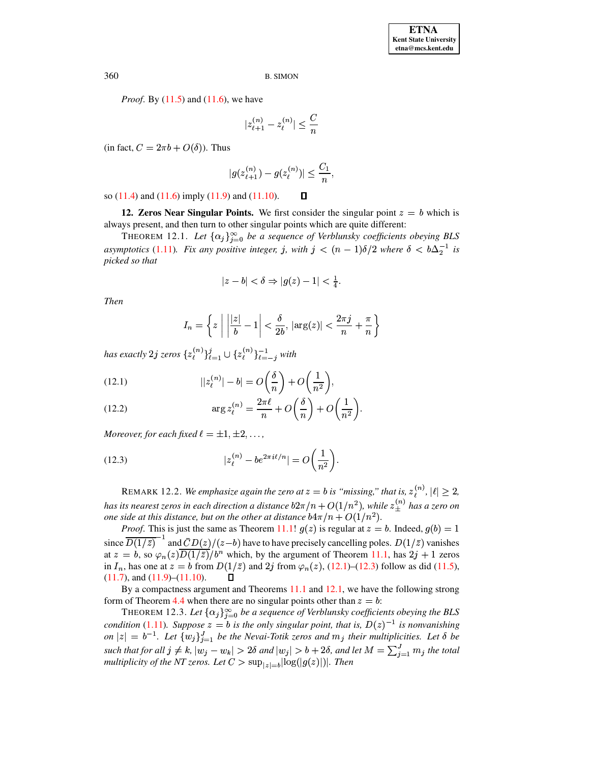*Proof.* By (11.5) and (11.6), we have

$$|z_{\ell+1}^{(n)} - z_\ell^{(n)}| \leq \frac{C}{n}$$

(in fact, $C = 2\pi b + O(\delta)$). Thus

$$|g(z_{\ell+1}^{(n)}) - g(z_\ell^{(n)})| \leq \frac{C_1}{n},$$

so (11.4) and (11.6) imply (11.9) and (11.10). ∎

**12. Zeros Near Singular Points.** We first consider the singular point $z = b$ which is always present, and then turn to other singular points which are quite different:

THEOREM 12.1. *Let $\{\alpha_j\}_{j=0}^\infty$ be a sequence of Verblunsky coefficients obeying BLS asymptotics* (1.11)*. Fix any positive integer, $j$, with $j < (n-1)\delta/2$ where $\delta < b\Delta_2^{-1}$ is picked so that*

$$|z - b| < \delta \Rightarrow |g(z) - 1| < \tfrac{1}{4}.$$

*Then*

$$I_n = \left\{ z \;\middle|\; \left|\frac{|z|}{b} - 1\right| < \frac{\delta}{2b},\; |\arg(z)| < \frac{2\pi j}{n} + \frac{\pi}{n} \right\}$$

*has exactly $2j$ zeros $\{z_\ell^{(n)}\}_{\ell=1}^j \cup \{z_\ell^{(n)}\}_{\ell=-j}^{-1}$ with*

$$||z_\ell^{(n)}| - b| = O\left(\frac{\delta}{n}\right) + O\left(\frac{1}{n^2}\right), \tag{12.1}$$

$$\arg z_\ell^{(n)} = \frac{2\pi\ell}{n} + O\left(\frac{\delta}{n}\right) + O\left(\frac{1}{n^2}\right). \tag{12.2}$$

*Moreover, for each fixed $\ell = \pm 1, \pm 2, \ldots,$*

$$|z_\ell^{(n)} - be^{2\pi i\ell/n}| = O\left(\frac{1}{n^2}\right). \tag{12.3}$$

REMARK 12.2. *We emphasize again the zero at $z = b$ is "missing," that is, $z_\ell^{(n)}$, $|\ell| \geq 2$, has its nearest zeros in each direction a distance $b2\pi/n + O(1/n^2)$, while $z_\pm^{(n)}$ has a zero on one side at this distance, but on the other at distance $b4\pi/n + O(1/n^2)$.*

*Proof.* This is just the same as Theorem 11.1! $g(z)$ is regular at $z = b$. Indeed, $g(b) = 1$ since $\overline{D(1/\bar{z})}^{-1}$ and $\bar{C}D(z)/(z-b)$ have to have precisely cancelling poles. $D(1/\bar{z})$ vanishes at $z = b$, so $\varphi_n(z)\overline{D(1/\bar{z})}/b^n$ which, by the argument of Theorem 11.1, has $2j+1$ zeros in $I_n$, has one at $z = b$ from $D(1/\bar{z})$ and $2j$ from $\varphi_n(z)$, (12.1)–(12.3) follow as did (11.5), (11.7), and (11.9)–(11.10). ∎

By a compactness argument and Theorems 11.1 and 12.1, we have the following strong form of Theorem 4.4 when there are no singular points other than $z = b$:

THEOREM 12.3. *Let $\{\alpha_j\}_{j=0}^\infty$ be a sequence of Verblunsky coefficients obeying the BLS condition* (1.11)*. Suppose $z = b$ is the only singular point, that is, $D(z)^{-1}$ is nonvanishing on $|z| = b^{-1}$. Let $\{w_j\}_{j=1}^J$ be the Nevai-Totik zeros and $m_j$ their multiplicities. Let $\delta$ be such that for all $j \neq k$, $|w_j - w_k| > 2\delta$ and $|w_j| > b + 2\delta$, and let $M = \sum_{j=1}^J m_j$ the total multiplicity of the NT zeros. Let $C > \sup_{|z|=b} |\log(|g(z)|)|$. Then*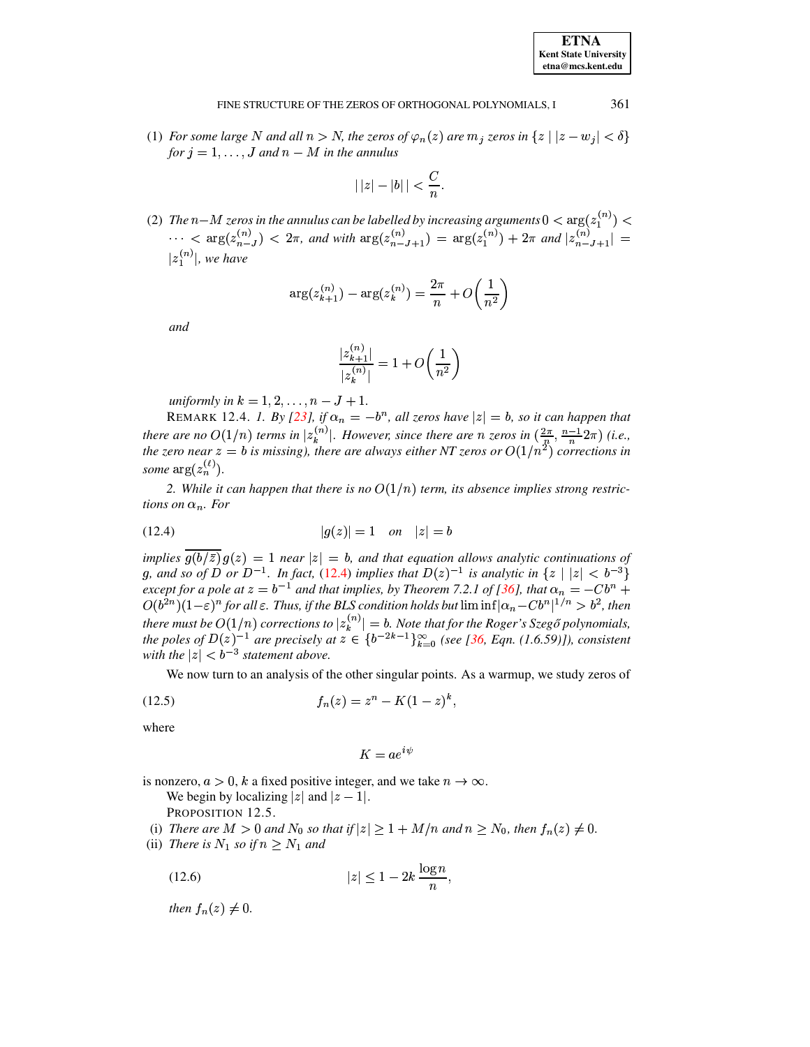(1) *For some large $N$ and all $n > N$, the zeros of $\varphi_n(z)$ are $m_j$ zeros in $\{z \mid |z - w_j| < \delta\}$ for $j = 1, \dots, J$ and $n - M$ in the annulus*

$$\big|\,|z| - |b|\,\big| < \frac{C}{n}.$$

(2) *The $n - M$ zeros in the annulus can be labelled by increasing arguments $0 < \arg(z_1^{(n)}) < \cdots < \arg(z_{n-J}^{(n)}) < 2\pi$, and with $\arg(z_{n-J+1}^{(n)}) = \arg(z_1^{(n)}) + 2\pi$ and $|z_{n-J+1}^{(n)}| = |z_1^{(n)}|$, we have*

$$\arg(z_{k+1}^{(n)}) - \arg(z_k^{(n)}) = \frac{2\pi}{n} + O\bigg(\frac{1}{n^2}\bigg)$$

*and*

$$\frac{|z_{k+1}^{(n)}|}{|z_k^{(n)}|} = 1 + O\bigg(\frac{1}{n^2}\bigg)$$

*uniformly in $k = 1, 2, \dots, n - J + 1$.*

REMARK 12.4. *1. By [23], if $\alpha_n = -b^n$, all zeros have $|z| = b$, so it can happen that there are no $O(1/n)$ terms in $|z_k^{(n)}|$. However, since there are $n$ zeros in $(\frac{2\pi}{n}, \frac{n-1}{n}2\pi)$ (i.e., the zero near $z = b$ is missing), there are always either NT zeros or $O(1/n^2)$ corrections in some $\arg(z_n^{(\ell)})$.*

*2. While it can happen that there is no $O(1/n)$ term, its absence implies strong restrictions on $\alpha_n$. For*

$$|g(z)| = 1 \quad \text{on} \quad |z| = b \tag{12.4}$$

*implies $\overline{g(b/\bar{z})}\, g(z) = 1$ near $|z| = b$, and that equation allows analytic continuations of $g$, and so of $D$ or $D^{-1}$. In fact, (12.4) implies that $D(z)^{-1}$ is analytic in $\{z \mid |z| < b^{-3}\}$ except for a pole at $z = b^{-1}$ and that implies, by Theorem 7.2.1 of [36], that $\alpha_n = -Cb^n + O(b^{2n})(1-\varepsilon)^n$ for all $\varepsilon$. Thus, if the BLS condition holds but $\liminf |\alpha_n - Cb^n|^{1/n} > b^2$, then there must be $O(1/n)$ corrections to $|z_k^{(n)}| = b$. Note that for the Roger's Szegő polynomials, the poles of $D(z)^{-1}$ are precisely at $z \in \{b^{-2k-1}\}_{k=0}^{\infty}$ (see [36, Eqn. (1.6.59)]), consistent with the $|z| < b^{-3}$ statement above.*

We now turn to an analysis of the other singular points. As a warmup, we study zeros of

$$f_n(z) = z^n - K(1 - z)^k, \tag{12.5}$$

where

$$K = ae^{i\psi}$$

is nonzero, $a > 0$, $k$ a fixed positive integer, and we take $n \to \infty$.

We begin by localizing $|z|$ and $|z - 1|$.

PROPOSITION 12.5.

(i) *There are $M > 0$ and $N_0$ so that if $|z| \geq 1 + M/n$ and $n \geq N_0$, then $f_n(z) \neq 0$.*

(ii) *There is $N_1$ so if $n \geq N_1$ and*

$$|z| \leq 1 - 2k\,\frac{\log n}{n}, \tag{12.6}$$

*then $f_n(z) \neq 0$.*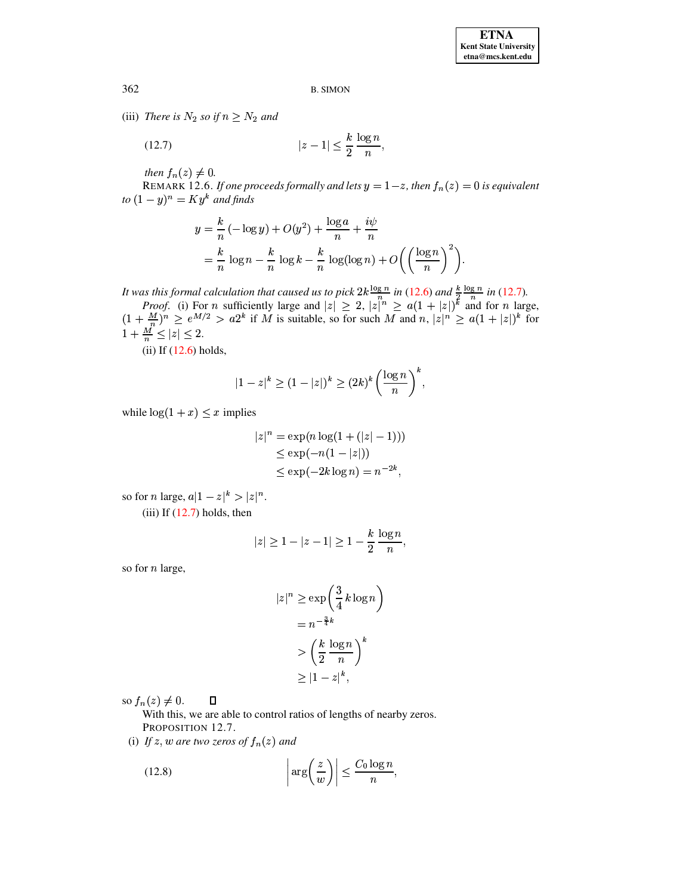(iii) *There is $N_2$ so if $n \geq N_2$ and*

$$|z-1| \leq \frac{k}{2}\,\frac{\log n}{n}, \tag{12.7}$$

*then $f_n(z) \neq 0$.*

REMARK 12.6. *If one proceeds formally and lets $y = 1-z$, then $f_n(z) = 0$ is equivalent to $(1-y)^n = Ky^k$ and finds*

$$\begin{aligned} y &= \frac{k}{n}\,(-\log y) + O(y^2) + \frac{\log a}{n} + \frac{i\psi}{n} \\ &= \frac{k}{n}\,\log n - \frac{k}{n}\,\log k - \frac{k}{n}\,\log(\log n) + O\bigg(\bigg(\frac{\log n}{n}\bigg)^2\bigg). \end{aligned}$$

*It was this formal calculation that caused us to pick $2k\frac{\log n}{n}$ in (12.6) and $\frac{k}{2}\frac{\log n}{n}$ in (12.7).*

*Proof.* (i) For $n$ sufficiently large and $|z| \geq 2$, $|z|^n \geq a(1+|z|)^k$ and for $n$ large, $(1+\frac{M}{n})^n \geq e^{M/2} > a2^k$ if $M$ is suitable, so for such $M$ and $n$, $|z|^n \geq a(1+|z|)^k$ for $1+\frac{M}{n} \leq |z| \leq 2$.

(ii) If (12.6) holds,

$$|1-z|^k \geq (1-|z|)^k \geq (2k)^k\left(\frac{\log n}{n}\right)^k,$$

while $\log(1+x) \leq x$ implies

$$\begin{aligned} |z|^n &= \exp(n\log(1+(|z|-1))) \\ &\leq \exp(-n(1-|z|)) \\ &\leq \exp(-2k\log n) = n^{-2k}, \end{aligned}$$

so for $n$ large, $a|1-z|^k > |z|^n$.

(iii) If (12.7) holds, then

$$|z| \geq 1 - |z-1| \geq 1 - \frac{k}{2}\,\frac{\log n}{n},$$

so for $n$ large,

$$\begin{aligned} |z|^n &\geq \exp\left(\frac{3}{4}\,k\log n\right) \\ &= n^{-\frac{3}{4}k} \\ &> \left(\frac{k}{2}\,\frac{\log n}{n}\right)^k \\ &\geq |1-z|^k, \end{aligned}$$

so $f_n(z) \neq 0$. $\square$

With this, we are able to control ratios of lengths of nearby zeros.

PROPOSITION 12.7.

(i) *If $z, w$ are two zeros of $f_n(z)$ and*

$$\left|\arg\!\left(\frac{z}{w}\right)\right| \leq \frac{C_0\log n}{n}, \tag{12.8}$$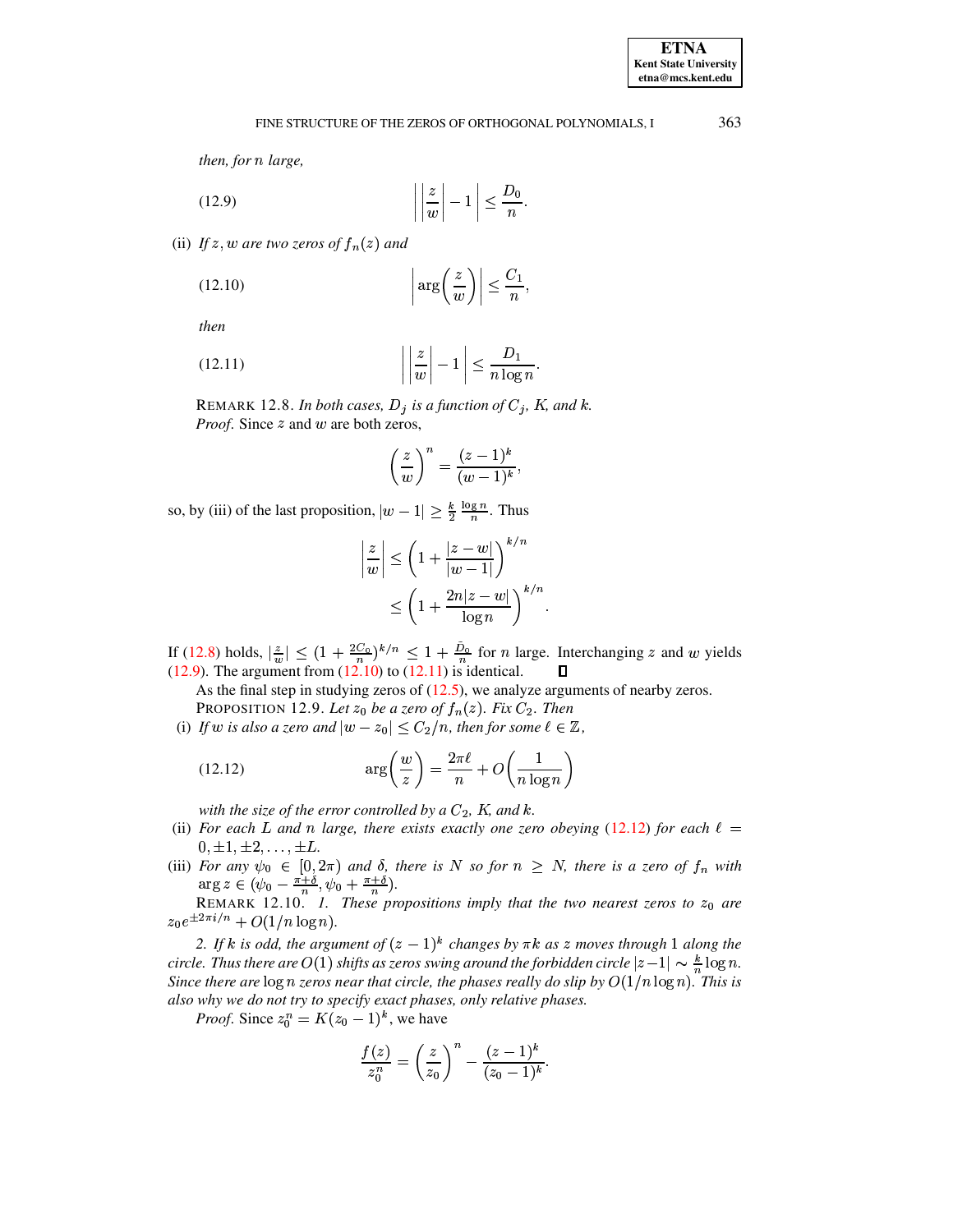*then, for* $n$ *large,*

$$\left| \left| \frac{z}{w} \right| - 1 \right| \leq \frac{D_0}{n}. \tag{12.9}$$

(ii) *If* $z, w$ *are two zeros of* $f_n(z)$ *and*

$$\left| \arg\left( \frac{z}{w} \right) \right| \leq \frac{C_1}{n}, \tag{12.10}$$

*then*

$$\left| \left| \frac{z}{w} \right| - 1 \right| \leq \frac{D_1}{n \log n}. \tag{12.11}$$

REMARK 12.8. *In both cases,* $D_j$ *is a function of* $C_j$*,* $K$*, and* $k$*.*

*Proof.* Since $z$ and $w$ are both zeros,

$$\left( \frac{z}{w} \right)^n = \frac{(z-1)^k}{(w-1)^k},$$

so, by (iii) of the last proposition, $|w - 1| \geq \frac{k}{2} \frac{\log n}{n}$. Thus

$$\begin{aligned} \left| \frac{z}{w} \right| &\leq \left( 1 + \frac{|z-w|}{|w-1|} \right)^{k/n} \\ &\leq \left( 1 + \frac{2n|z-w|}{\log n} \right)^{k/n}. \end{aligned}$$

If (12.8) holds, $|\frac{z}{w}| \leq (1 + \frac{2C_0}{n})^{k/n} \leq 1 + \frac{\tilde{D}_0}{n}$ for $n$ large. Interchanging $z$ and $w$ yields (12.9). The argument from (12.10) to (12.11) is identical. ∎

As the final step in studying zeros of (12.5), we analyze arguments of nearby zeros.

PROPOSITION 12.9. *Let* $z_0$ *be a zero of* $f_n(z)$*. Fix* $C_2$*. Then*

(i) *If* $w$ *is also a zero and* $|w - z_0| \leq C_2/n$*, then for some* $\ell \in \mathbb{Z}$*,*

$$\arg\left( \frac{w}{z} \right) = \frac{2\pi\ell}{n} + O\left( \frac{1}{n \log n} \right) \tag{12.12}$$

*with the size of the error controlled by a* $C_2$*,* $K$*, and* $k$*.*

(ii) *For each* $L$ *and* $n$ *large, there exists exactly one zero obeying* (12.12) *for each* $\ell = 0, \pm 1, \pm 2, \ldots, \pm L$*.*

(iii) *For any* $\psi_0 \in [0, 2\pi)$ *and* $\delta$*, there is* $N$ *so for* $n \geq N$*, there is a zero of* $f_n$ *with* $\arg z \in (\psi_0 - \frac{\pi+\delta}{n}, \psi_0 + \frac{\pi+\delta}{n})$*.*

REMARK 12.10. *1. These propositions imply that the two nearest zeros to* $z_0$ *are* $z_0 e^{\pm 2\pi i/n} + O(1/n \log n)$*.*

*2. If* $k$ *is odd, the argument of* $(z-1)^k$ *changes by* $\pi k$ *as* $z$ *moves through* $1$ *along the circle. Thus there are* $O(1)$ *shifts as zeros swing around the forbidden circle* $|z - 1| \sim \frac{k}{n} \log n$*. Since there are* $\log n$ *zeros near that circle, the phases really do slip by* $O(1/n \log n)$*. This is also why we do not try to specify exact phases, only relative phases.*

*Proof.* Since $z_0^n = K(z_0 - 1)^k$, we have

$$\frac{f(z)}{z_0^n} = \left( \frac{z}{z_0} \right)^n - \frac{(z-1)^k}{(z_0 - 1)^k}.$$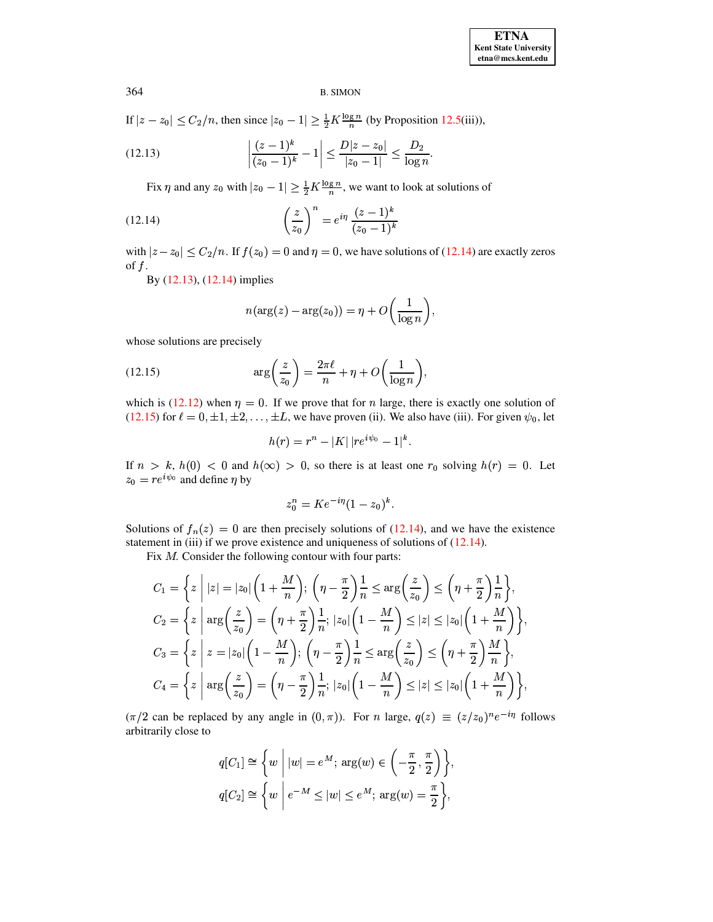If $|z - z_0| \le C_2/n$, then since $|z_0 - 1| \ge \frac{1}{2}K\frac{\log n}{n}$ (by Proposition 12.5(iii)),

$$\left|\frac{(z-1)^k}{(z_0-1)^k} - 1\right| \le \frac{D|z-z_0|}{|z_0-1|} \le \frac{D_2}{\log n}. \tag{12.13}$$

Fix $\eta$ and any $z_0$ with $|z_0 - 1| \ge \frac{1}{2}K\frac{\log n}{n}$, we want to look at solutions of

$$\left(\frac{z}{z_0}\right)^n = e^{i\eta}\,\frac{(z-1)^k}{(z_0-1)^k} \tag{12.14}$$

with $|z - z_0| \le C_2/n$. If $f(z_0) = 0$ and $\eta = 0$, we have solutions of (12.14) are exactly zeros of $f$.

By (12.13), (12.14) implies

$$n(\arg(z) - \arg(z_0)) = \eta + O\left(\frac{1}{\log n}\right),$$

whose solutions are precisely

$$\arg\left(\frac{z}{z_0}\right) = \frac{2\pi\ell}{n} + \eta + O\left(\frac{1}{\log n}\right), \tag{12.15}$$

which is (12.12) when $\eta = 0$. If we prove that for $n$ large, there is exactly one solution of (12.15) for $\ell = 0, \pm 1, \pm 2, \ldots, \pm L$, we have proven (ii). We also have (iii). For given $\psi_0$, let

$$h(r) = r^n - |K|\,|re^{i\psi_0} - 1|^k.$$

If $n > k$, $h(0) < 0$ and $h(\infty) > 0$, so there is at least one $r_0$ solving $h(r) = 0$. Let $z_0 = re^{i\psi_0}$ and define $\eta$ by

$$z_0^n = Ke^{-i\eta}(1 - z_0)^k.$$

Solutions of $f_n(z) = 0$ are then precisely solutions of (12.14), and we have the existence statement in (iii) if we prove existence and uniqueness of solutions of (12.14).

Fix $M$. Consider the following contour with four parts:

$$C_1 = \left\{z \;\middle|\; |z| = |z_0|\left(1 + \frac{M}{n}\right);\ \left(\eta - \frac{\pi}{2}\right)\frac{1}{n} \le \arg\left(\frac{z}{z_0}\right) \le \left(\eta + \frac{\pi}{2}\right)\frac{1}{n}\right\},$$

$$C_2 = \left\{z \;\middle|\; \arg\left(\frac{z}{z_0}\right) = \left(\eta + \frac{\pi}{2}\right)\frac{1}{n};\ |z_0|\left(1 - \frac{M}{n}\right) \le |z| \le |z_0|\left(1 + \frac{M}{n}\right)\right\},$$

$$C_3 = \left\{z \;\middle|\; z = |z_0|\left(1 - \frac{M}{n}\right);\ \left(\eta - \frac{\pi}{2}\right)\frac{1}{n} \le \arg\left(\frac{z}{z_0}\right) \le \left(\eta + \frac{\pi}{2}\right)\frac{M}{n}\right\},$$

$$C_4 = \left\{z \;\middle|\; \arg\left(\frac{z}{z_0}\right) = \left(\eta - \frac{\pi}{2}\right)\frac{1}{n};\ |z_0|\left(1 - \frac{M}{n}\right) \le |z| \le |z_0|\left(1 + \frac{M}{n}\right)\right\},$$

($\pi/2$ can be replaced by any angle in $(0, \pi)$). For $n$ large, $q(z) \equiv (z/z_0)^n e^{-i\eta}$ follows arbitrarily close to

$$q[C_1] \cong \left\{w \;\middle|\; |w| = e^M;\ \arg(w) \in \left(-\frac{\pi}{2}, \frac{\pi}{2}\right)\right\},$$

$$q[C_2] \cong \left\{w \;\middle|\; e^{-M} \le |w| \le e^M;\ \arg(w) = \frac{\pi}{2}\right\},$$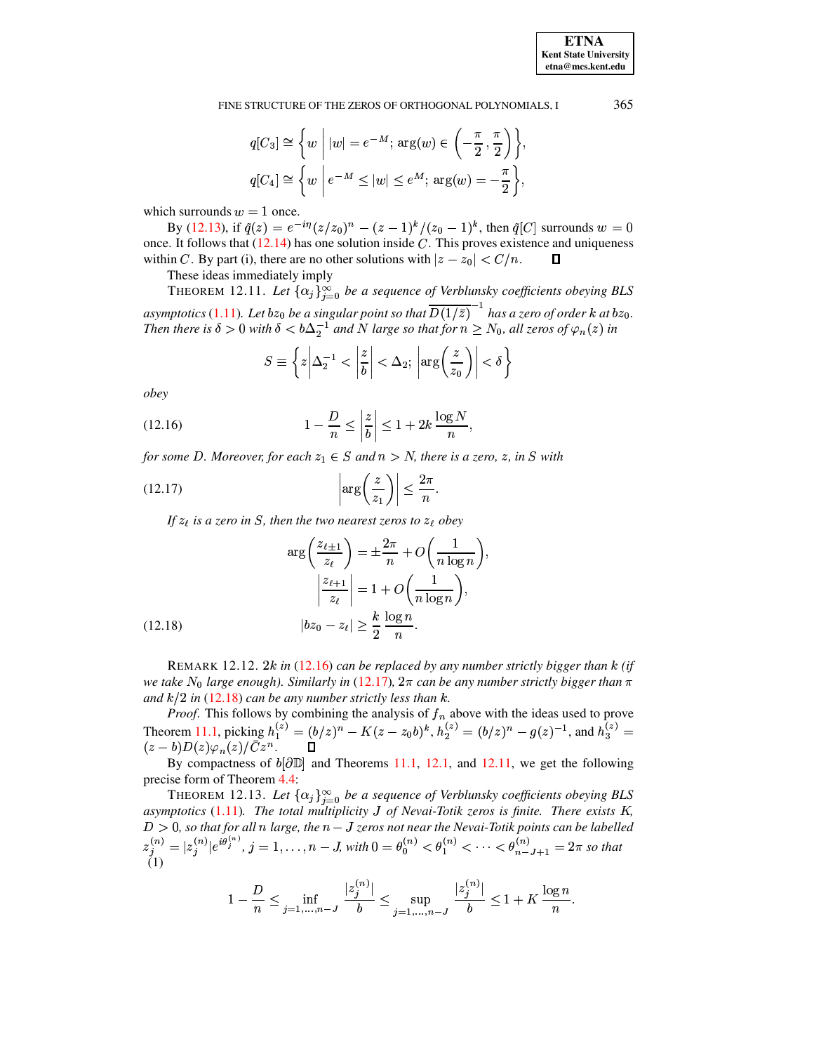$$q[C_3] \cong \left\{ w \;\middle|\; |w| = e^{-M};\ \arg(w) \in \left(-\frac{\pi}{2}, \frac{\pi}{2}\right) \right\},$$

$$q[C_4] \cong \left\{ w \;\middle|\; e^{-M} \leq |w| \leq e^{M};\ \arg(w) = -\frac{\pi}{2} \right\},$$

which surrounds $w = 1$ once.

By (12.13), if $\tilde{q}(z) = e^{-i\eta}(z/z_0)^n - (z-1)^k/(z_0-1)^k$, then $\tilde{q}[C]$ surrounds $w = 0$ once. It follows that (12.14) has one solution inside $C$. This proves existence and uniqueness within $C$. By part (i), there are no other solutions with $|z - z_0| < C/n$. ∎

These ideas immediately imply

THEOREM 12.11. *Let $\{\alpha_j\}_{j=0}^{\infty}$ be a sequence of Verblunsky coefficients obeying BLS asymptotics (1.11). Let $bz_0$ be a singular point so that $\overline{D(1/\bar{z})}^{-1}$ has a zero of order $k$ at $bz_0$. Then there is $\delta > 0$ with $\delta < b\Delta_2^{-1}$ and $N$ large so that for $n \geq N_0$, all zeros of $\varphi_n(z)$ in*

$$S \equiv \left\{ z \;\middle|\; \Delta_2^{-1} < \left|\frac{z}{b}\right| < \Delta_2;\ \left|\arg\left(\frac{z}{z_0}\right)\right| < \delta \right\}$$

*obey*

$$1 - \frac{D}{n} \leq \left|\frac{z}{b}\right| \leq 1 + 2k\,\frac{\log N}{n}, \tag{12.16}$$

*for some $D$. Moreover, for each $z_1 \in S$ and $n > N$, there is a zero, $z$, in $S$ with*

$$\left|\arg\left(\frac{z}{z_1}\right)\right| \leq \frac{2\pi}{n}. \tag{12.17}$$

*If $z_\ell$ is a zero in $S$, then the two nearest zeros to $z_\ell$ obey*

$$\begin{aligned} \arg\left(\frac{z_{\ell\pm1}}{z_\ell}\right) &= \pm\frac{2\pi}{n} + O\left(\frac{1}{n\log n}\right), \\ \left|\frac{z_{\ell+1}}{z_\ell}\right| &= 1 + O\left(\frac{1}{n\log n}\right), \\ |bz_0 - z_\ell| &\geq \frac{k}{2}\,\frac{\log n}{n}. \end{aligned} \tag{12.18}$$

REMARK 12.12. *$2k$ in (12.16) can be replaced by any number strictly bigger than $k$ (if we take $N_0$ large enough). Similarly in (12.17), $2\pi$ can be any number strictly bigger than $\pi$ and $k/2$ in (12.18) can be any number strictly less than $k$.*

*Proof.* This follows by combining the analysis of $f_n$ above with the ideas used to prove Theorem 11.1, picking $h_1^{(z)} = (b/z)^n - K(z - z_0 b)^k$, $h_2^{(z)} = (b/z)^n - g(z)^{-1}$, and $h_3^{(z)} = (z - b)D(z)\varphi_n(z)/\bar{C}z^n$. ∎

By compactness of $b[\partial\mathbb{D}]$ and Theorems 11.1, 12.1, and 12.11, we get the following precise form of Theorem 4.4:

THEOREM 12.13. *Let $\{\alpha_j\}_{j=0}^{\infty}$ be a sequence of Verblunsky coefficients obeying BLS asymptotics (1.11). The total multiplicity $J$ of Nevai-Totik zeros is finite. There exists $K$, $D > 0$, so that for all $n$ large, the $n - J$ zeros not near the Nevai-Totik points can be labelled $z_j^{(n)} = |z_j^{(n)}|e^{i\theta_j^{(n)}}$, $j = 1, \ldots, n - J$, with $0 = \theta_0^{(n)} < \theta_1^{(n)} < \cdots < \theta_{n-J+1}^{(n)} = 2\pi$ so that*
(1)

$$1 - \frac{D}{n} \leq \inf_{j=1,\ldots,n-J} \frac{|z_j^{(n)}|}{b} \leq \sup_{j=1,\ldots,n-J} \frac{|z_j^{(n)}|}{b} \leq 1 + K\,\frac{\log n}{n}.$$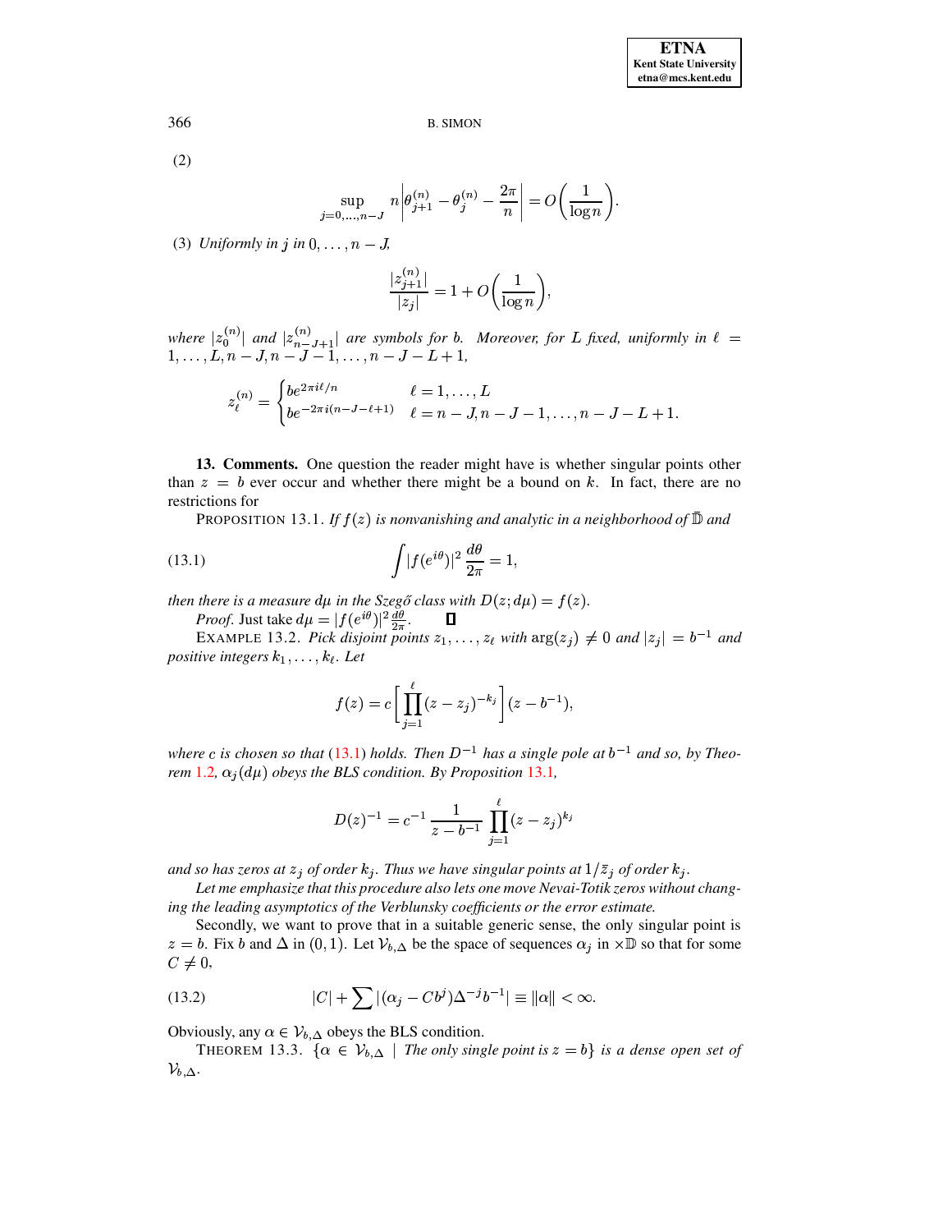(2)

$$\sup_{j=0,\dots,n-J} n\left|\theta_{j+1}^{(n)} - \theta_j^{(n)} - \frac{2\pi}{n}\right| = O\biggl(\frac{1}{\log n}\biggr).$$

(3) *Uniformly in $j$ in $0,\dots,n-J$,*

$$\frac{|z_{j+1}^{(n)}|}{|z_j|} = 1 + O\biggl(\frac{1}{\log n}\biggr),$$

*where $|z_0^{(n)}|$ and $|z_{n-J+1}^{(n)}|$ are symbols for $b$. Moreover, for $L$ fixed, uniformly in $\ell = 1,\dots,L, n-J, n-J-1,\dots,n-J-L+1$,*

$$z_\ell^{(n)} = \begin{cases} be^{2\pi i\ell/n} & \ell = 1,\dots,L \\ be^{-2\pi i(n-J-\ell+1)} & \ell = n-J, n-J-1,\dots,n-J-L+1. \end{cases}$$

**13. Comments.** One question the reader might have is whether singular points other than $z = b$ ever occur and whether there might be a bound on $k$. In fact, there are no restrictions for

PROPOSITION 13.1. *If $f(z)$ is nonvanishing and analytic in a neighborhood of $\bar{\mathbb{D}}$ and*

$$\int |f(e^{i\theta})|^2 \, \frac{d\theta}{2\pi} = 1, \tag{13.1}$$

*then there is a measure $d\mu$ in the Szegő class with $D(z;d\mu) = f(z)$.*

*Proof.* Just take $d\mu = |f(e^{i\theta})|^2 \frac{d\theta}{2\pi}$. ∎

EXAMPLE 13.2. *Pick disjoint points $z_1,\dots,z_\ell$ with $\arg(z_j) \neq 0$ and $|z_j| = b^{-1}$ and positive integers $k_1,\dots,k_\ell$. Let*

$$f(z) = c\biggl[\prod_{j=1}^{\ell}(z-z_j)^{-k_j}\biggr](z-b^{-1}),$$

*where $c$ is chosen so that (13.1) holds. Then $D^{-1}$ has a single pole at $b^{-1}$ and so, by Theorem 1.2, $\alpha_j(d\mu)$ obeys the BLS condition. By Proposition 13.1,*

$$D(z)^{-1} = c^{-1}\,\frac{1}{z-b^{-1}}\,\prod_{j=1}^{\ell}(z-z_j)^{k_j}$$

*and so has zeros at $z_j$ of order $k_j$. Thus we have singular points at $1/\bar{z}_j$ of order $k_j$.*

*Let me emphasize that this procedure also lets one move Nevai-Totik zeros without changing the leading asymptotics of the Verblunsky coefficients or the error estimate.*

Secondly, we want to prove that in a suitable generic sense, the only singular point is $z = b$. Fix $b$ and $\Delta$ in $(0,1)$. Let $\mathcal{V}_{b,\Delta}$ be the space of sequences $\alpha_j$ in $\times\mathbb{D}$ so that for some $C \neq 0$,

$$|C| + \sum |(\alpha_j - Cb^j)\Delta^{-j}b^{-1}| \equiv \|\alpha\| < \infty. \tag{13.2}$$

Obviously, any $\alpha \in \mathcal{V}_{b,\Delta}$ obeys the BLS condition.

THEOREM 13.3. $\{\alpha \in \mathcal{V}_{b,\Delta} \mid$ *The only single point is $z = b\}$ is a dense open set of $\mathcal{V}_{b,\Delta}$.*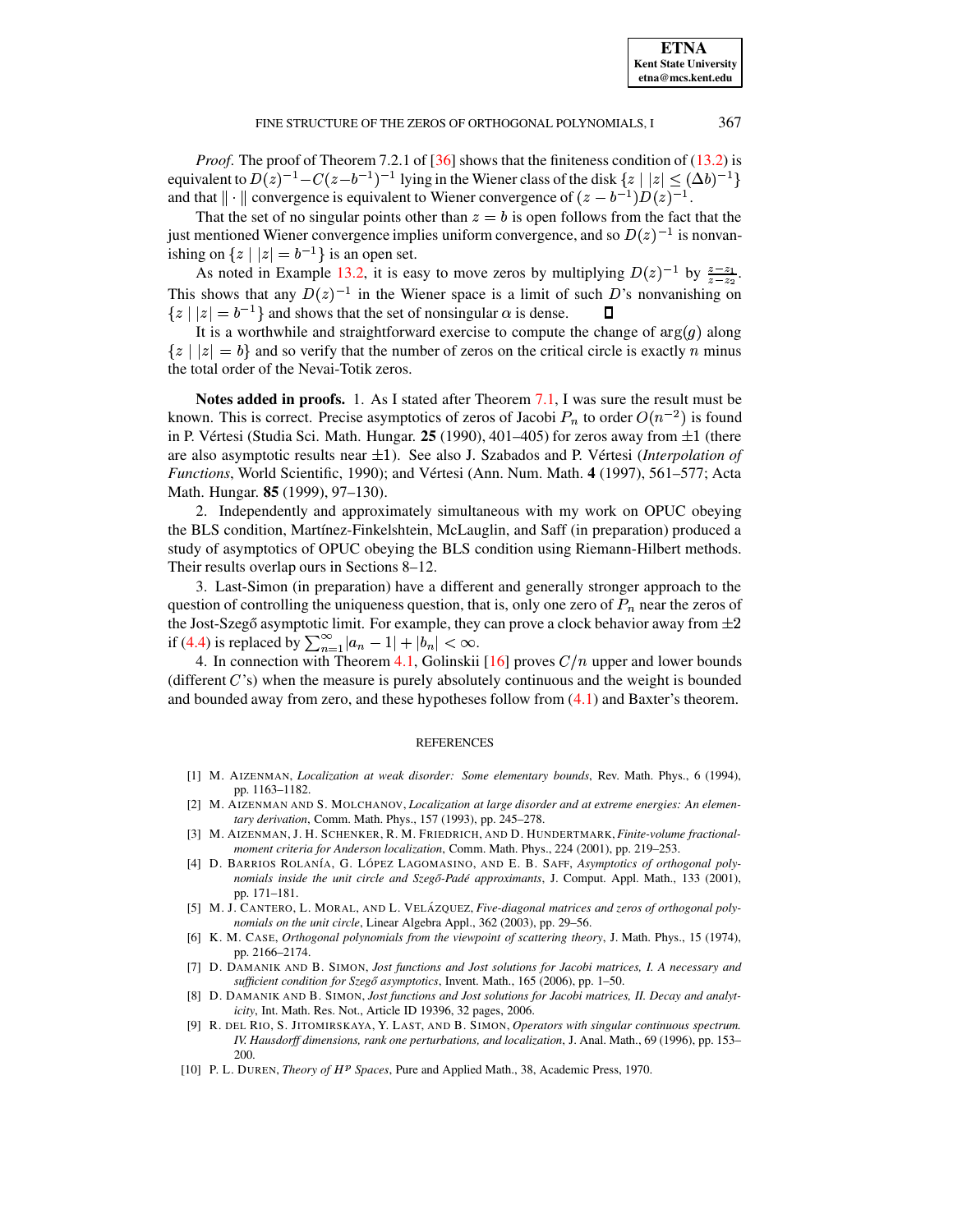*Proof*. The proof of Theorem 7.2.1 of [36] shows that the finiteness condition of (13.2) is equivalent to $D(z)^{-1} - C(z-b^{-1})^{-1}$ lying in the Wiener class of the disk $\{z \mid |z| \le (\Delta b)^{-1}\}$ and that $\|\cdot\|$ convergence is equivalent to Wiener convergence of $(z-b^{-1})D(z)^{-1}$.

That the set of no singular points other than $z = b$ is open follows from the fact that the just mentioned Wiener convergence implies uniform convergence, and so $D(z)^{-1}$ is nonvanishing on $\{z \mid |z| = b^{-1}\}$ is an open set.

As noted in Example 13.2, it is easy to move zeros by multiplying $D(z)^{-1}$ by $\frac{z-z_1}{z-z_2}$. This shows that any $D(z)^{-1}$ in the Wiener space is a limit of such $D$'s nonvanishing on $\{z \mid |z| = b^{-1}\}$ and shows that the set of nonsingular $\alpha$ is dense. ∎

It is a worthwhile and straightforward exercise to compute the change of $\arg(g)$ along $\{z \mid |z| = b\}$ and so verify that the number of zeros on the critical circle is exactly $n$ minus the total order of the Nevai-Totik zeros.

**Notes added in proofs.** 1. As I stated after Theorem 7.1, I was sure the result must be known. This is correct. Precise asymptotics of zeros of Jacobi $P_n$ to order $O(n^{-2})$ is found in P. Vértesi (Studia Sci. Math. Hungar. **25** (1990), 401–405) for zeros away from $\pm 1$ (there are also asymptotic results near $\pm 1$). See also J. Szabados and P. Vértesi (*Interpolation of Functions*, World Scientific, 1990); and Vértesi (Ann. Num. Math. **4** (1997), 561–577; Acta Math. Hungar. **85** (1999), 97–130).

2. Independently and approximately simultaneous with my work on OPUC obeying the BLS condition, Martínez-Finkelshtein, McLaughlin, and Saff (in preparation) produced a study of asymptotics of OPUC obeying the BLS condition using Riemann-Hilbert methods. Their results overlap ours in Sections 8–12.

3. Last-Simon (in preparation) have a different and generally stronger approach to the question of controlling the uniqueness question, that is, only one zero of $P_n$ near the zeros of the Jost-Szegő asymptotic limit. For example, they can prove a clock behavior away from $\pm 2$ if (4.4) is replaced by $\sum_{n=1}^{\infty} |a_n - 1| + |b_n| < \infty$.

4. In connection with Theorem 4.1, Golinskii [16] proves $C/n$ upper and lower bounds (different $C$'s) when the measure is purely absolutely continuous and the weight is bounded and bounded away from zero, and these hypotheses follow from (4.1) and Baxter's theorem.

## REFERENCES

[1] M. Aizenman, *Localization at weak disorder: Some elementary bounds*, Rev. Math. Phys., 6 (1994), pp. 1163–1182.

[2] M. Aizenman and S. Molchanov, *Localization at large disorder and at extreme energies: An elementary derivation*, Comm. Math. Phys., 157 (1993), pp. 245–278.

[3] M. Aizenman, J. H. Schenker, R. M. Friedrich, and D. Hundertmark, *Finite-volume fractional-moment criteria for Anderson localization*, Comm. Math. Phys., 224 (2001), pp. 219–253.

[4] D. Barrios Rolanía, G. López Lagomasino, and E. B. Saff, *Asymptotics of orthogonal polynomials inside the unit circle and Szegő-Padé approximants*, J. Comput. Appl. Math., 133 (2001), pp. 171–181.

[5] M. J. Cantero, L. Moral, and L. Velázquez, *Five-diagonal matrices and zeros of orthogonal polynomials on the unit circle*, Linear Algebra Appl., 362 (2003), pp. 29–56.

[6] K. M. Case, *Orthogonal polynomials from the viewpoint of scattering theory*, J. Math. Phys., 15 (1974), pp. 2166–2174.

[7] D. Damanik and B. Simon, *Jost functions and Jost solutions for Jacobi matrices, I. A necessary and sufficient condition for Szegő asymptotics*, Invent. Math., 165 (2006), pp. 1–50.

[8] D. Damanik and B. Simon, *Jost functions and Jost solutions for Jacobi matrices, II. Decay and analyticity*, Int. Math. Res. Not., Article ID 19396, 32 pages, 2006.

[9] R. del Rio, S. Jitomirskaya, Y. Last, and B. Simon, *Operators with singular continuous spectrum. IV. Hausdorff dimensions, rank one perturbations, and localization*, J. Anal. Math., 69 (1996), pp. 153–200.

[10] P. L. Duren, *Theory of $H^p$ Spaces*, Pure and Applied Math., 38, Academic Press, 1970.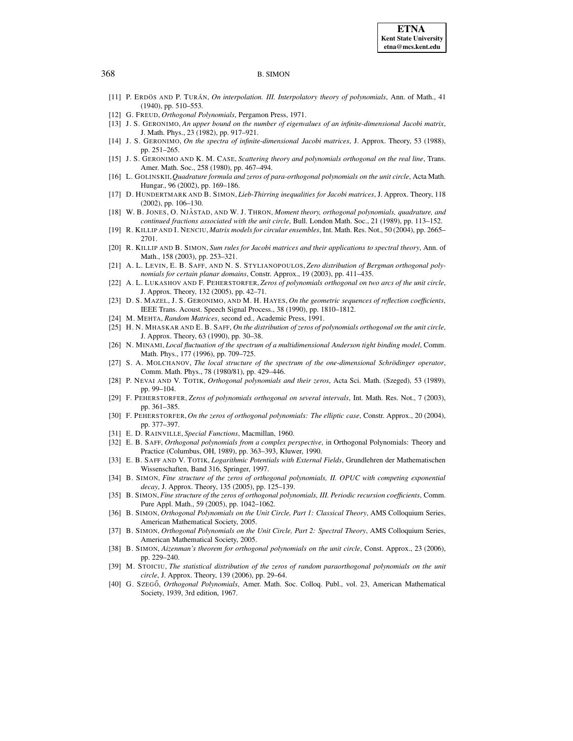- [11] P. Erdös and P. Turán, *On interpolation. III. Interpolatory theory of polynomials*, Ann. of Math., 41 (1940), pp. 510–553.
- [12] G. Freud, *Orthogonal Polynomials*, Pergamon Press, 1971.
- [13] J. S. Geronimo, *An upper bound on the number of eigenvalues of an infinite-dimensional Jacobi matrix*, J. Math. Phys., 23 (1982), pp. 917–921.
- [14] J. S. Geronimo, *On the spectra of infinite-dimensional Jacobi matrices*, J. Approx. Theory, 53 (1988), pp. 251–265.
- [15] J. S. Geronimo and K. M. Case, *Scattering theory and polynomials orthogonal on the real line*, Trans. Amer. Math. Soc., 258 (1980), pp. 467–494.
- [16] L. Golinskii, *Quadrature formula and zeros of para-orthogonal polynomials on the unit circle*, Acta Math. Hungar., 96 (2002), pp. 169–186.
- [17] D. Hundertmark and B. Simon, *Lieb-Thirring inequalities for Jacobi matrices*, J. Approx. Theory, 118 (2002), pp. 106–130.
- [18] W. B. Jones, O. Njåstad, and W. J. Thron, *Moment theory, orthogonal polynomials, quadrature, and continued fractions associated with the unit circle*, Bull. London Math. Soc., 21 (1989), pp. 113–152.
- [19] R. Killip and I. Nenciu, *Matrix models for circular ensembles*, Int. Math. Res. Not., 50 (2004), pp. 2665–2701.
- [20] R. Killip and B. Simon, *Sum rules for Jacobi matrices and their applications to spectral theory*, Ann. of Math., 158 (2003), pp. 253–321.
- [21] A. L. Levin, E. B. Saff, and N. S. Stylianopoulos, *Zero distribution of Bergman orthogonal polynomials for certain planar domains*, Constr. Approx., 19 (2003), pp. 411–435.
- [22] A. L. Lukashov and F. Peherstorfer, *Zeros of polynomials orthogonal on two arcs of the unit circle*, J. Approx. Theory, 132 (2005), pp. 42–71.
- [23] D. S. Mazel, J. S. Geronimo, and M. H. Hayes, *On the geometric sequences of reflection coefficients*, IEEE Trans. Acoust. Speech Signal Process., 38 (1990), pp. 1810–1812.
- [24] M. Mehta, *Random Matrices*, second ed., Academic Press, 1991.
- [25] H. N. Mhaskar and E. B. Saff, *On the distribution of zeros of polynomials orthogonal on the unit circle*, J. Approx. Theory, 63 (1990), pp. 30–38.
- [26] N. Minami, *Local fluctuation of the spectrum of a multidimensional Anderson tight binding model*, Comm. Math. Phys., 177 (1996), pp. 709–725.
- [27] S. A. Molchanov, *The local structure of the spectrum of the one-dimensional Schrödinger operator*, Comm. Math. Phys., 78 (1980/81), pp. 429–446.
- [28] P. Nevai and V. Totik, *Orthogonal polynomials and their zeros*, Acta Sci. Math. (Szeged), 53 (1989), pp. 99–104.
- [29] F. Peherstorfer, *Zeros of polynomials orthogonal on several intervals*, Int. Math. Res. Not., 7 (2003), pp. 361–385.
- [30] F. Peherstorfer, *On the zeros of orthogonal polynomials: The elliptic case*, Constr. Approx., 20 (2004), pp. 377–397.
- [31] E. D. Rainville, *Special Functions*, Macmillan, 1960.
- [32] E. B. Saff, *Orthogonal polynomials from a complex perspective*, in Orthogonal Polynomials: Theory and Practice (Columbus, OH, 1989), pp. 363–393, Kluwer, 1990.
- [33] E. B. Saff and V. Totik, *Logarithmic Potentials with External Fields*, Grundlehren der Mathematischen Wissenschaften, Band 316, Springer, 1997.
- [34] B. Simon, *Fine structure of the zeros of orthogonal polynomials, II. OPUC with competing exponential decay*, J. Approx. Theory, 135 (2005), pp. 125–139.
- [35] B. Simon, *Fine structure of the zeros of orthogonal polynomials, III. Periodic recursion coefficients*, Comm. Pure Appl. Math., 59 (2005), pp. 1042–1062.
- [36] B. Simon, *Orthogonal Polynomials on the Unit Circle, Part 1: Classical Theory*, AMS Colloquium Series, American Mathematical Society, 2005.
- [37] B. Simon, *Orthogonal Polynomials on the Unit Circle, Part 2: Spectral Theory*, AMS Colloquium Series, American Mathematical Society, 2005.
- [38] B. Simon, *Aizenman's theorem for orthogonal polynomials on the unit circle*, Const. Approx., 23 (2006), pp. 229–240.
- [39] M. Stoiciu, *The statistical distribution of the zeros of random paraorthogonal polynomials on the unit circle*, J. Approx. Theory, 139 (2006), pp. 29–64.
- [40] G. Szegő, *Orthogonal Polynomials*, Amer. Math. Soc. Colloq. Publ., vol. 23, American Mathematical Society, 1939, 3rd edition, 1967.